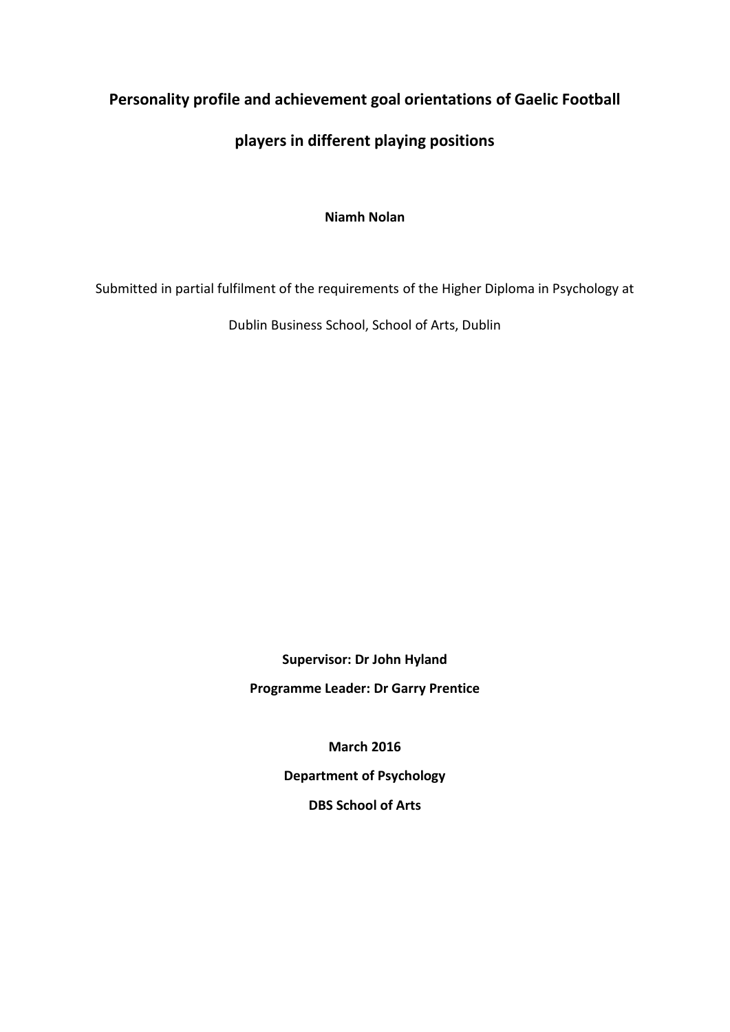# Personality profile and achievement goal orientations of Gaelic Football players in different playing positions

**Niamh Nolan**

Submitted in partial fulfilment of the requirements of the Higher Diploma in Psychology at Dublin Business School, School of Arts, Dublin

**Supervisor: Dr John Hyland**

**Programme Leader: Dr Garry Prentice**

**March 2016**

**Department of Psychology**

**DBS School of Arts**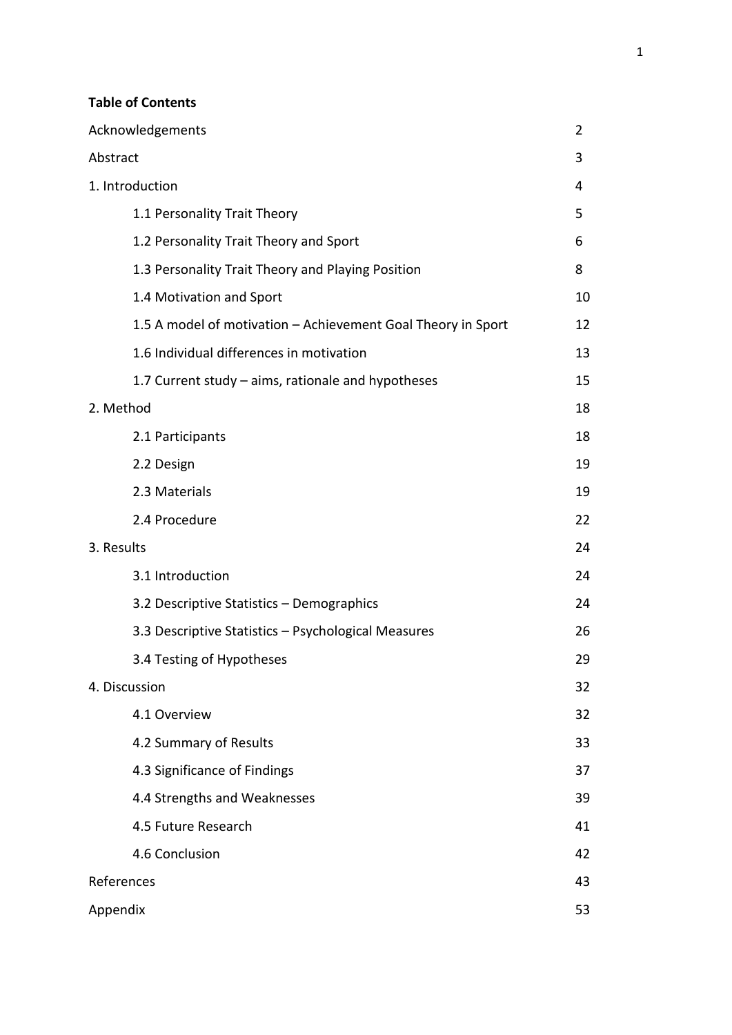**Table of Contents**

| | |
|---|---|
| Acknowledgements | 2 |
| Abstract | 3 |
| 1. Introduction | 4 |
| 1.1 Personality Trait Theory | 5 |
| 1.2 Personality Trait Theory and Sport | 6 |
| 1.3 Personality Trait Theory and Playing Position | 8 |
| 1.4 Motivation and Sport | 10 |
| 1.5 A model of motivation – Achievement Goal Theory in Sport | 12 |
| 1.6 Individual differences in motivation | 13 |
| 1.7 Current study – aims, rationale and hypotheses | 15 |
| 2. Method | 18 |
| 2.1 Participants | 18 |
| 2.2 Design | 19 |
| 2.3 Materials | 19 |
| 2.4 Procedure | 22 |
| 3. Results | 24 |
| 3.1 Introduction | 24 |
| 3.2 Descriptive Statistics – Demographics | 24 |
| 3.3 Descriptive Statistics – Psychological Measures | 26 |
| 3.4 Testing of Hypotheses | 29 |
| 4. Discussion | 32 |
| 4.1 Overview | 32 |
| 4.2 Summary of Results | 33 |
| 4.3 Significance of Findings | 37 |
| 4.4 Strengths and Weaknesses | 39 |
| 4.5 Future Research | 41 |
| 4.6 Conclusion | 42 |
| References | 43 |
| Appendix | 53 |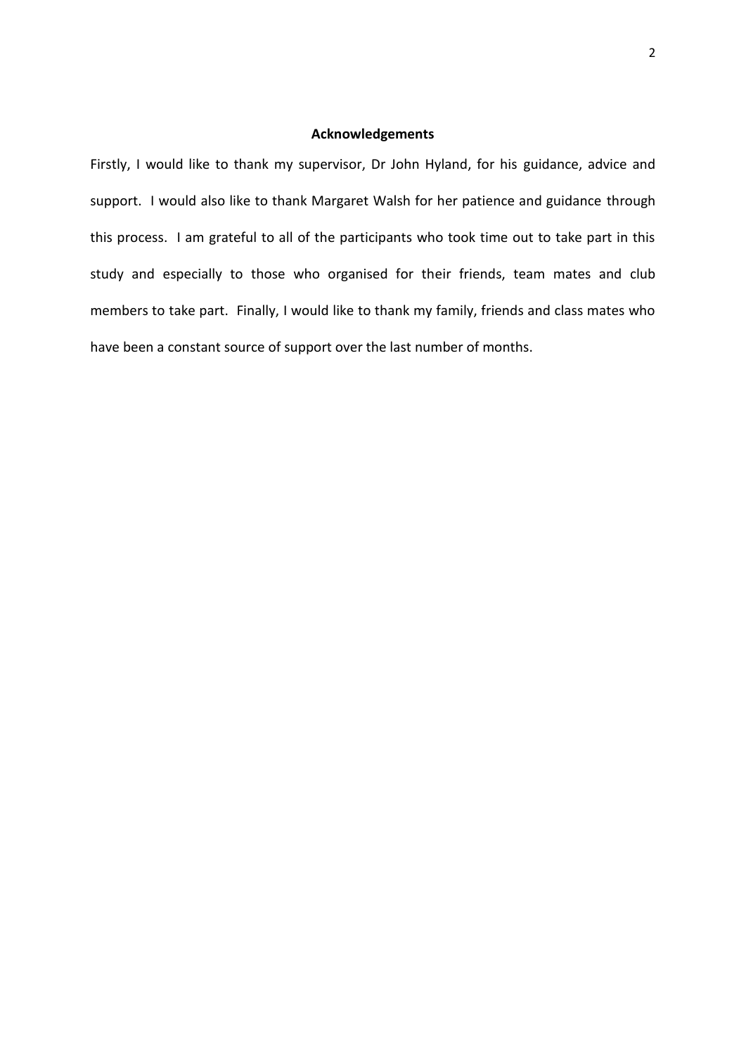## Acknowledgements

Firstly, I would like to thank my supervisor, Dr John Hyland, for his guidance, advice and support. I would also like to thank Margaret Walsh for her patience and guidance through this process. I am grateful to all of the participants who took time out to take part in this study and especially to those who organised for their friends, team mates and club members to take part. Finally, I would like to thank my family, friends and class mates who have been a constant source of support over the last number of months.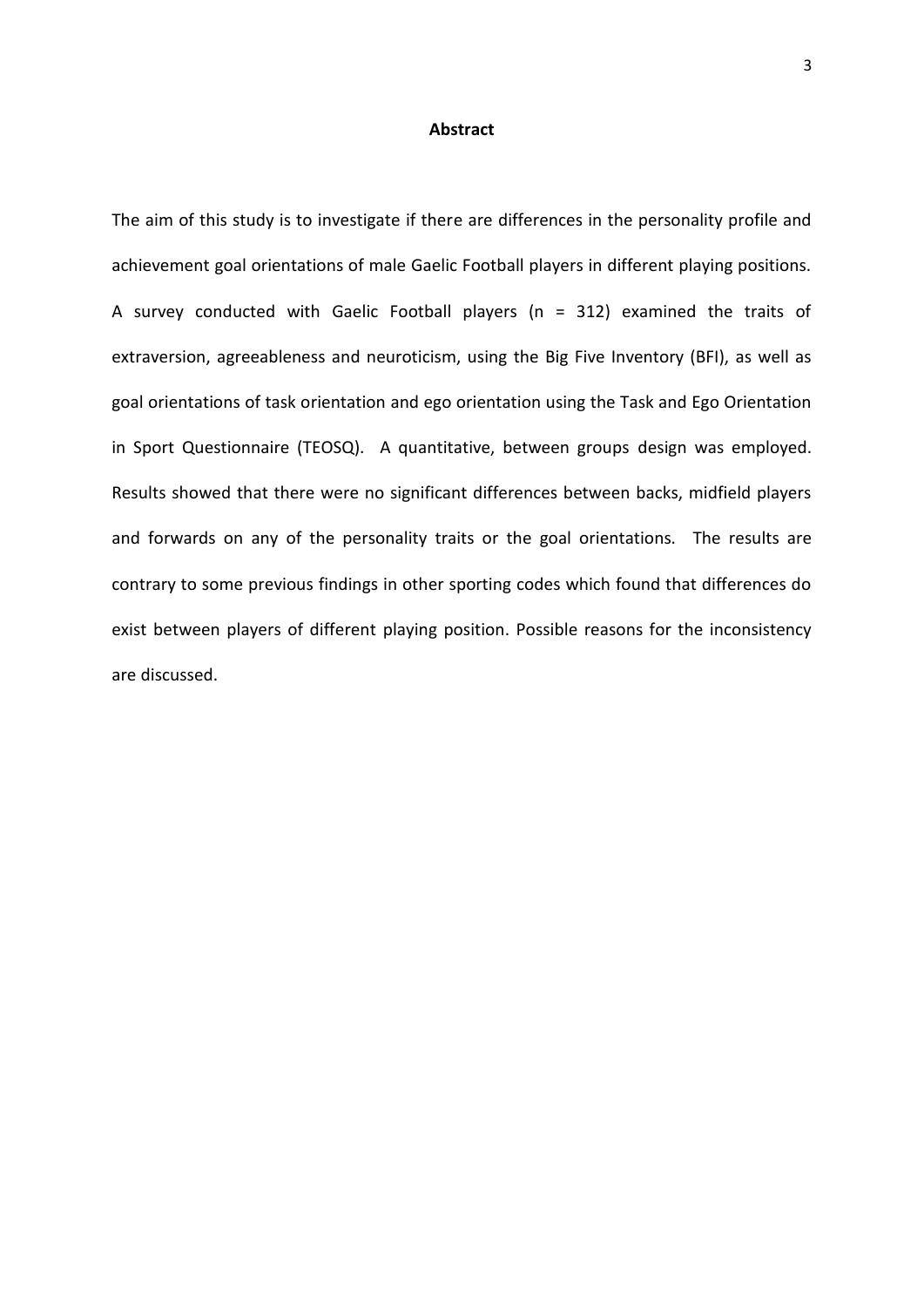## Abstract

The aim of this study is to investigate if there are differences in the personality profile and achievement goal orientations of male Gaelic Football players in different playing positions. A survey conducted with Gaelic Football players (n = 312) examined the traits of extraversion, agreeableness and neuroticism, using the Big Five Inventory (BFI), as well as goal orientations of task orientation and ego orientation using the Task and Ego Orientation in Sport Questionnaire (TEOSQ). A quantitative, between groups design was employed. Results showed that there were no significant differences between backs, midfield players and forwards on any of the personality traits or the goal orientations. The results are contrary to some previous findings in other sporting codes which found that differences do exist between players of different playing position. Possible reasons for the inconsistency are discussed.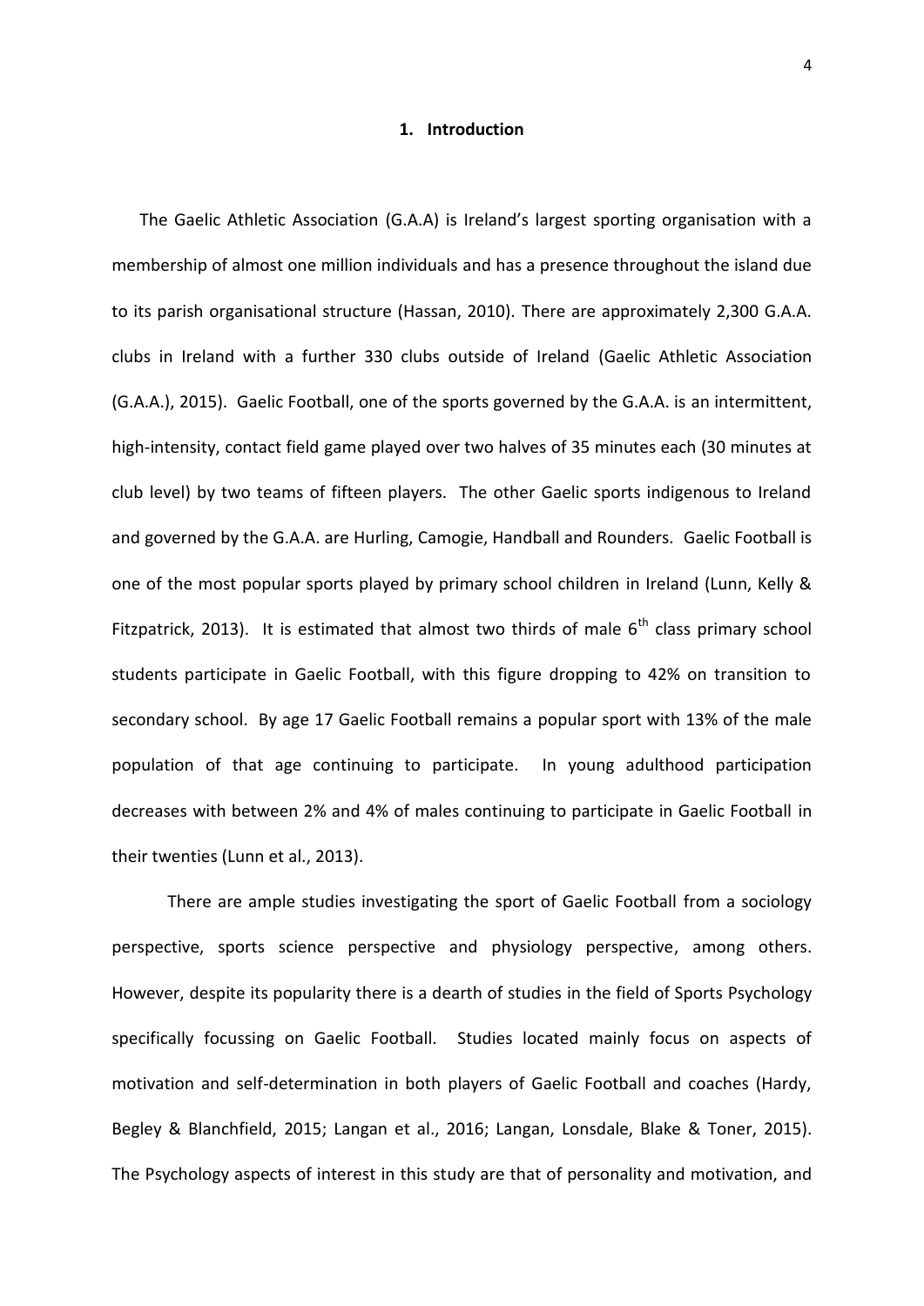# 1. Introduction

The Gaelic Athletic Association (G.A.A) is Ireland's largest sporting organisation with a membership of almost one million individuals and has a presence throughout the island due to its parish organisational structure (Hassan, 2010). There are approximately 2,300 G.A.A. clubs in Ireland with a further 330 clubs outside of Ireland (Gaelic Athletic Association (G.A.A.), 2015). Gaelic Football, one of the sports governed by the G.A.A. is an intermittent, high-intensity, contact field game played over two halves of 35 minutes each (30 minutes at club level) by two teams of fifteen players. The other Gaelic sports indigenous to Ireland and governed by the G.A.A. are Hurling, Camogie, Handball and Rounders. Gaelic Football is one of the most popular sports played by primary school children in Ireland (Lunn, Kelly & Fitzpatrick, 2013). It is estimated that almost two thirds of male 6th class primary school students participate in Gaelic Football, with this figure dropping to 42% on transition to secondary school. By age 17 Gaelic Football remains a popular sport with 13% of the male population of that age continuing to participate. In young adulthood participation decreases with between 2% and 4% of males continuing to participate in Gaelic Football in their twenties (Lunn et al., 2013).

There are ample studies investigating the sport of Gaelic Football from a sociology perspective, sports science perspective and physiology perspective, among others. However, despite its popularity there is a dearth of studies in the field of Sports Psychology specifically focussing on Gaelic Football. Studies located mainly focus on aspects of motivation and self-determination in both players of Gaelic Football and coaches (Hardy, Begley & Blanchfield, 2015; Langan et al., 2016; Langan, Lonsdale, Blake & Toner, 2015). The Psychology aspects of interest in this study are that of personality and motivation, and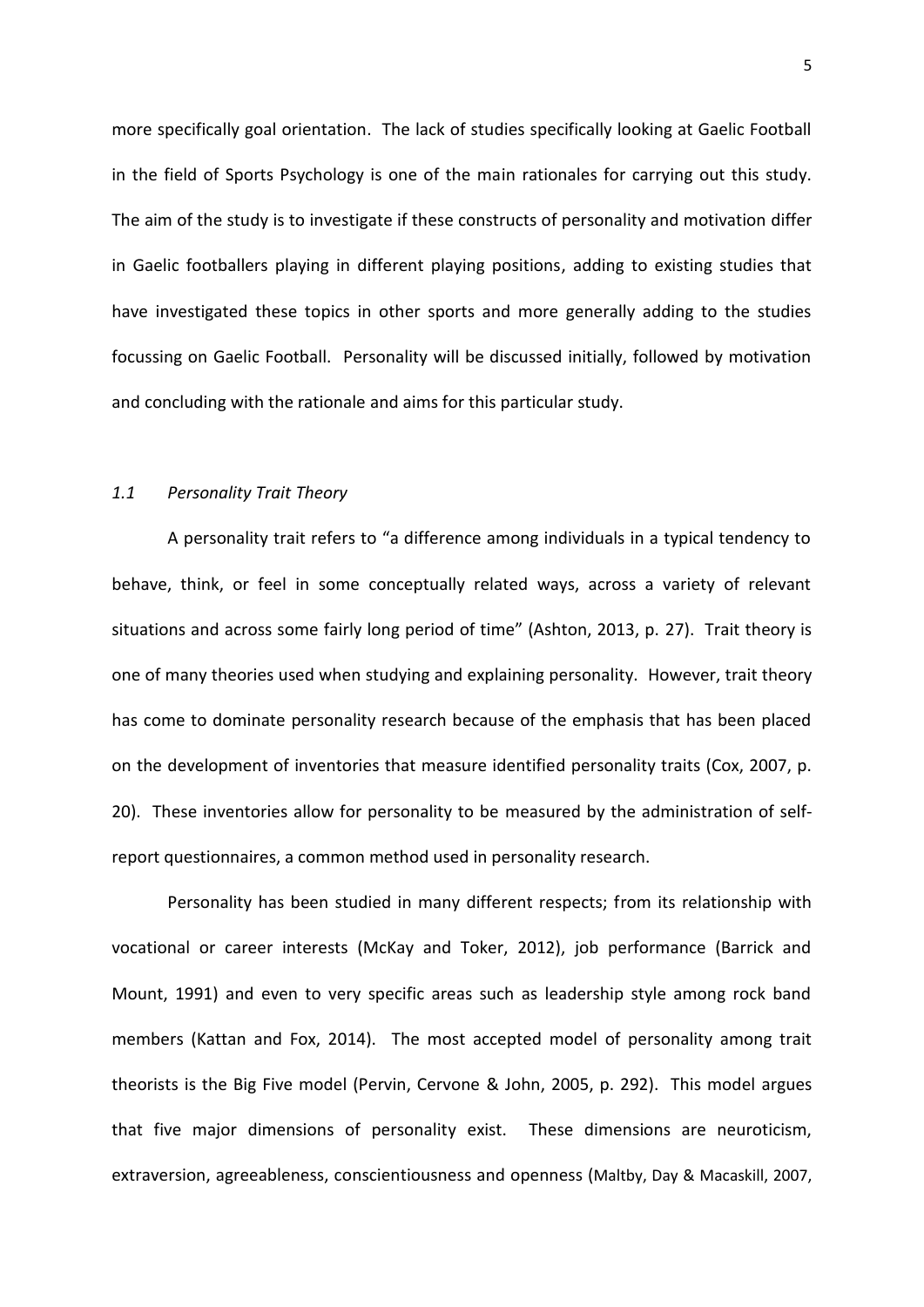more specifically goal orientation. The lack of studies specifically looking at Gaelic Football in the field of Sports Psychology is one of the main rationales for carrying out this study. The aim of the study is to investigate if these constructs of personality and motivation differ in Gaelic footballers playing in different playing positions, adding to existing studies that have investigated these topics in other sports and more generally adding to the studies focussing on Gaelic Football. Personality will be discussed initially, followed by motivation and concluding with the rationale and aims for this particular study.

### *1.1 Personality Trait Theory*

A personality trait refers to "a difference among individuals in a typical tendency to behave, think, or feel in some conceptually related ways, across a variety of relevant situations and across some fairly long period of time" (Ashton, 2013, p. 27). Trait theory is one of many theories used when studying and explaining personality. However, trait theory has come to dominate personality research because of the emphasis that has been placed on the development of inventories that measure identified personality traits (Cox, 2007, p. 20). These inventories allow for personality to be measured by the administration of self-report questionnaires, a common method used in personality research.

Personality has been studied in many different respects; from its relationship with vocational or career interests (McKay and Toker, 2012), job performance (Barrick and Mount, 1991) and even to very specific areas such as leadership style among rock band members (Kattan and Fox, 2014). The most accepted model of personality among trait theorists is the Big Five model (Pervin, Cervone & John, 2005, p. 292). This model argues that five major dimensions of personality exist. These dimensions are neuroticism, extraversion, agreeableness, conscientiousness and openness (Maltby, Day & Macaskill, 2007,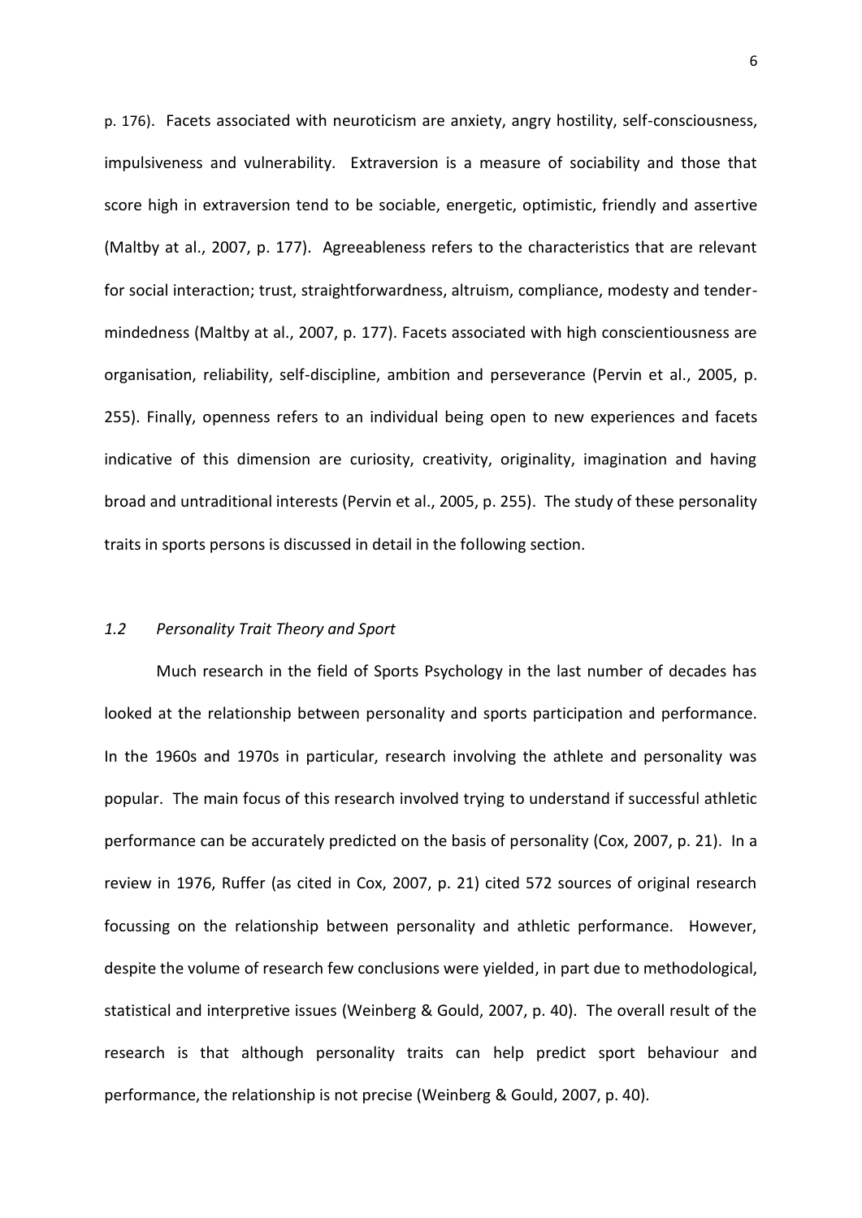p. 176). Facets associated with neuroticism are anxiety, angry hostility, self-consciousness, impulsiveness and vulnerability. Extraversion is a measure of sociability and those that score high in extraversion tend to be sociable, energetic, optimistic, friendly and assertive (Maltby at al., 2007, p. 177). Agreeableness refers to the characteristics that are relevant for social interaction; trust, straightforwardness, altruism, compliance, modesty and tender-mindedness (Maltby at al., 2007, p. 177). Facets associated with high conscientiousness are organisation, reliability, self-discipline, ambition and perseverance (Pervin et al., 2005, p. 255). Finally, openness refers to an individual being open to new experiences and facets indicative of this dimension are curiosity, creativity, originality, imagination and having broad and untraditional interests (Pervin et al., 2005, p. 255). The study of these personality traits in sports persons is discussed in detail in the following section.

### *1.2 Personality Trait Theory and Sport*

Much research in the field of Sports Psychology in the last number of decades has looked at the relationship between personality and sports participation and performance. In the 1960s and 1970s in particular, research involving the athlete and personality was popular. The main focus of this research involved trying to understand if successful athletic performance can be accurately predicted on the basis of personality (Cox, 2007, p. 21). In a review in 1976, Ruffer (as cited in Cox, 2007, p. 21) cited 572 sources of original research focussing on the relationship between personality and athletic performance. However, despite the volume of research few conclusions were yielded, in part due to methodological, statistical and interpretive issues (Weinberg & Gould, 2007, p. 40). The overall result of the research is that although personality traits can help predict sport behaviour and performance, the relationship is not precise (Weinberg & Gould, 2007, p. 40).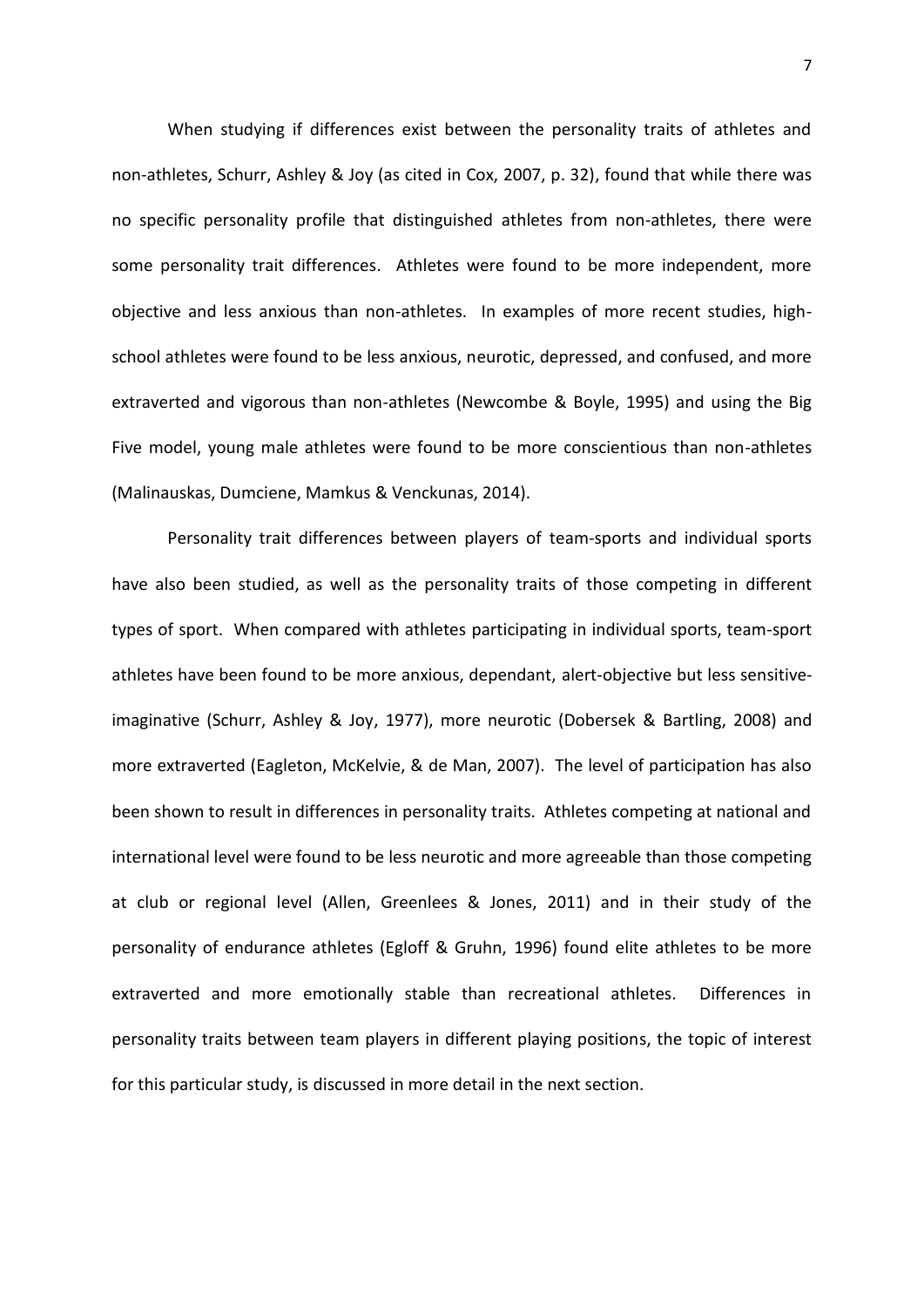When studying if differences exist between the personality traits of athletes and non-athletes, Schurr, Ashley & Joy (as cited in Cox, 2007, p. 32), found that while there was no specific personality profile that distinguished athletes from non-athletes, there were some personality trait differences. Athletes were found to be more independent, more objective and less anxious than non-athletes. In examples of more recent studies, high-school athletes were found to be less anxious, neurotic, depressed, and confused, and more extraverted and vigorous than non-athletes (Newcombe & Boyle, 1995) and using the Big Five model, young male athletes were found to be more conscientious than non-athletes (Malinauskas, Dumciene, Mamkus & Venckunas, 2014).

Personality trait differences between players of team-sports and individual sports have also been studied, as well as the personality traits of those competing in different types of sport. When compared with athletes participating in individual sports, team-sport athletes have been found to be more anxious, dependant, alert-objective but less sensitive-imaginative (Schurr, Ashley & Joy, 1977), more neurotic (Dobersek & Bartling, 2008) and more extraverted (Eagleton, McKelvie, & de Man, 2007). The level of participation has also been shown to result in differences in personality traits. Athletes competing at national and international level were found to be less neurotic and more agreeable than those competing at club or regional level (Allen, Greenlees & Jones, 2011) and in their study of the personality of endurance athletes (Egloff & Gruhn, 1996) found elite athletes to be more extraverted and more emotionally stable than recreational athletes. Differences in personality traits between team players in different playing positions, the topic of interest for this particular study, is discussed in more detail in the next section.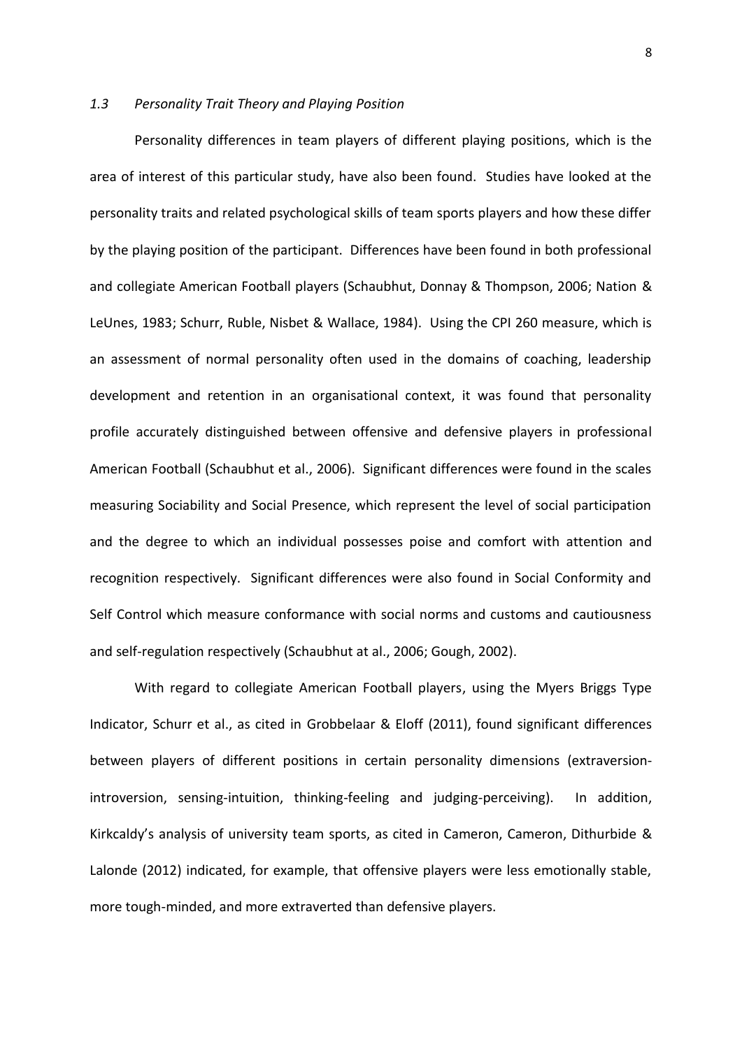### *1.3 Personality Trait Theory and Playing Position*

Personality differences in team players of different playing positions, which is the area of interest of this particular study, have also been found. Studies have looked at the personality traits and related psychological skills of team sports players and how these differ by the playing position of the participant. Differences have been found in both professional and collegiate American Football players (Schaubhut, Donnay & Thompson, 2006; Nation & LeUnes, 1983; Schurr, Ruble, Nisbet & Wallace, 1984). Using the CPI 260 measure, which is an assessment of normal personality often used in the domains of coaching, leadership development and retention in an organisational context, it was found that personality profile accurately distinguished between offensive and defensive players in professional American Football (Schaubhut et al., 2006). Significant differences were found in the scales measuring Sociability and Social Presence, which represent the level of social participation and the degree to which an individual possesses poise and comfort with attention and recognition respectively. Significant differences were also found in Social Conformity and Self Control which measure conformance with social norms and customs and cautiousness and self-regulation respectively (Schaubhut at al., 2006; Gough, 2002).

With regard to collegiate American Football players, using the Myers Briggs Type Indicator, Schurr et al., as cited in Grobbelaar & Eloff (2011), found significant differences between players of different positions in certain personality dimensions (extraversion-introversion, sensing-intuition, thinking-feeling and judging-perceiving). In addition, Kirkcaldy's analysis of university team sports, as cited in Cameron, Cameron, Dithurbide & Lalonde (2012) indicated, for example, that offensive players were less emotionally stable, more tough-minded, and more extraverted than defensive players.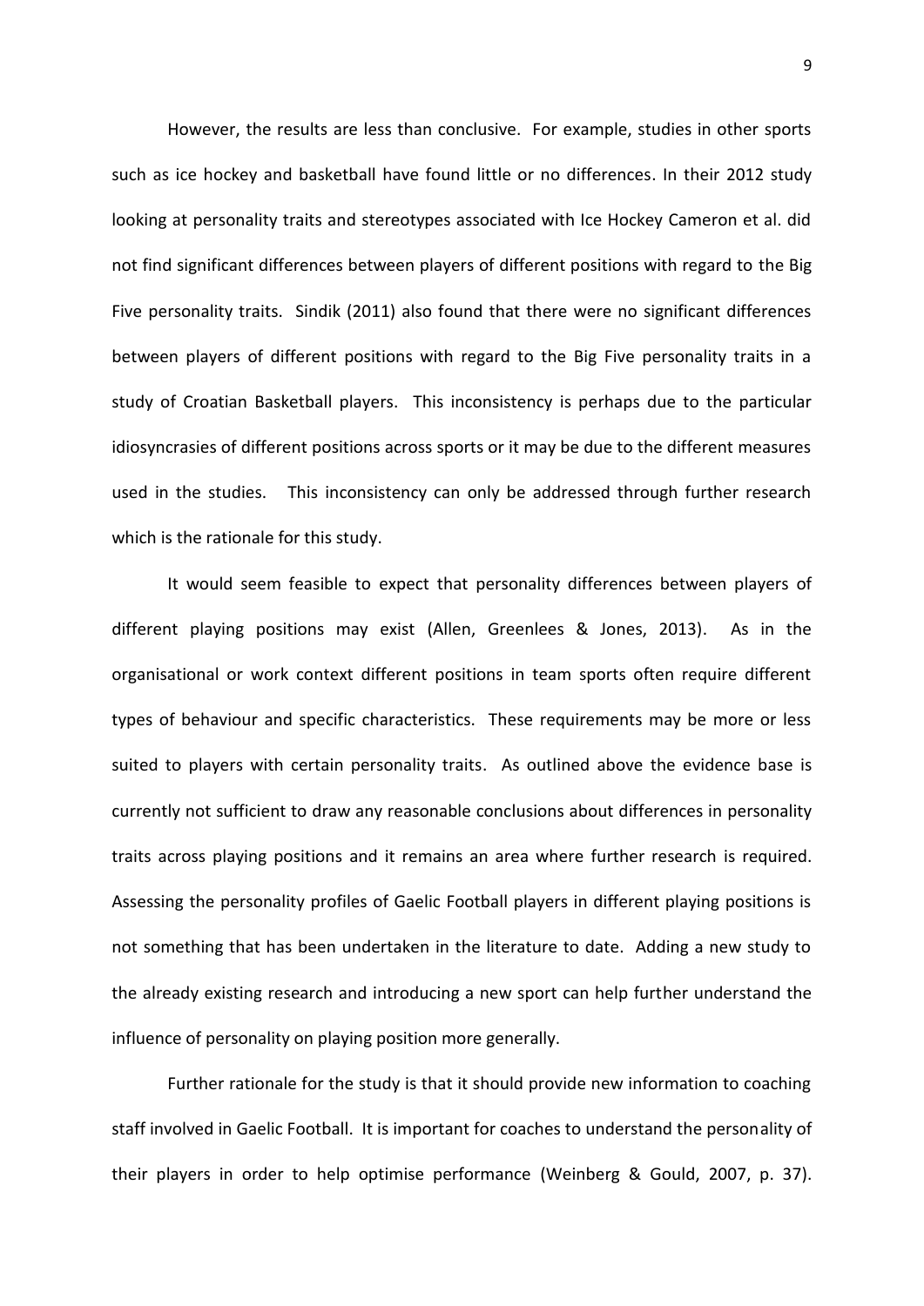However, the results are less than conclusive. For example, studies in other sports such as ice hockey and basketball have found little or no differences. In their 2012 study looking at personality traits and stereotypes associated with Ice Hockey Cameron et al. did not find significant differences between players of different positions with regard to the Big Five personality traits. Sindik (2011) also found that there were no significant differences between players of different positions with regard to the Big Five personality traits in a study of Croatian Basketball players. This inconsistency is perhaps due to the particular idiosyncrasies of different positions across sports or it may be due to the different measures used in the studies. This inconsistency can only be addressed through further research which is the rationale for this study.

It would seem feasible to expect that personality differences between players of different playing positions may exist (Allen, Greenlees & Jones, 2013). As in the organisational or work context different positions in team sports often require different types of behaviour and specific characteristics. These requirements may be more or less suited to players with certain personality traits. As outlined above the evidence base is currently not sufficient to draw any reasonable conclusions about differences in personality traits across playing positions and it remains an area where further research is required. Assessing the personality profiles of Gaelic Football players in different playing positions is not something that has been undertaken in the literature to date. Adding a new study to the already existing research and introducing a new sport can help further understand the influence of personality on playing position more generally.

Further rationale for the study is that it should provide new information to coaching staff involved in Gaelic Football. It is important for coaches to understand the personality of their players in order to help optimise performance (Weinberg & Gould, 2007, p. 37).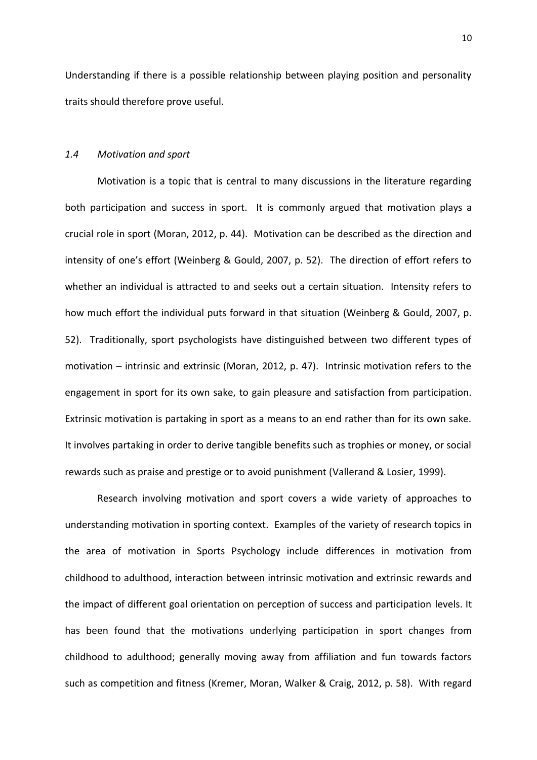Understanding if there is a possible relationship between playing position and personality traits should therefore prove useful.

### *1.4 Motivation and sport*

Motivation is a topic that is central to many discussions in the literature regarding both participation and success in sport. It is commonly argued that motivation plays a crucial role in sport (Moran, 2012, p. 44). Motivation can be described as the direction and intensity of one's effort (Weinberg & Gould, 2007, p. 52). The direction of effort refers to whether an individual is attracted to and seeks out a certain situation. Intensity refers to how much effort the individual puts forward in that situation (Weinberg & Gould, 2007, p. 52). Traditionally, sport psychologists have distinguished between two different types of motivation – intrinsic and extrinsic (Moran, 2012, p. 47). Intrinsic motivation refers to the engagement in sport for its own sake, to gain pleasure and satisfaction from participation. Extrinsic motivation is partaking in sport as a means to an end rather than for its own sake. It involves partaking in order to derive tangible benefits such as trophies or money, or social rewards such as praise and prestige or to avoid punishment (Vallerand & Losier, 1999).

Research involving motivation and sport covers a wide variety of approaches to understanding motivation in sporting context. Examples of the variety of research topics in the area of motivation in Sports Psychology include differences in motivation from childhood to adulthood, interaction between intrinsic motivation and extrinsic rewards and the impact of different goal orientation on perception of success and participation levels. It has been found that the motivations underlying participation in sport changes from childhood to adulthood; generally moving away from affiliation and fun towards factors such as competition and fitness (Kremer, Moran, Walker & Craig, 2012, p. 58). With regard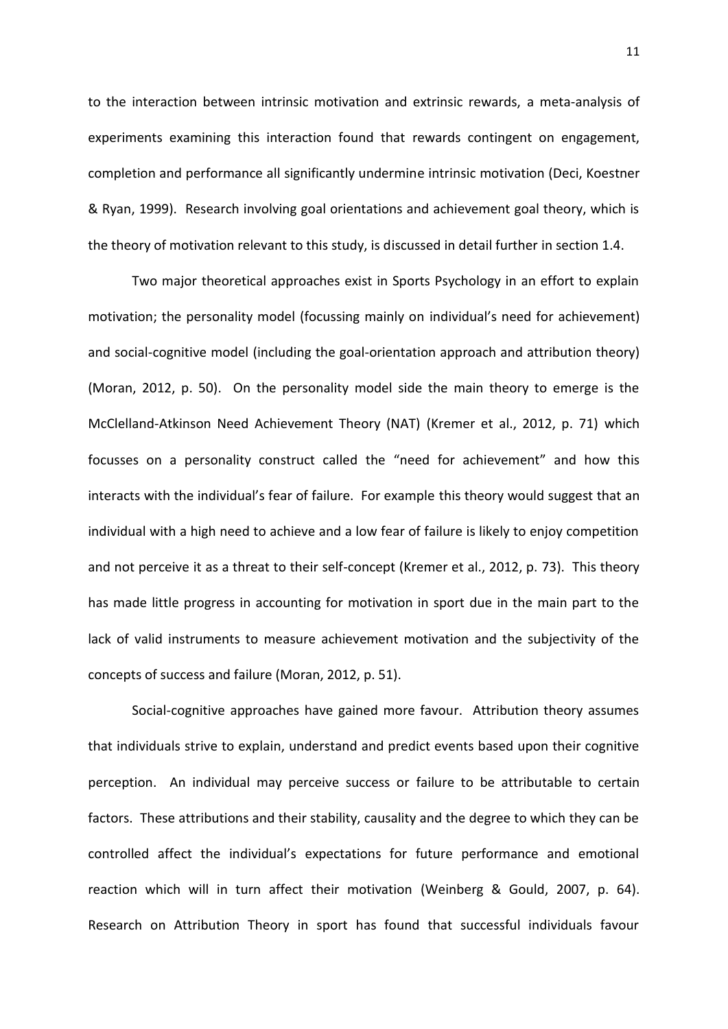to the interaction between intrinsic motivation and extrinsic rewards, a meta-analysis of experiments examining this interaction found that rewards contingent on engagement, completion and performance all significantly undermine intrinsic motivation (Deci, Koestner & Ryan, 1999). Research involving goal orientations and achievement goal theory, which is the theory of motivation relevant to this study, is discussed in detail further in section 1.4.

Two major theoretical approaches exist in Sports Psychology in an effort to explain motivation; the personality model (focussing mainly on individual's need for achievement) and social-cognitive model (including the goal-orientation approach and attribution theory) (Moran, 2012, p. 50). On the personality model side the main theory to emerge is the McClelland-Atkinson Need Achievement Theory (NAT) (Kremer et al., 2012, p. 71) which focusses on a personality construct called the "need for achievement" and how this interacts with the individual's fear of failure. For example this theory would suggest that an individual with a high need to achieve and a low fear of failure is likely to enjoy competition and not perceive it as a threat to their self-concept (Kremer et al., 2012, p. 73). This theory has made little progress in accounting for motivation in sport due in the main part to the lack of valid instruments to measure achievement motivation and the subjectivity of the concepts of success and failure (Moran, 2012, p. 51).

Social-cognitive approaches have gained more favour. Attribution theory assumes that individuals strive to explain, understand and predict events based upon their cognitive perception. An individual may perceive success or failure to be attributable to certain factors. These attributions and their stability, causality and the degree to which they can be controlled affect the individual's expectations for future performance and emotional reaction which will in turn affect their motivation (Weinberg & Gould, 2007, p. 64). Research on Attribution Theory in sport has found that successful individuals favour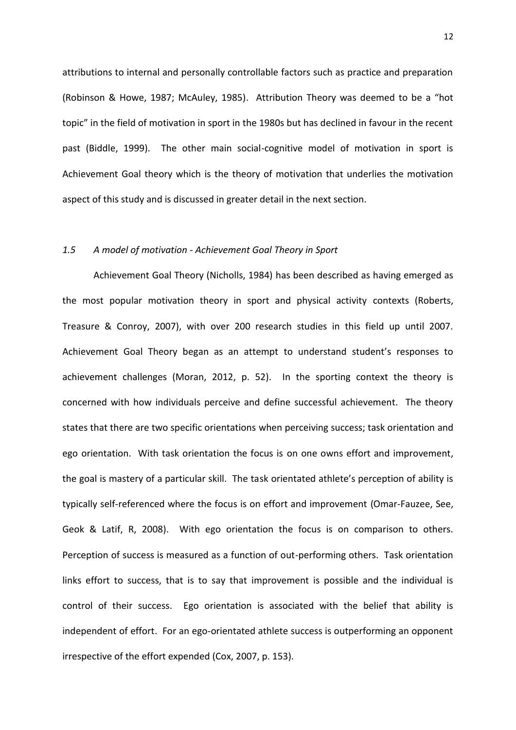attributions to internal and personally controllable factors such as practice and preparation (Robinson & Howe, 1987; McAuley, 1985). Attribution Theory was deemed to be a "hot topic" in the field of motivation in sport in the 1980s but has declined in favour in the recent past (Biddle, 1999). The other main social-cognitive model of motivation in sport is Achievement Goal theory which is the theory of motivation that underlies the motivation aspect of this study and is discussed in greater detail in the next section.

### *1.5 A model of motivation - Achievement Goal Theory in Sport*

Achievement Goal Theory (Nicholls, 1984) has been described as having emerged as the most popular motivation theory in sport and physical activity contexts (Roberts, Treasure & Conroy, 2007), with over 200 research studies in this field up until 2007. Achievement Goal Theory began as an attempt to understand student's responses to achievement challenges (Moran, 2012, p. 52). In the sporting context the theory is concerned with how individuals perceive and define successful achievement. The theory states that there are two specific orientations when perceiving success; task orientation and ego orientation. With task orientation the focus is on one owns effort and improvement, the goal is mastery of a particular skill. The task orientated athlete's perception of ability is typically self-referenced where the focus is on effort and improvement (Omar-Fauzee, See, Geok & Latif, R, 2008). With ego orientation the focus is on comparison to others. Perception of success is measured as a function of out-performing others. Task orientation links effort to success, that is to say that improvement is possible and the individual is control of their success. Ego orientation is associated with the belief that ability is independent of effort. For an ego-orientated athlete success is outperforming an opponent irrespective of the effort expended (Cox, 2007, p. 153).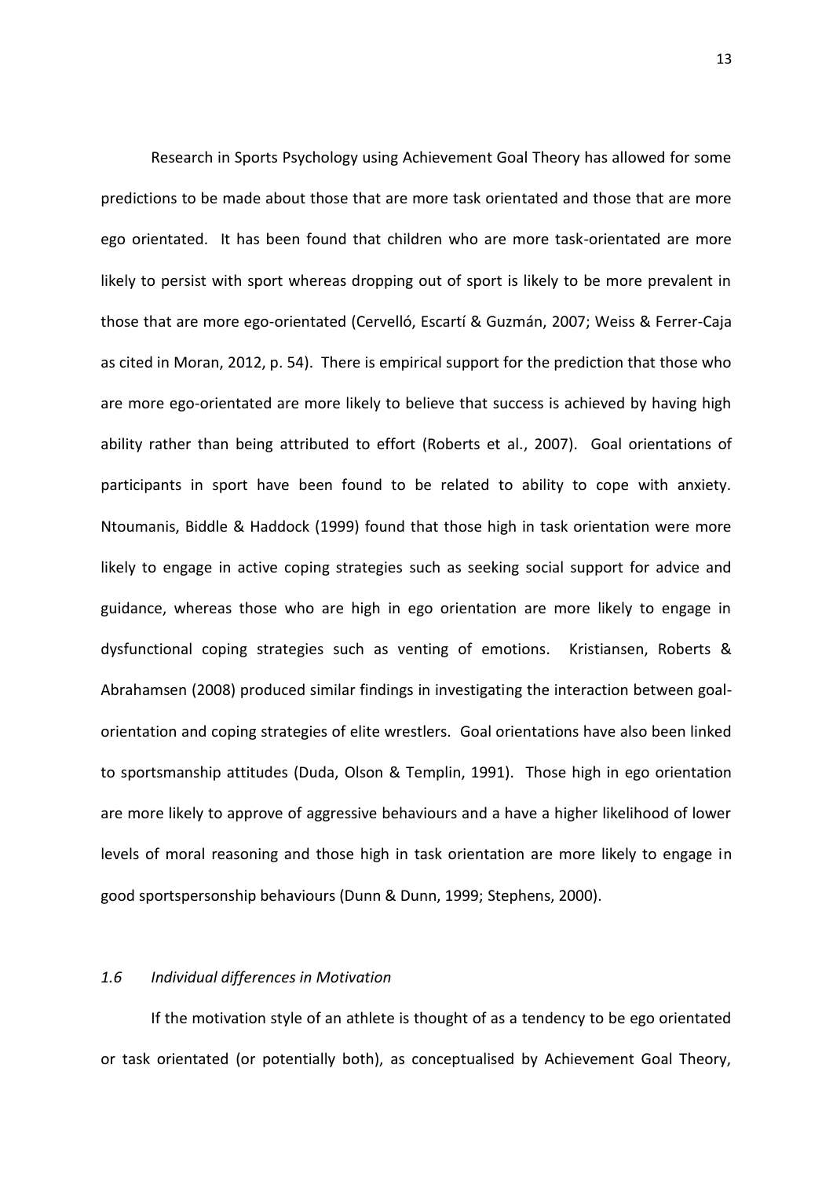Research in Sports Psychology using Achievement Goal Theory has allowed for some predictions to be made about those that are more task orientated and those that are more ego orientated. It has been found that children who are more task-orientated are more likely to persist with sport whereas dropping out of sport is likely to be more prevalent in those that are more ego-orientated (Cervelló, Escartí & Guzmán, 2007; Weiss & Ferrer-Caja as cited in Moran, 2012, p. 54). There is empirical support for the prediction that those who are more ego-orientated are more likely to believe that success is achieved by having high ability rather than being attributed to effort (Roberts et al., 2007). Goal orientations of participants in sport have been found to be related to ability to cope with anxiety. Ntoumanis, Biddle & Haddock (1999) found that those high in task orientation were more likely to engage in active coping strategies such as seeking social support for advice and guidance, whereas those who are high in ego orientation are more likely to engage in dysfunctional coping strategies such as venting of emotions. Kristiansen, Roberts & Abrahamsen (2008) produced similar findings in investigating the interaction between goal-orientation and coping strategies of elite wrestlers. Goal orientations have also been linked to sportsmanship attitudes (Duda, Olson & Templin, 1991). Those high in ego orientation are more likely to approve of aggressive behaviours and a have a higher likelihood of lower levels of moral reasoning and those high in task orientation are more likely to engage in good sportspersonship behaviours (Dunn & Dunn, 1999; Stephens, 2000).

### *1.6 Individual differences in Motivation*

If the motivation style of an athlete is thought of as a tendency to be ego orientated or task orientated (or potentially both), as conceptualised by Achievement Goal Theory,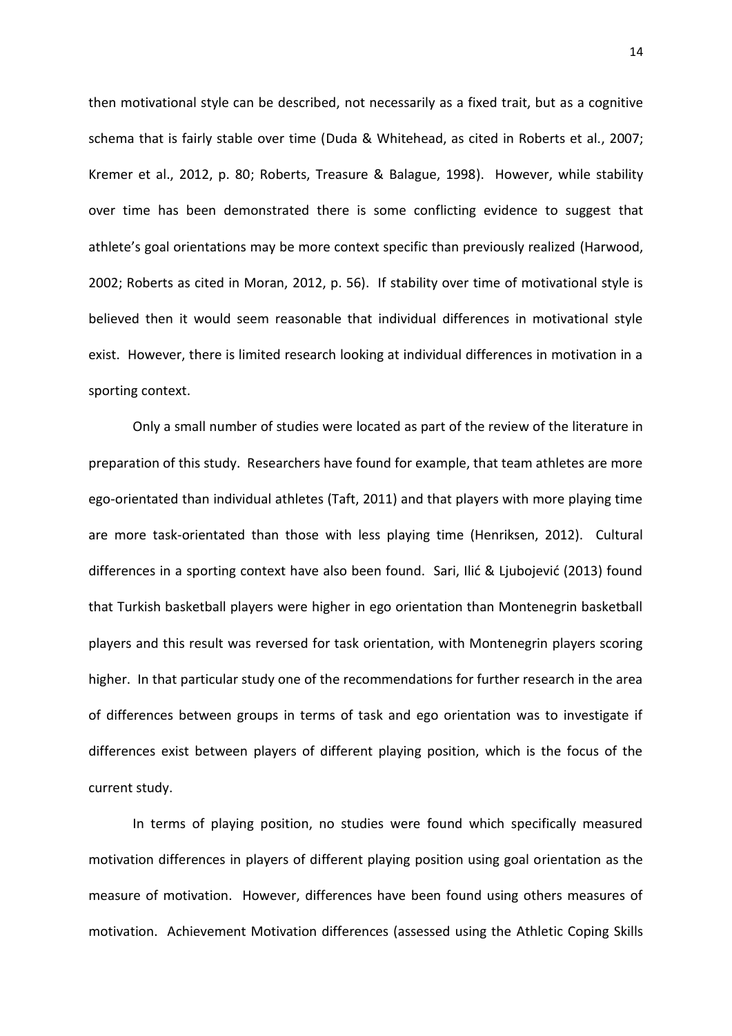then motivational style can be described, not necessarily as a fixed trait, but as a cognitive schema that is fairly stable over time (Duda & Whitehead, as cited in Roberts et al., 2007; Kremer et al., 2012, p. 80; Roberts, Treasure & Balague, 1998). However, while stability over time has been demonstrated there is some conflicting evidence to suggest that athlete's goal orientations may be more context specific than previously realized (Harwood, 2002; Roberts as cited in Moran, 2012, p. 56). If stability over time of motivational style is believed then it would seem reasonable that individual differences in motivational style exist. However, there is limited research looking at individual differences in motivation in a sporting context.

Only a small number of studies were located as part of the review of the literature in preparation of this study. Researchers have found for example, that team athletes are more ego-orientated than individual athletes (Taft, 2011) and that players with more playing time are more task-orientated than those with less playing time (Henriksen, 2012). Cultural differences in a sporting context have also been found. Sari, Ilić & Ljubojević (2013) found that Turkish basketball players were higher in ego orientation than Montenegrin basketball players and this result was reversed for task orientation, with Montenegrin players scoring higher. In that particular study one of the recommendations for further research in the area of differences between groups in terms of task and ego orientation was to investigate if differences exist between players of different playing position, which is the focus of the current study.

In terms of playing position, no studies were found which specifically measured motivation differences in players of different playing position using goal orientation as the measure of motivation. However, differences have been found using others measures of motivation. Achievement Motivation differences (assessed using the Athletic Coping Skills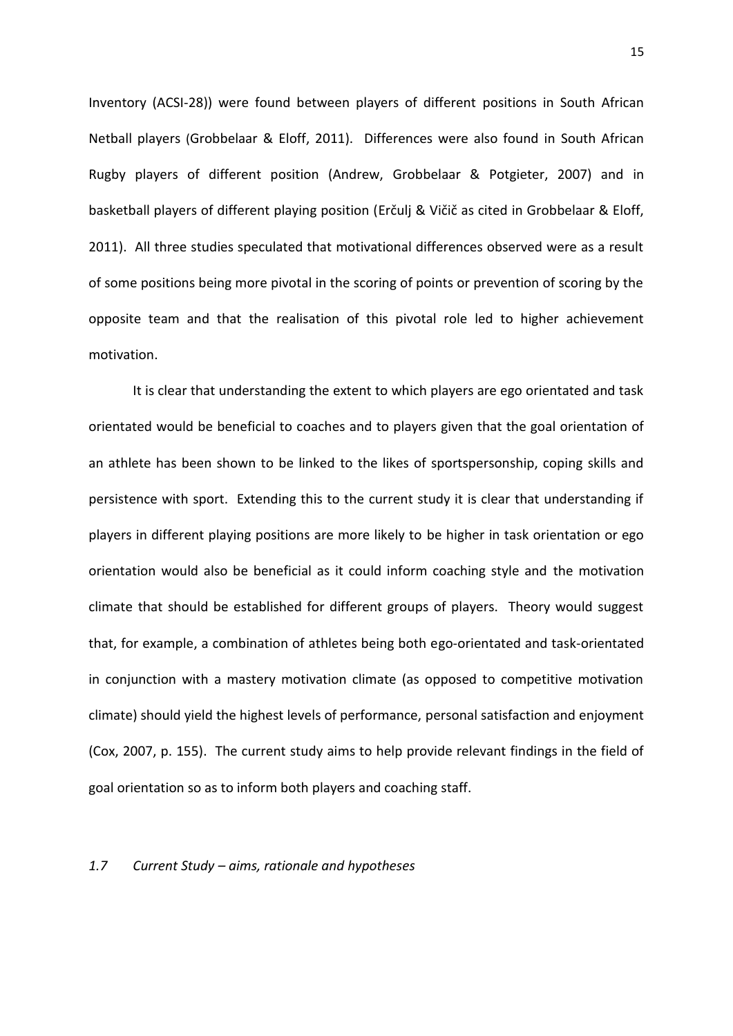Inventory (ACSI-28)) were found between players of different positions in South African Netball players (Grobbelaar & Eloff, 2011). Differences were also found in South African Rugby players of different position (Andrew, Grobbelaar & Potgieter, 2007) and in basketball players of different playing position (Erčulj & Vičič as cited in Grobbelaar & Eloff, 2011). All three studies speculated that motivational differences observed were as a result of some positions being more pivotal in the scoring of points or prevention of scoring by the opposite team and that the realisation of this pivotal role led to higher achievement motivation.

It is clear that understanding the extent to which players are ego orientated and task orientated would be beneficial to coaches and to players given that the goal orientation of an athlete has been shown to be linked to the likes of sportspersonship, coping skills and persistence with sport. Extending this to the current study it is clear that understanding if players in different playing positions are more likely to be higher in task orientation or ego orientation would also be beneficial as it could inform coaching style and the motivation climate that should be established for different groups of players. Theory would suggest that, for example, a combination of athletes being both ego-orientated and task-orientated in conjunction with a mastery motivation climate (as opposed to competitive motivation climate) should yield the highest levels of performance, personal satisfaction and enjoyment (Cox, 2007, p. 155). The current study aims to help provide relevant findings in the field of goal orientation so as to inform both players and coaching staff.

### *1.7 Current Study – aims, rationale and hypotheses*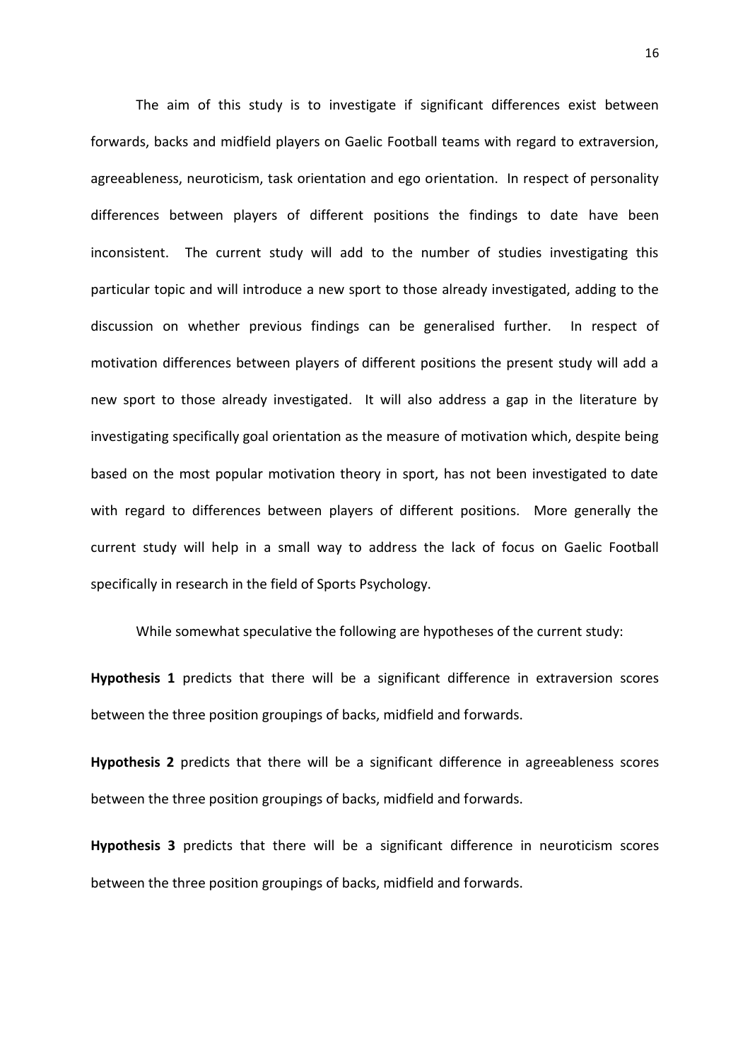The aim of this study is to investigate if significant differences exist between forwards, backs and midfield players on Gaelic Football teams with regard to extraversion, agreeableness, neuroticism, task orientation and ego orientation. In respect of personality differences between players of different positions the findings to date have been inconsistent. The current study will add to the number of studies investigating this particular topic and will introduce a new sport to those already investigated, adding to the discussion on whether previous findings can be generalised further. In respect of motivation differences between players of different positions the present study will add a new sport to those already investigated. It will also address a gap in the literature by investigating specifically goal orientation as the measure of motivation which, despite being based on the most popular motivation theory in sport, has not been investigated to date with regard to differences between players of different positions. More generally the current study will help in a small way to address the lack of focus on Gaelic Football specifically in research in the field of Sports Psychology.

While somewhat speculative the following are hypotheses of the current study:

**Hypothesis 1** predicts that there will be a significant difference in extraversion scores between the three position groupings of backs, midfield and forwards.

**Hypothesis 2** predicts that there will be a significant difference in agreeableness scores between the three position groupings of backs, midfield and forwards.

**Hypothesis 3** predicts that there will be a significant difference in neuroticism scores between the three position groupings of backs, midfield and forwards.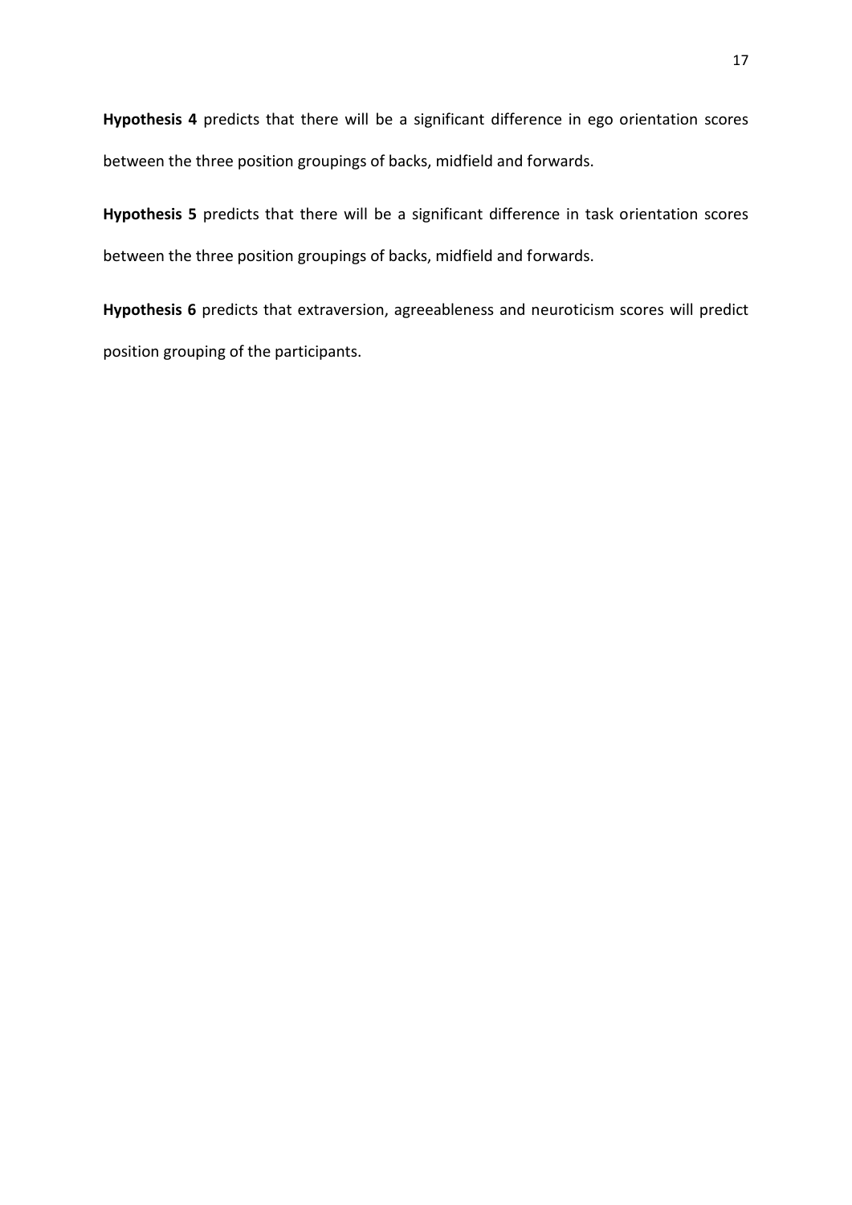**Hypothesis 4** predicts that there will be a significant difference in ego orientation scores between the three position groupings of backs, midfield and forwards.

**Hypothesis 5** predicts that there will be a significant difference in task orientation scores between the three position groupings of backs, midfield and forwards.

**Hypothesis 6** predicts that extraversion, agreeableness and neuroticism scores will predict position grouping of the participants.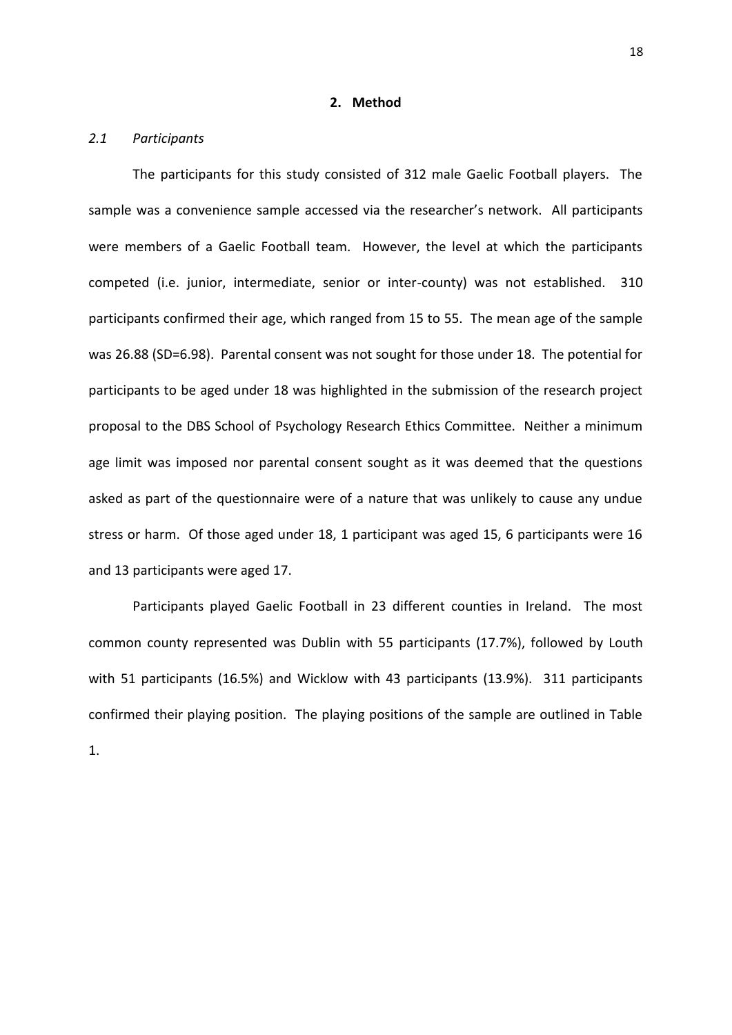## 2. Method

### *2.1 Participants*

The participants for this study consisted of 312 male Gaelic Football players. The sample was a convenience sample accessed via the researcher's network. All participants were members of a Gaelic Football team. However, the level at which the participants competed (i.e. junior, intermediate, senior or inter-county) was not established. 310 participants confirmed their age, which ranged from 15 to 55. The mean age of the sample was 26.88 (SD=6.98). Parental consent was not sought for those under 18. The potential for participants to be aged under 18 was highlighted in the submission of the research project proposal to the DBS School of Psychology Research Ethics Committee. Neither a minimum age limit was imposed nor parental consent sought as it was deemed that the questions asked as part of the questionnaire were of a nature that was unlikely to cause any undue stress or harm. Of those aged under 18, 1 participant was aged 15, 6 participants were 16 and 13 participants were aged 17.

Participants played Gaelic Football in 23 different counties in Ireland. The most common county represented was Dublin with 55 participants (17.7%), followed by Louth with 51 participants (16.5%) and Wicklow with 43 participants (13.9%). 311 participants confirmed their playing position. The playing positions of the sample are outlined in Table 1.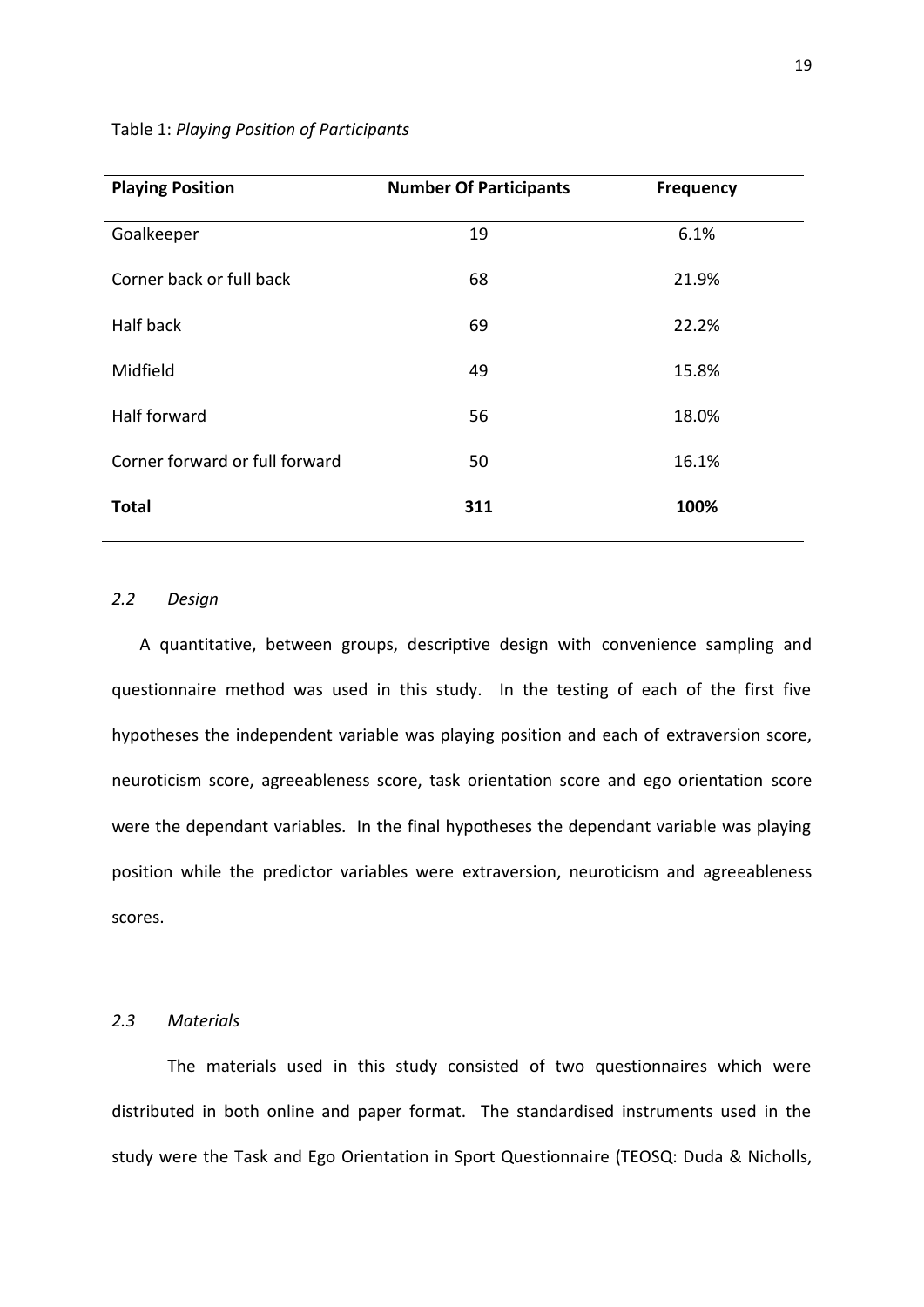Table 1: *Playing Position of Participants*

| **Playing Position** | **Number Of Participants** | **Frequency** |
|---|---|---|
| Goalkeeper | 19 | 6.1% |
| Corner back or full back | 68 | 21.9% |
| Half back | 69 | 22.2% |
| Midfield | 49 | 15.8% |
| Half forward | 56 | 18.0% |
| Corner forward or full forward | 50 | 16.1% |
| **Total** | **311** | **100%** |

### *2.2 Design*

A quantitative, between groups, descriptive design with convenience sampling and questionnaire method was used in this study. In the testing of each of the first five hypotheses the independent variable was playing position and each of extraversion score, neuroticism score, agreeableness score, task orientation score and ego orientation score were the dependant variables. In the final hypotheses the dependant variable was playing position while the predictor variables were extraversion, neuroticism and agreeableness scores.

### *2.3 Materials*

The materials used in this study consisted of two questionnaires which were distributed in both online and paper format. The standardised instruments used in the study were the Task and Ego Orientation in Sport Questionnaire (TEOSQ: Duda & Nicholls,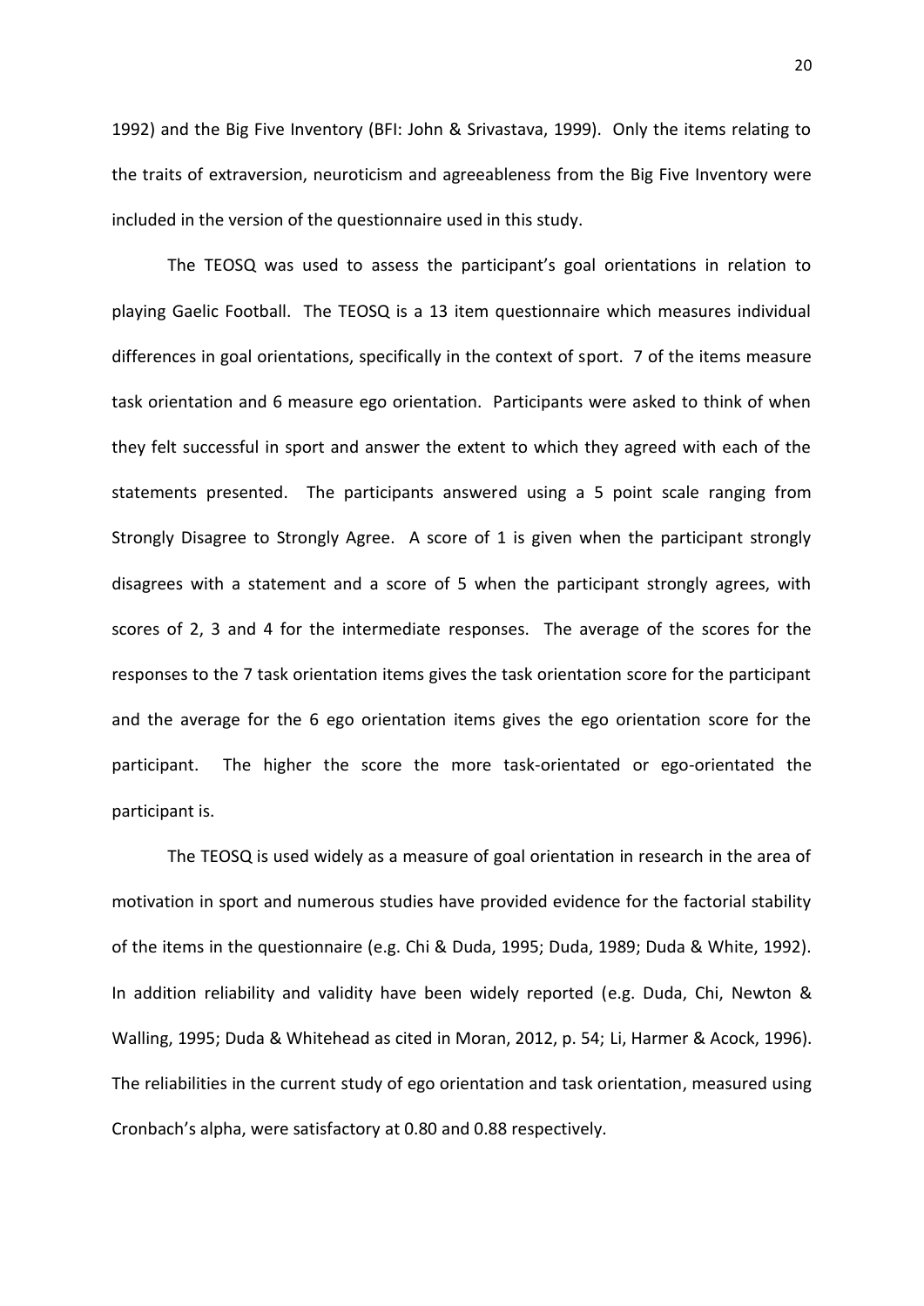1992) and the Big Five Inventory (BFI: John & Srivastava, 1999). Only the items relating to the traits of extraversion, neuroticism and agreeableness from the Big Five Inventory were included in the version of the questionnaire used in this study.

The TEOSQ was used to assess the participant's goal orientations in relation to playing Gaelic Football. The TEOSQ is a 13 item questionnaire which measures individual differences in goal orientations, specifically in the context of sport. 7 of the items measure task orientation and 6 measure ego orientation. Participants were asked to think of when they felt successful in sport and answer the extent to which they agreed with each of the statements presented. The participants answered using a 5 point scale ranging from Strongly Disagree to Strongly Agree. A score of 1 is given when the participant strongly disagrees with a statement and a score of 5 when the participant strongly agrees, with scores of 2, 3 and 4 for the intermediate responses. The average of the scores for the responses to the 7 task orientation items gives the task orientation score for the participant and the average for the 6 ego orientation items gives the ego orientation score for the participant. The higher the score the more task-orientated or ego-orientated the participant is.

The TEOSQ is used widely as a measure of goal orientation in research in the area of motivation in sport and numerous studies have provided evidence for the factorial stability of the items in the questionnaire (e.g. Chi & Duda, 1995; Duda, 1989; Duda & White, 1992). In addition reliability and validity have been widely reported (e.g. Duda, Chi, Newton & Walling, 1995; Duda & Whitehead as cited in Moran, 2012, p. 54; Li, Harmer & Acock, 1996). The reliabilities in the current study of ego orientation and task orientation, measured using Cronbach's alpha, were satisfactory at 0.80 and 0.88 respectively.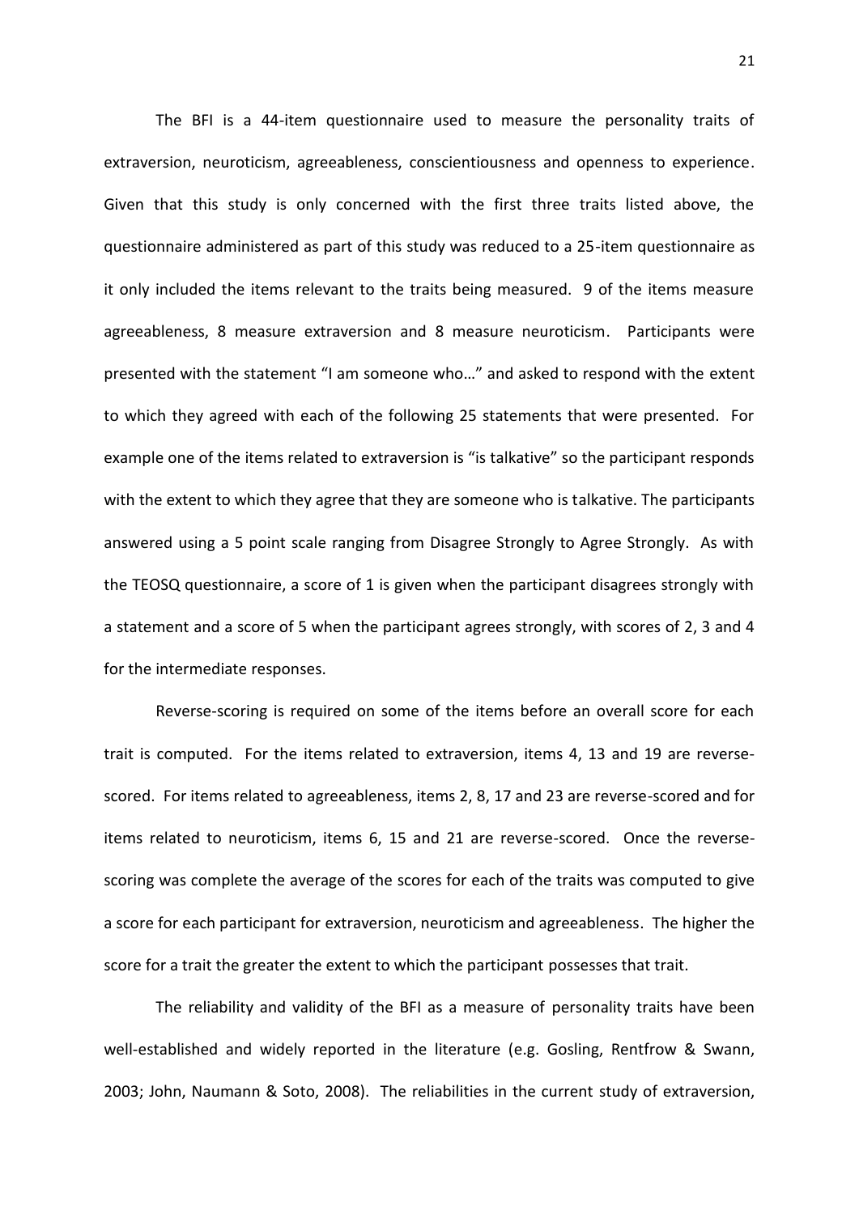The BFI is a 44-item questionnaire used to measure the personality traits of extraversion, neuroticism, agreeableness, conscientiousness and openness to experience. Given that this study is only concerned with the first three traits listed above, the questionnaire administered as part of this study was reduced to a 25-item questionnaire as it only included the items relevant to the traits being measured. 9 of the items measure agreeableness, 8 measure extraversion and 8 measure neuroticism. Participants were presented with the statement "I am someone who…" and asked to respond with the extent to which they agreed with each of the following 25 statements that were presented. For example one of the items related to extraversion is "is talkative" so the participant responds with the extent to which they agree that they are someone who is talkative. The participants answered using a 5 point scale ranging from Disagree Strongly to Agree Strongly. As with the TEOSQ questionnaire, a score of 1 is given when the participant disagrees strongly with a statement and a score of 5 when the participant agrees strongly, with scores of 2, 3 and 4 for the intermediate responses.

Reverse-scoring is required on some of the items before an overall score for each trait is computed. For the items related to extraversion, items 4, 13 and 19 are reverse-scored. For items related to agreeableness, items 2, 8, 17 and 23 are reverse-scored and for items related to neuroticism, items 6, 15 and 21 are reverse-scored. Once the reverse-scoring was complete the average of the scores for each of the traits was computed to give a score for each participant for extraversion, neuroticism and agreeableness. The higher the score for a trait the greater the extent to which the participant possesses that trait.

The reliability and validity of the BFI as a measure of personality traits have been well-established and widely reported in the literature (e.g. Gosling, Rentfrow & Swann, 2003; John, Naumann & Soto, 2008). The reliabilities in the current study of extraversion,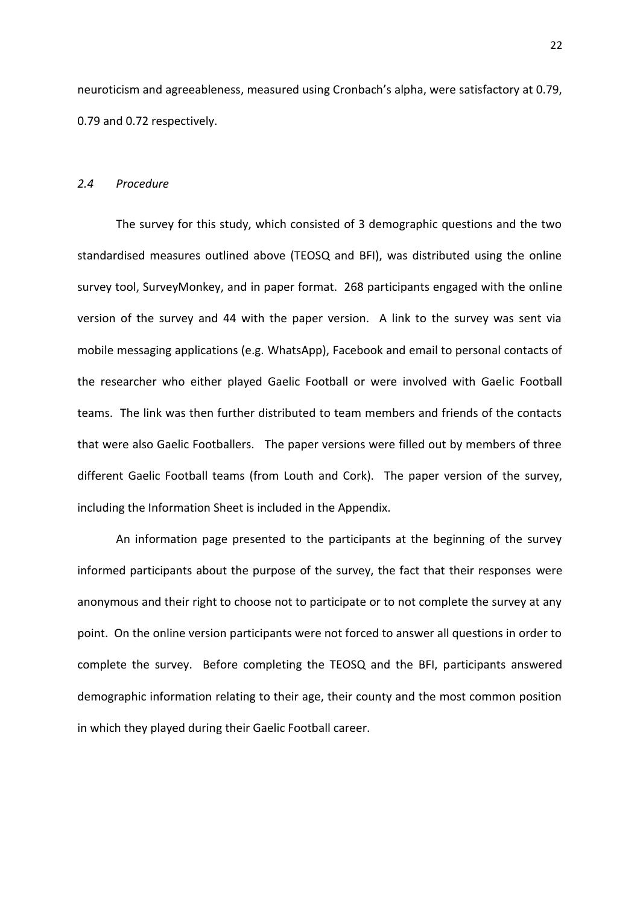neuroticism and agreeableness, measured using Cronbach's alpha, were satisfactory at 0.79, 0.79 and 0.72 respectively.

### *2.4 Procedure*

The survey for this study, which consisted of 3 demographic questions and the two standardised measures outlined above (TEOSQ and BFI), was distributed using the online survey tool, SurveyMonkey, and in paper format. 268 participants engaged with the online version of the survey and 44 with the paper version. A link to the survey was sent via mobile messaging applications (e.g. WhatsApp), Facebook and email to personal contacts of the researcher who either played Gaelic Football or were involved with Gaelic Football teams. The link was then further distributed to team members and friends of the contacts that were also Gaelic Footballers. The paper versions were filled out by members of three different Gaelic Football teams (from Louth and Cork). The paper version of the survey, including the Information Sheet is included in the Appendix.

An information page presented to the participants at the beginning of the survey informed participants about the purpose of the survey, the fact that their responses were anonymous and their right to choose not to participate or to not complete the survey at any point. On the online version participants were not forced to answer all questions in order to complete the survey. Before completing the TEOSQ and the BFI, participants answered demographic information relating to their age, their county and the most common position in which they played during their Gaelic Football career.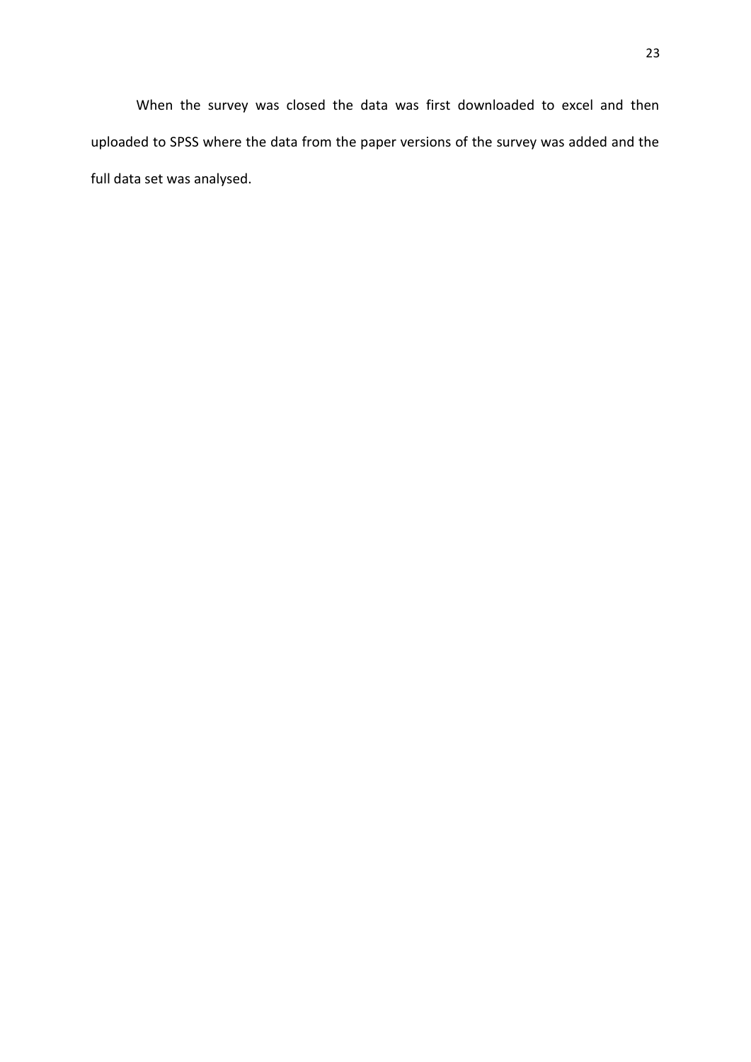When the survey was closed the data was first downloaded to excel and then uploaded to SPSS where the data from the paper versions of the survey was added and the full data set was analysed.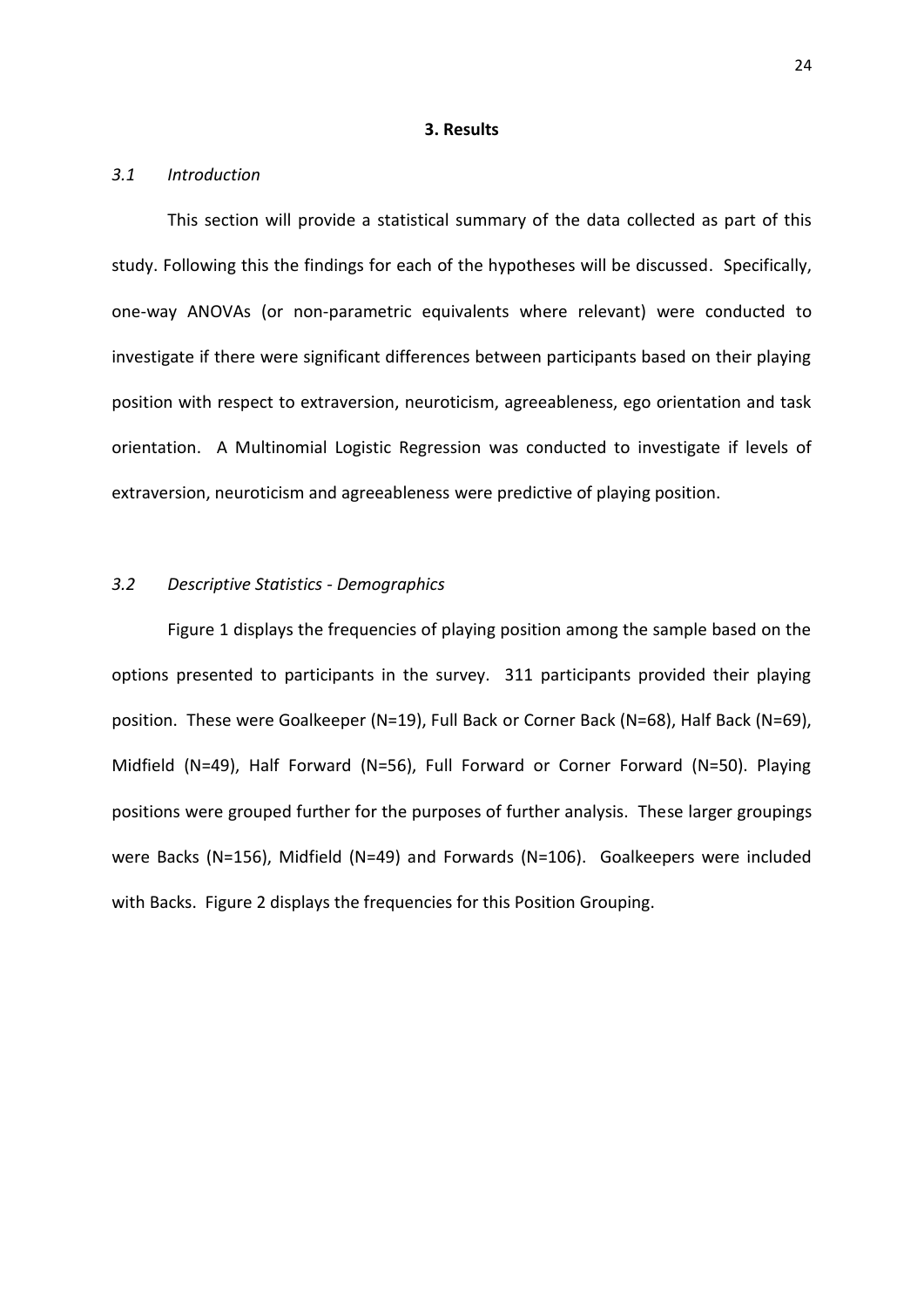# 3. Results

## *3.1 Introduction*

This section will provide a statistical summary of the data collected as part of this study. Following this the findings for each of the hypotheses will be discussed. Specifically, one-way ANOVAs (or non-parametric equivalents where relevant) were conducted to investigate if there were significant differences between participants based on their playing position with respect to extraversion, neuroticism, agreeableness, ego orientation and task orientation. A Multinomial Logistic Regression was conducted to investigate if levels of extraversion, neuroticism and agreeableness were predictive of playing position.

## *3.2 Descriptive Statistics - Demographics*

Figure 1 displays the frequencies of playing position among the sample based on the options presented to participants in the survey. 311 participants provided their playing position. These were Goalkeeper (N=19), Full Back or Corner Back (N=68), Half Back (N=69), Midfield (N=49), Half Forward (N=56), Full Forward or Corner Forward (N=50). Playing positions were grouped further for the purposes of further analysis. These larger groupings were Backs (N=156), Midfield (N=49) and Forwards (N=106). Goalkeepers were included with Backs. Figure 2 displays the frequencies for this Position Grouping.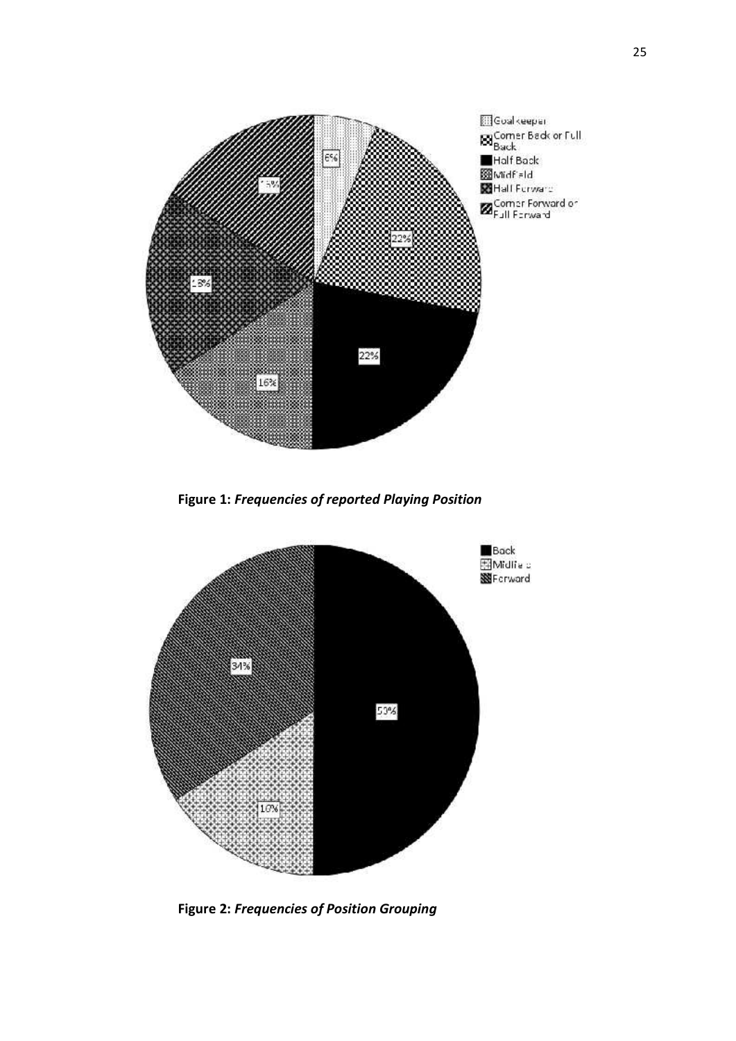**Figure 1:** ***Frequencies of reported Playing Position***

**Figure 2:** ***Frequencies of Position Grouping***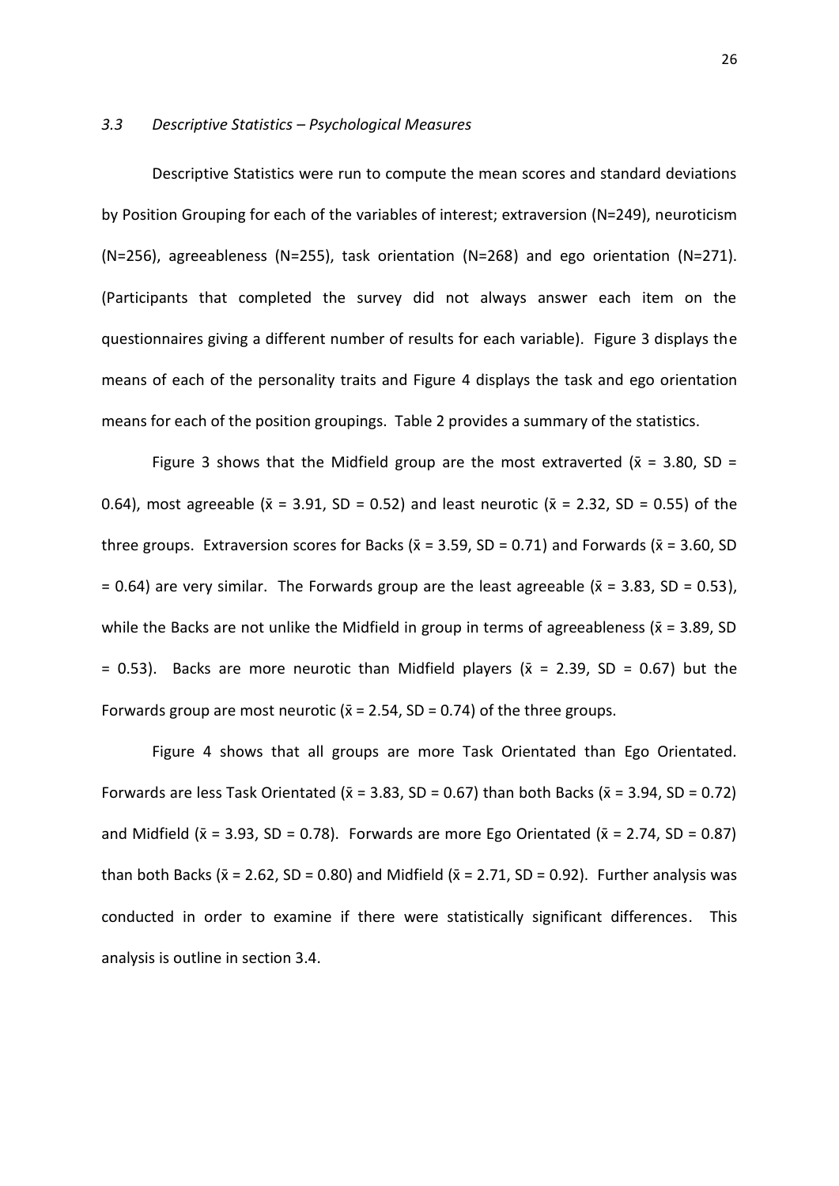### *3.3 Descriptive Statistics – Psychological Measures*

Descriptive Statistics were run to compute the mean scores and standard deviations by Position Grouping for each of the variables of interest; extraversion (N=249), neuroticism (N=256), agreeableness (N=255), task orientation (N=268) and ego orientation (N=271). (Participants that completed the survey did not always answer each item on the questionnaires giving a different number of results for each variable). Figure 3 displays the means of each of the personality traits and Figure 4 displays the task and ego orientation means for each of the position groupings. Table 2 provides a summary of the statistics.

Figure 3 shows that the Midfield group are the most extraverted ($\bar{x}$ = 3.80, SD = 0.64), most agreeable ($\bar{x}$ = 3.91, SD = 0.52) and least neurotic ($\bar{x}$ = 2.32, SD = 0.55) of the three groups. Extraversion scores for Backs ($\bar{x}$ = 3.59, SD = 0.71) and Forwards ($\bar{x}$ = 3.60, SD = 0.64) are very similar. The Forwards group are the least agreeable ($\bar{x}$ = 3.83, SD = 0.53), while the Backs are not unlike the Midfield in group in terms of agreeableness ($\bar{x}$ = 3.89, SD = 0.53). Backs are more neurotic than Midfield players ($\bar{x}$ = 2.39, SD = 0.67) but the Forwards group are most neurotic ($\bar{x}$ = 2.54, SD = 0.74) of the three groups.

Figure 4 shows that all groups are more Task Orientated than Ego Orientated. Forwards are less Task Orientated ($\bar{x}$ = 3.83, SD = 0.67) than both Backs ($\bar{x}$ = 3.94, SD = 0.72) and Midfield ($\bar{x}$ = 3.93, SD = 0.78). Forwards are more Ego Orientated ($\bar{x}$ = 2.74, SD = 0.87) than both Backs ($\bar{x}$ = 2.62, SD = 0.80) and Midfield ($\bar{x}$ = 2.71, SD = 0.92). Further analysis was conducted in order to examine if there were statistically significant differences. This analysis is outline in section 3.4.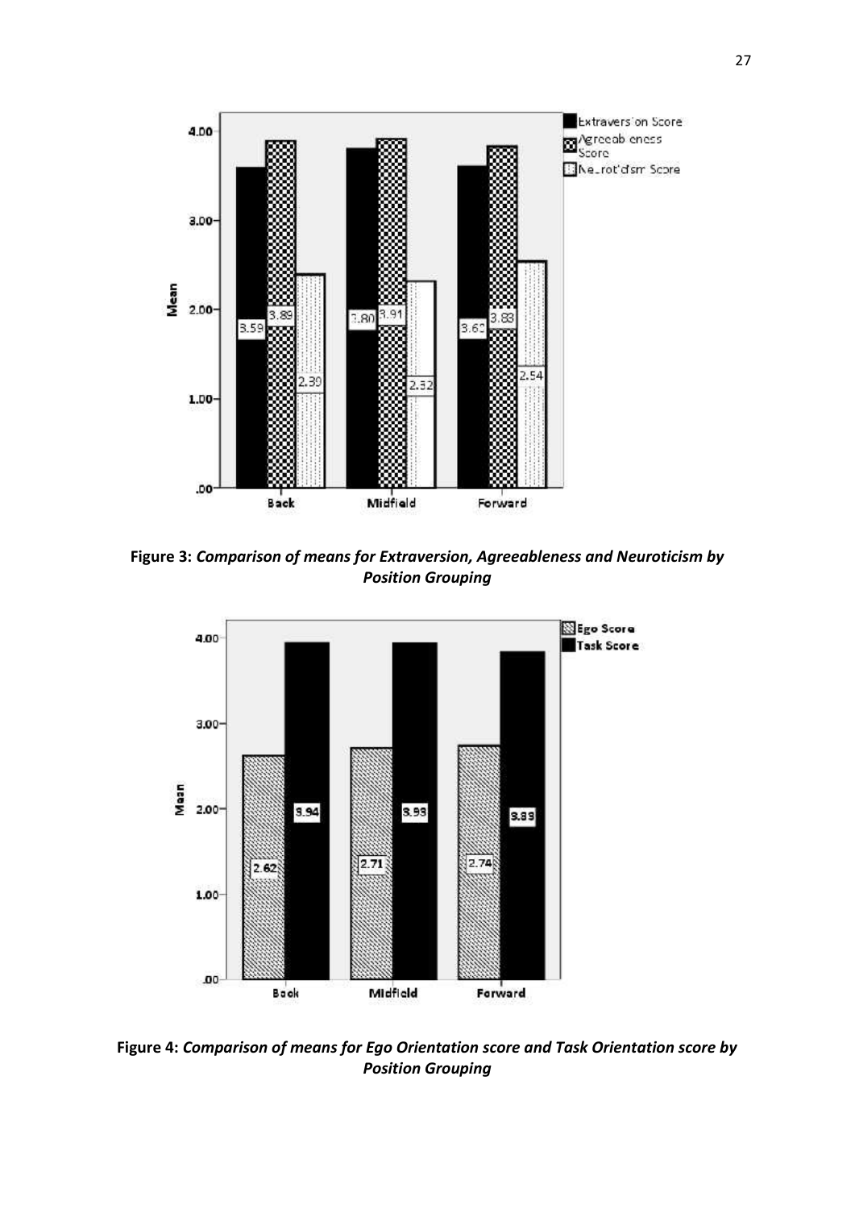**Figure 3:** ***Comparison of means for Extraversion, Agreeableness and Neuroticism by Position Grouping***

**Figure 4:** ***Comparison of means for Ego Orientation score and Task Orientation score by Position Grouping***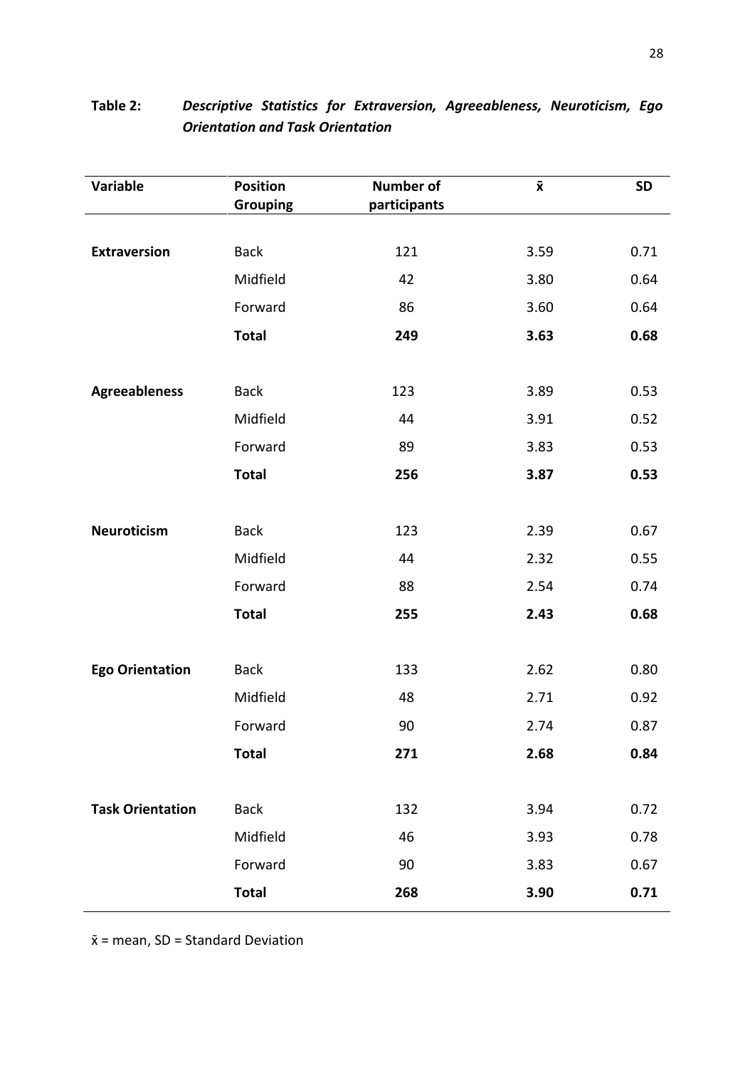**Table 2:** ***Descriptive Statistics for Extraversion, Agreeableness, Neuroticism, Ego Orientation and Task Orientation***

| Variable | Position Grouping | Number of participants | x̄ | SD |
|---|---|---|---|---|
| **Extraversion** | Back | 121 | 3.59 | 0.71 |
| | Midfield | 42 | 3.80 | 0.64 |
| | Forward | 86 | 3.60 | 0.64 |
| | **Total** | **249** | **3.63** | **0.68** |
| **Agreeableness** | Back | 123 | 3.89 | 0.53 |
| | Midfield | 44 | 3.91 | 0.52 |
| | Forward | 89 | 3.83 | 0.53 |
| | **Total** | **256** | **3.87** | **0.53** |
| **Neuroticism** | Back | 123 | 2.39 | 0.67 |
| | Midfield | 44 | 2.32 | 0.55 |
| | Forward | 88 | 2.54 | 0.74 |
| | **Total** | **255** | **2.43** | **0.68** |
| **Ego Orientation** | Back | 133 | 2.62 | 0.80 |
| | Midfield | 48 | 2.71 | 0.92 |
| | Forward | 90 | 2.74 | 0.87 |
| | **Total** | **271** | **2.68** | **0.84** |
| **Task Orientation** | Back | 132 | 3.94 | 0.72 |
| | Midfield | 46 | 3.93 | 0.78 |
| | Forward | 90 | 3.83 | 0.67 |
| | **Total** | **268** | **3.90** | **0.71** |

x̄ = mean, SD = Standard Deviation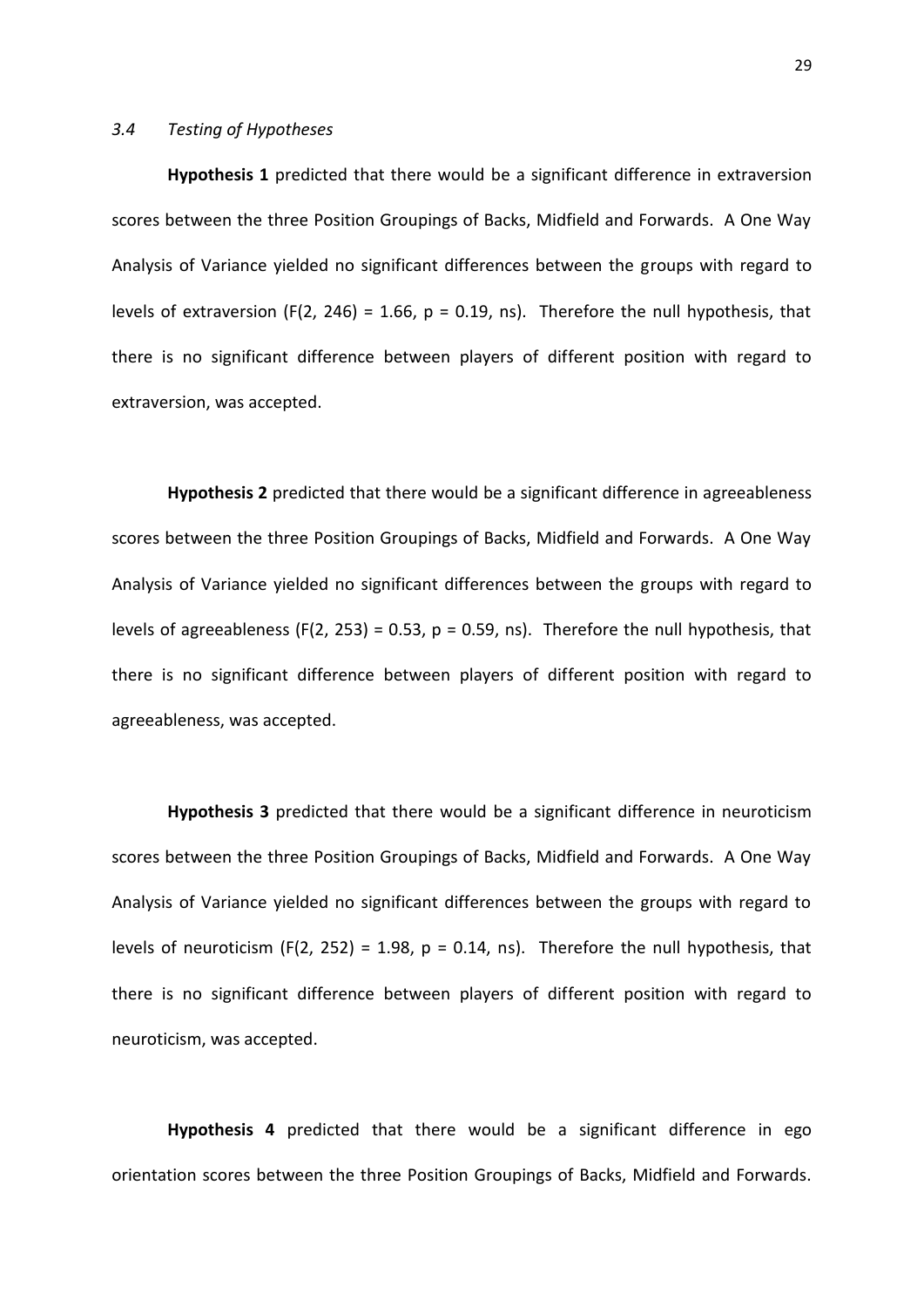### *3.4 Testing of Hypotheses*

**Hypothesis 1** predicted that there would be a significant difference in extraversion scores between the three Position Groupings of Backs, Midfield and Forwards. A One Way Analysis of Variance yielded no significant differences between the groups with regard to levels of extraversion ($F(2, 246) = 1.66$, $p = 0.19$, ns). Therefore the null hypothesis, that there is no significant difference between players of different position with regard to extraversion, was accepted.

**Hypothesis 2** predicted that there would be a significant difference in agreeableness scores between the three Position Groupings of Backs, Midfield and Forwards. A One Way Analysis of Variance yielded no significant differences between the groups with regard to levels of agreeableness ($F(2, 253) = 0.53$, $p = 0.59$, ns). Therefore the null hypothesis, that there is no significant difference between players of different position with regard to agreeableness, was accepted.

**Hypothesis 3** predicted that there would be a significant difference in neuroticism scores between the three Position Groupings of Backs, Midfield and Forwards. A One Way Analysis of Variance yielded no significant differences between the groups with regard to levels of neuroticism ($F(2, 252) = 1.98$, $p = 0.14$, ns). Therefore the null hypothesis, that there is no significant difference between players of different position with regard to neuroticism, was accepted.

**Hypothesis 4** predicted that there would be a significant difference in ego orientation scores between the three Position Groupings of Backs, Midfield and Forwards.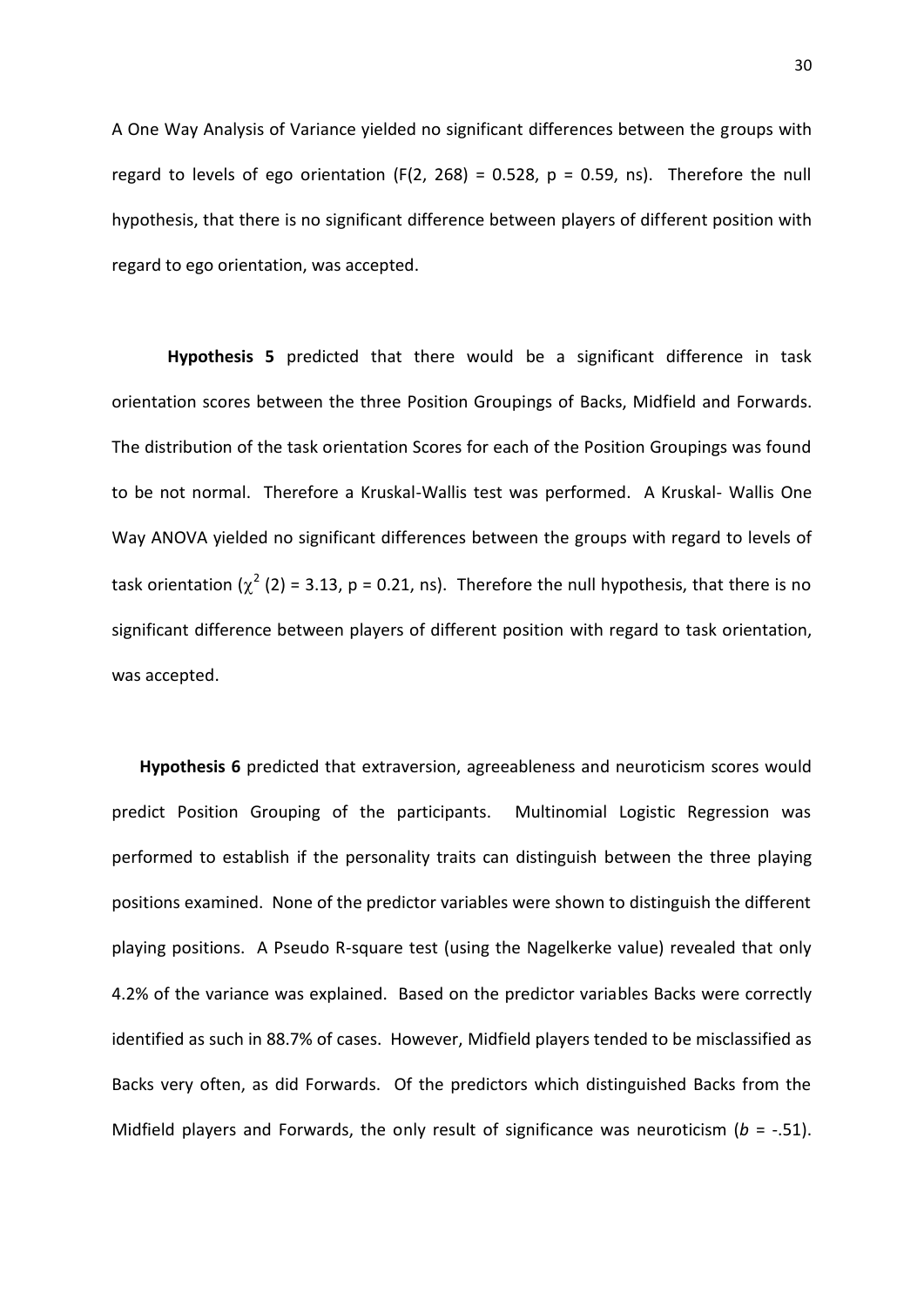A One Way Analysis of Variance yielded no significant differences between the groups with regard to levels of ego orientation ($F(2, 268) = 0.528$, $p = 0.59$, ns). Therefore the null hypothesis, that there is no significant difference between players of different position with regard to ego orientation, was accepted.

**Hypothesis 5** predicted that there would be a significant difference in task orientation scores between the three Position Groupings of Backs, Midfield and Forwards. The distribution of the task orientation Scores for each of the Position Groupings was found to be not normal. Therefore a Kruskal-Wallis test was performed. A Kruskal- Wallis One Way ANOVA yielded no significant differences between the groups with regard to levels of task orientation ($\chi^2$ (2) = 3.13, $p = 0.21$, ns). Therefore the null hypothesis, that there is no significant difference between players of different position with regard to task orientation, was accepted.

**Hypothesis 6** predicted that extraversion, agreeableness and neuroticism scores would predict Position Grouping of the participants. Multinomial Logistic Regression was performed to establish if the personality traits can distinguish between the three playing positions examined. None of the predictor variables were shown to distinguish the different playing positions. A Pseudo R-square test (using the Nagelkerke value) revealed that only 4.2% of the variance was explained. Based on the predictor variables Backs were correctly identified as such in 88.7% of cases. However, Midfield players tended to be misclassified as Backs very often, as did Forwards. Of the predictors which distinguished Backs from the Midfield players and Forwards, the only result of significance was neuroticism ($b$ = -.51).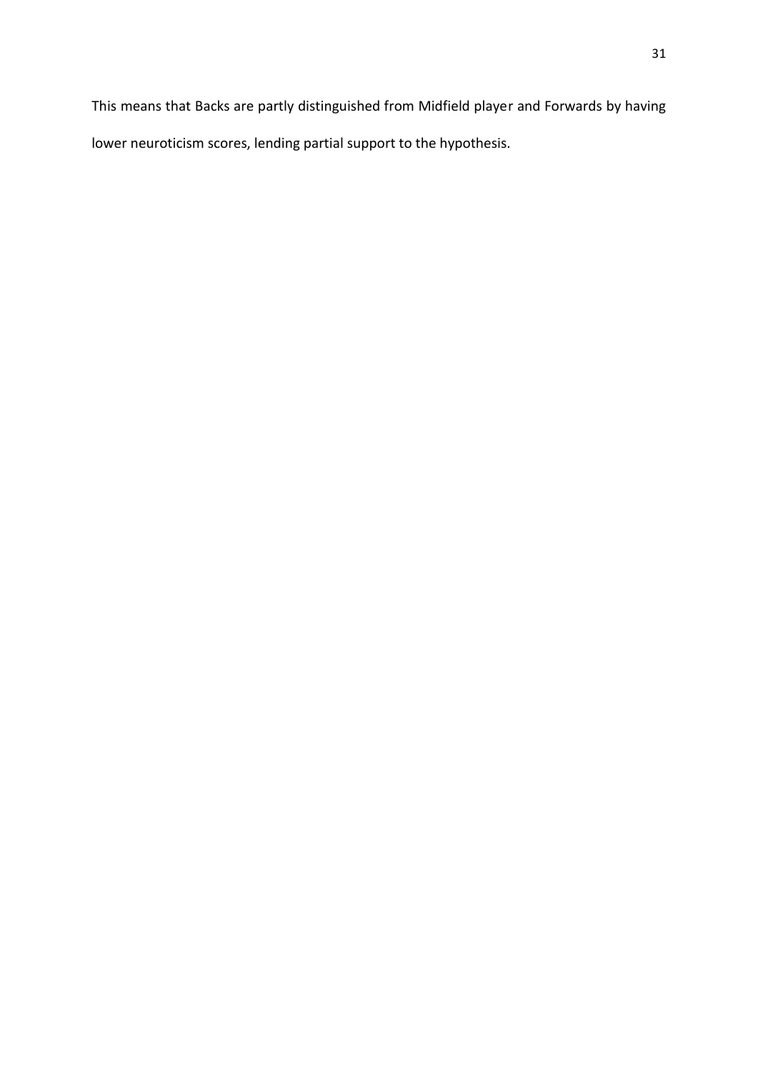This means that Backs are partly distinguished from Midfield player and Forwards by having lower neuroticism scores, lending partial support to the hypothesis.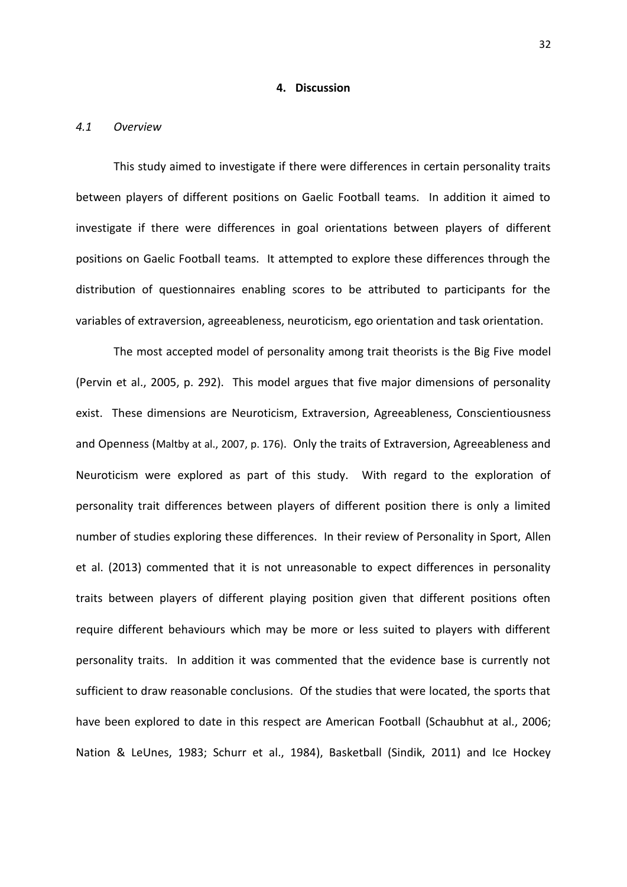## 4. Discussion

### *4.1 Overview*

This study aimed to investigate if there were differences in certain personality traits between players of different positions on Gaelic Football teams. In addition it aimed to investigate if there were differences in goal orientations between players of different positions on Gaelic Football teams. It attempted to explore these differences through the distribution of questionnaires enabling scores to be attributed to participants for the variables of extraversion, agreeableness, neuroticism, ego orientation and task orientation.

The most accepted model of personality among trait theorists is the Big Five model (Pervin et al., 2005, p. 292). This model argues that five major dimensions of personality exist. These dimensions are Neuroticism, Extraversion, Agreeableness, Conscientiousness and Openness (Maltby at al., 2007, p. 176). Only the traits of Extraversion, Agreeableness and Neuroticism were explored as part of this study. With regard to the exploration of personality trait differences between players of different position there is only a limited number of studies exploring these differences. In their review of Personality in Sport, Allen et al. (2013) commented that it is not unreasonable to expect differences in personality traits between players of different playing position given that different positions often require different behaviours which may be more or less suited to players with different personality traits. In addition it was commented that the evidence base is currently not sufficient to draw reasonable conclusions. Of the studies that were located, the sports that have been explored to date in this respect are American Football (Schaubhut at al., 2006; Nation & LeUnes, 1983; Schurr et al., 1984), Basketball (Sindik, 2011) and Ice Hockey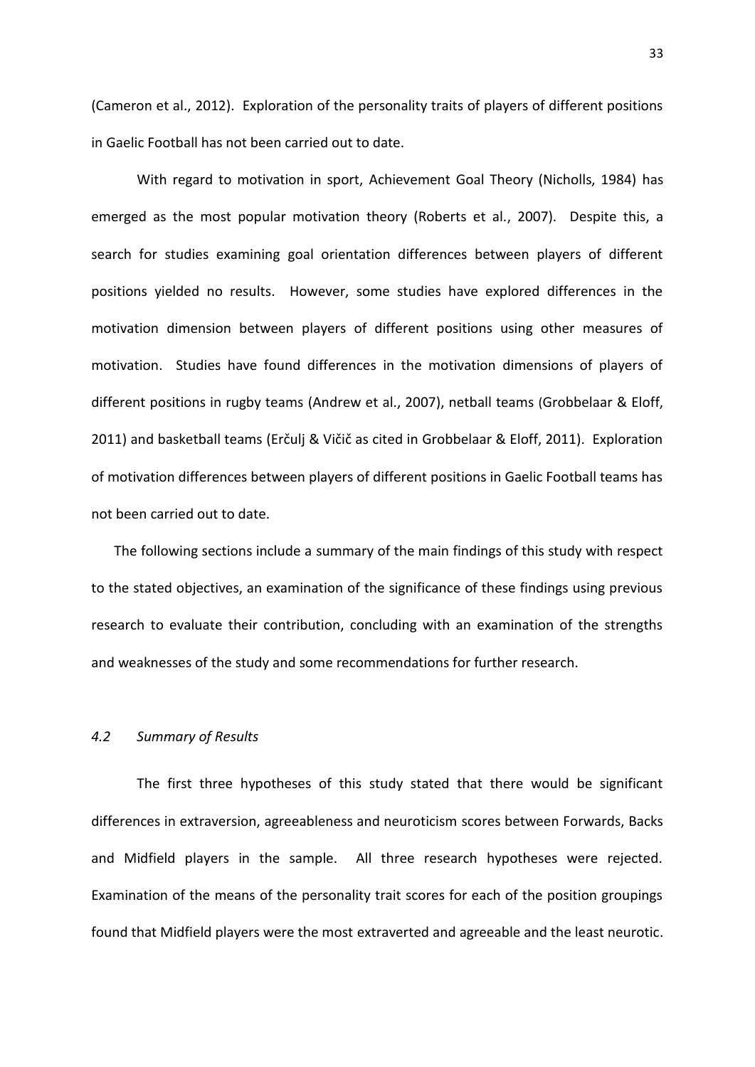(Cameron et al., 2012). Exploration of the personality traits of players of different positions in Gaelic Football has not been carried out to date.

With regard to motivation in sport, Achievement Goal Theory (Nicholls, 1984) has emerged as the most popular motivation theory (Roberts et al., 2007). Despite this, a search for studies examining goal orientation differences between players of different positions yielded no results. However, some studies have explored differences in the motivation dimension between players of different positions using other measures of motivation. Studies have found differences in the motivation dimensions of players of different positions in rugby teams (Andrew et al., 2007), netball teams (Grobbelaar & Eloff, 2011) and basketball teams (Erčulj & Vičič as cited in Grobbelaar & Eloff, 2011). Exploration of motivation differences between players of different positions in Gaelic Football teams has not been carried out to date.

The following sections include a summary of the main findings of this study with respect to the stated objectives, an examination of the significance of these findings using previous research to evaluate their contribution, concluding with an examination of the strengths and weaknesses of the study and some recommendations for further research.

### *4.2 Summary of Results*

The first three hypotheses of this study stated that there would be significant differences in extraversion, agreeableness and neuroticism scores between Forwards, Backs and Midfield players in the sample. All three research hypotheses were rejected. Examination of the means of the personality trait scores for each of the position groupings found that Midfield players were the most extraverted and agreeable and the least neurotic.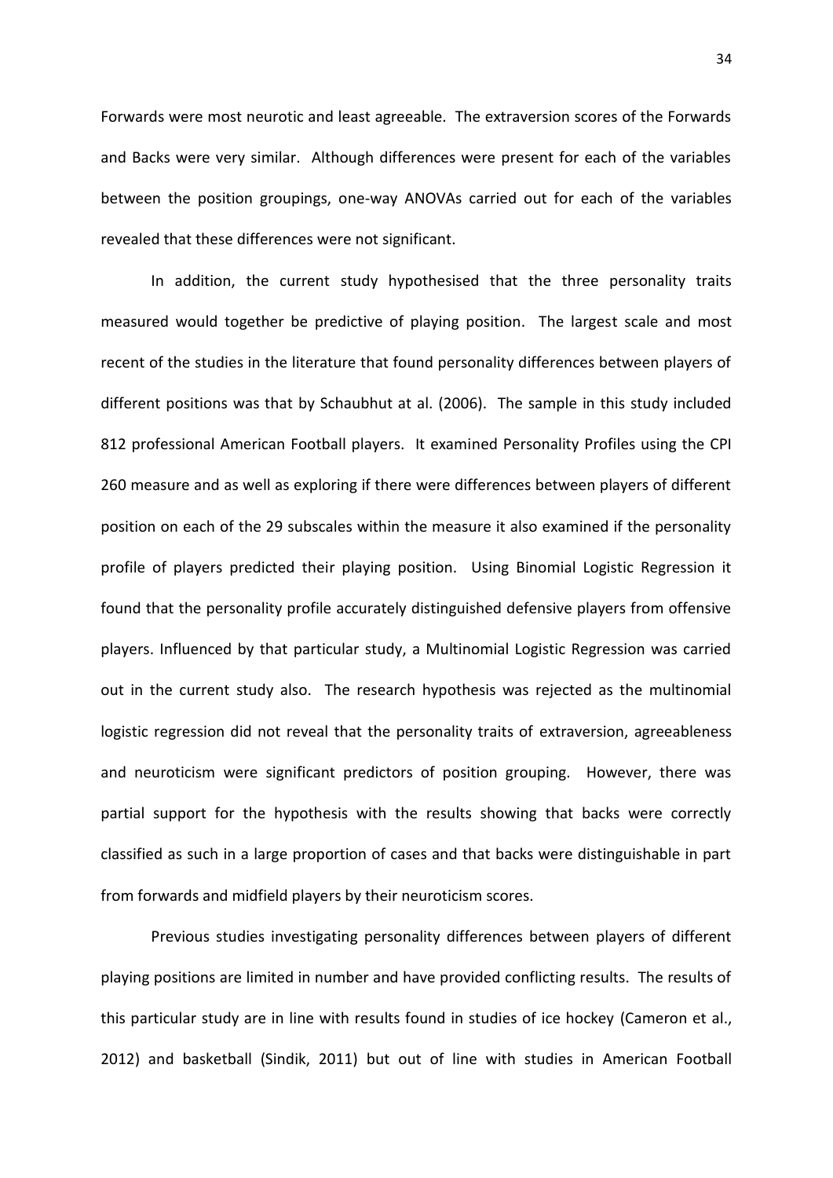Forwards were most neurotic and least agreeable. The extraversion scores of the Forwards and Backs were very similar. Although differences were present for each of the variables between the position groupings, one-way ANOVAs carried out for each of the variables revealed that these differences were not significant.

In addition, the current study hypothesised that the three personality traits measured would together be predictive of playing position. The largest scale and most recent of the studies in the literature that found personality differences between players of different positions was that by Schaubhut at al. (2006). The sample in this study included 812 professional American Football players. It examined Personality Profiles using the CPI 260 measure and as well as exploring if there were differences between players of different position on each of the 29 subscales within the measure it also examined if the personality profile of players predicted their playing position. Using Binomial Logistic Regression it found that the personality profile accurately distinguished defensive players from offensive players. Influenced by that particular study, a Multinomial Logistic Regression was carried out in the current study also. The research hypothesis was rejected as the multinomial logistic regression did not reveal that the personality traits of extraversion, agreeableness and neuroticism were significant predictors of position grouping. However, there was partial support for the hypothesis with the results showing that backs were correctly classified as such in a large proportion of cases and that backs were distinguishable in part from forwards and midfield players by their neuroticism scores.

Previous studies investigating personality differences between players of different playing positions are limited in number and have provided conflicting results. The results of this particular study are in line with results found in studies of ice hockey (Cameron et al., 2012) and basketball (Sindik, 2011) but out of line with studies in American Football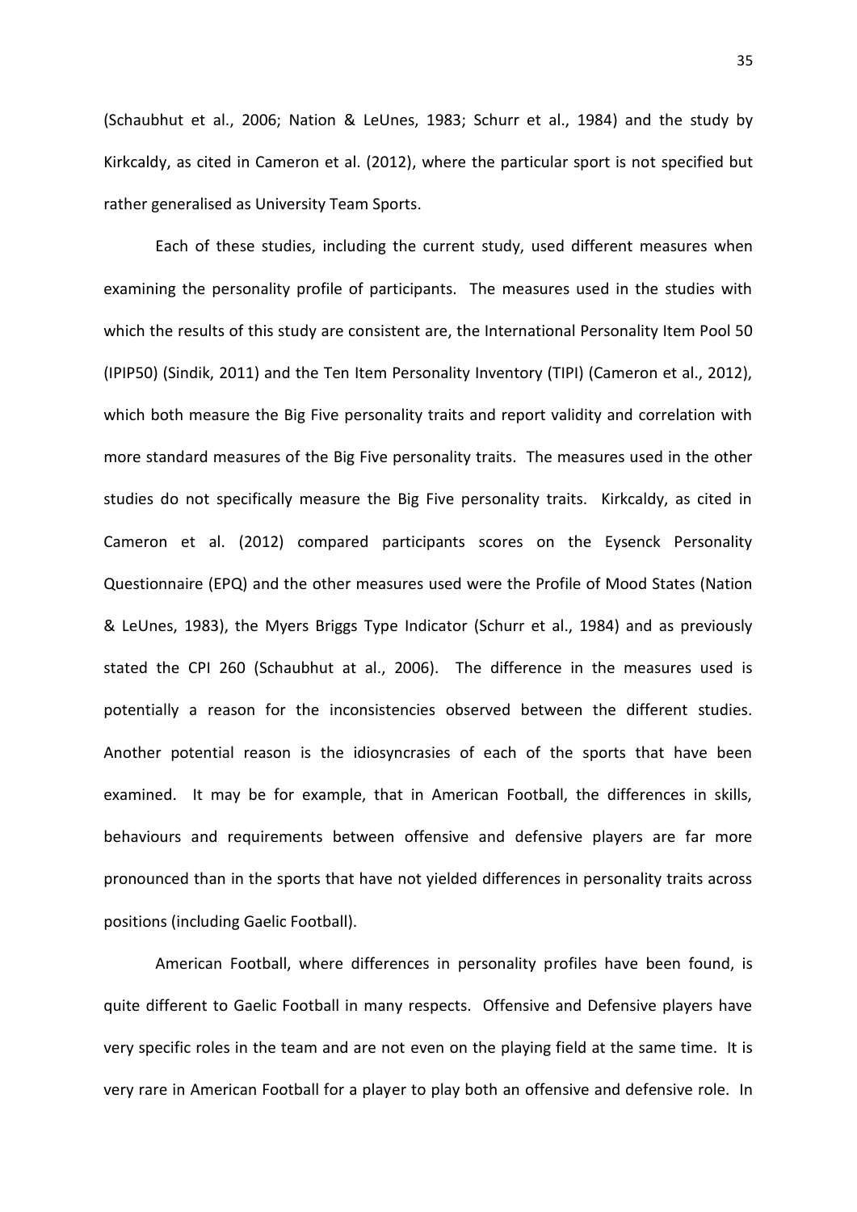(Schaubhut et al., 2006; Nation & LeUnes, 1983; Schurr et al., 1984) and the study by Kirkcaldy, as cited in Cameron et al. (2012), where the particular sport is not specified but rather generalised as University Team Sports.

Each of these studies, including the current study, used different measures when examining the personality profile of participants. The measures used in the studies with which the results of this study are consistent are, the International Personality Item Pool 50 (IPIP50) (Sindik, 2011) and the Ten Item Personality Inventory (TIPI) (Cameron et al., 2012), which both measure the Big Five personality traits and report validity and correlation with more standard measures of the Big Five personality traits. The measures used in the other studies do not specifically measure the Big Five personality traits. Kirkcaldy, as cited in Cameron et al. (2012) compared participants scores on the Eysenck Personality Questionnaire (EPQ) and the other measures used were the Profile of Mood States (Nation & LeUnes, 1983), the Myers Briggs Type Indicator (Schurr et al., 1984) and as previously stated the CPI 260 (Schaubhut at al., 2006). The difference in the measures used is potentially a reason for the inconsistencies observed between the different studies. Another potential reason is the idiosyncrasies of each of the sports that have been examined. It may be for example, that in American Football, the differences in skills, behaviours and requirements between offensive and defensive players are far more pronounced than in the sports that have not yielded differences in personality traits across positions (including Gaelic Football).

American Football, where differences in personality profiles have been found, is quite different to Gaelic Football in many respects. Offensive and Defensive players have very specific roles in the team and are not even on the playing field at the same time. It is very rare in American Football for a player to play both an offensive and defensive role. In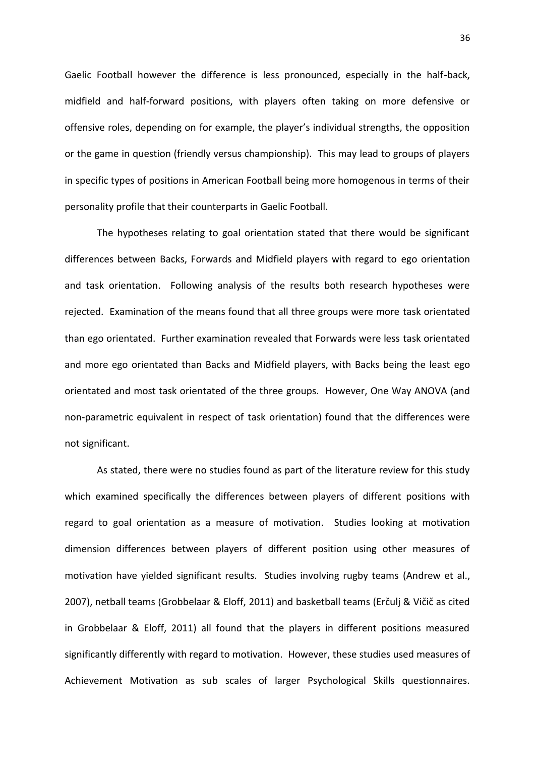Gaelic Football however the difference is less pronounced, especially in the half-back, midfield and half-forward positions, with players often taking on more defensive or offensive roles, depending on for example, the player's individual strengths, the opposition or the game in question (friendly versus championship). This may lead to groups of players in specific types of positions in American Football being more homogenous in terms of their personality profile that their counterparts in Gaelic Football.

The hypotheses relating to goal orientation stated that there would be significant differences between Backs, Forwards and Midfield players with regard to ego orientation and task orientation. Following analysis of the results both research hypotheses were rejected. Examination of the means found that all three groups were more task orientated than ego orientated. Further examination revealed that Forwards were less task orientated and more ego orientated than Backs and Midfield players, with Backs being the least ego orientated and most task orientated of the three groups. However, One Way ANOVA (and non-parametric equivalent in respect of task orientation) found that the differences were not significant.

As stated, there were no studies found as part of the literature review for this study which examined specifically the differences between players of different positions with regard to goal orientation as a measure of motivation. Studies looking at motivation dimension differences between players of different position using other measures of motivation have yielded significant results. Studies involving rugby teams (Andrew et al., 2007), netball teams (Grobbelaar & Eloff, 2011) and basketball teams (Erčulj & Vičič as cited in Grobbelaar & Eloff, 2011) all found that the players in different positions measured significantly differently with regard to motivation. However, these studies used measures of Achievement Motivation as sub scales of larger Psychological Skills questionnaires.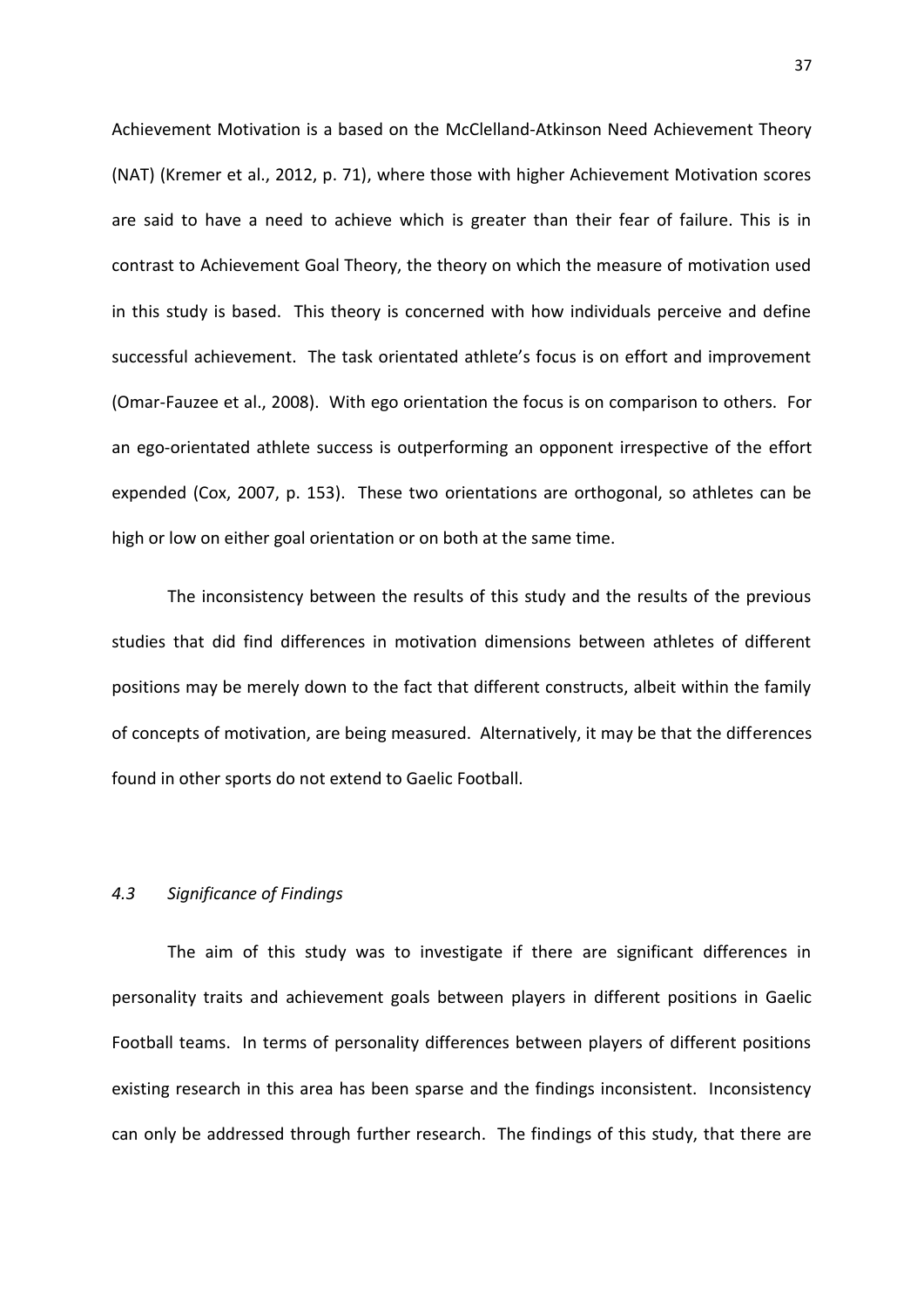Achievement Motivation is a based on the McClelland-Atkinson Need Achievement Theory (NAT) (Kremer et al., 2012, p. 71), where those with higher Achievement Motivation scores are said to have a need to achieve which is greater than their fear of failure. This is in contrast to Achievement Goal Theory, the theory on which the measure of motivation used in this study is based. This theory is concerned with how individuals perceive and define successful achievement. The task orientated athlete's focus is on effort and improvement (Omar-Fauzee et al., 2008). With ego orientation the focus is on comparison to others. For an ego-orientated athlete success is outperforming an opponent irrespective of the effort expended (Cox, 2007, p. 153). These two orientations are orthogonal, so athletes can be high or low on either goal orientation or on both at the same time.

The inconsistency between the results of this study and the results of the previous studies that did find differences in motivation dimensions between athletes of different positions may be merely down to the fact that different constructs, albeit within the family of concepts of motivation, are being measured. Alternatively, it may be that the differences found in other sports do not extend to Gaelic Football.

### *4.3 Significance of Findings*

The aim of this study was to investigate if there are significant differences in personality traits and achievement goals between players in different positions in Gaelic Football teams. In terms of personality differences between players of different positions existing research in this area has been sparse and the findings inconsistent. Inconsistency can only be addressed through further research. The findings of this study, that there are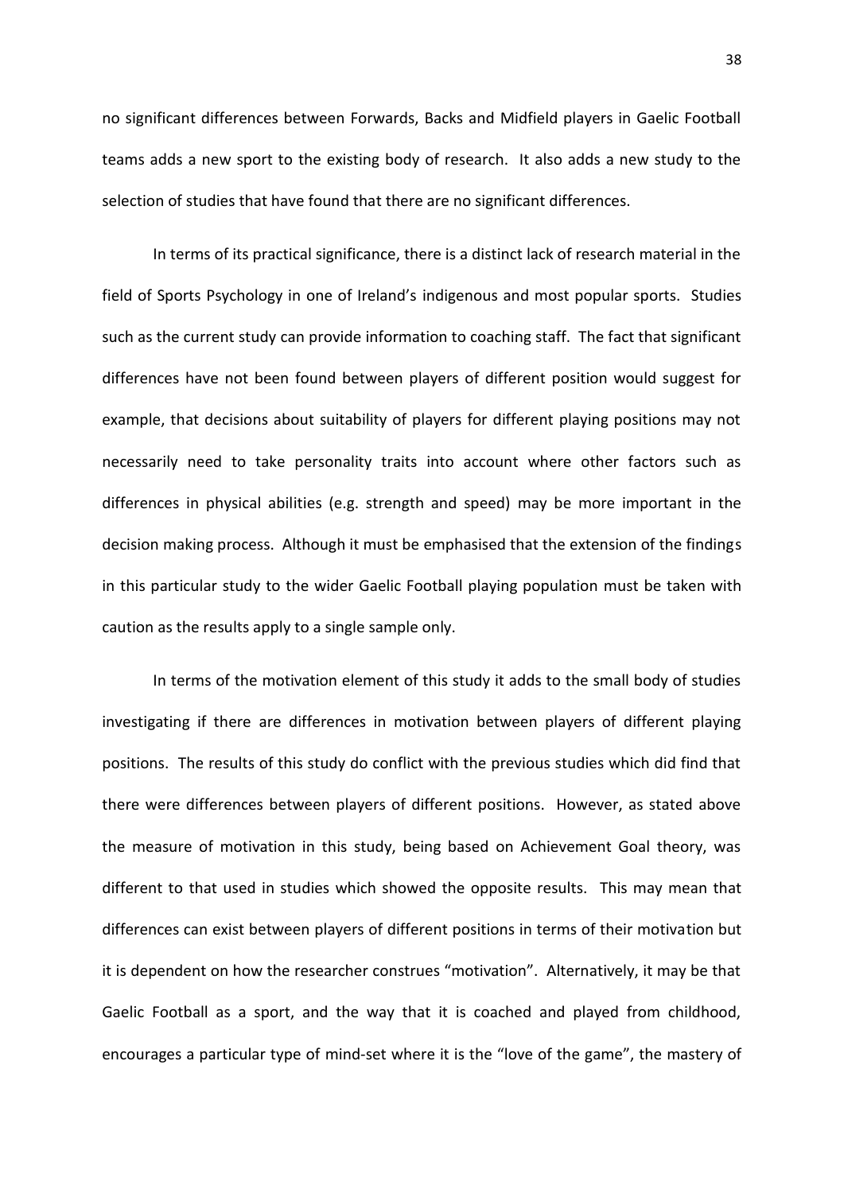no significant differences between Forwards, Backs and Midfield players in Gaelic Football teams adds a new sport to the existing body of research. It also adds a new study to the selection of studies that have found that there are no significant differences.

In terms of its practical significance, there is a distinct lack of research material in the field of Sports Psychology in one of Ireland's indigenous and most popular sports. Studies such as the current study can provide information to coaching staff. The fact that significant differences have not been found between players of different position would suggest for example, that decisions about suitability of players for different playing positions may not necessarily need to take personality traits into account where other factors such as differences in physical abilities (e.g. strength and speed) may be more important in the decision making process. Although it must be emphasised that the extension of the findings in this particular study to the wider Gaelic Football playing population must be taken with caution as the results apply to a single sample only.

In terms of the motivation element of this study it adds to the small body of studies investigating if there are differences in motivation between players of different playing positions. The results of this study do conflict with the previous studies which did find that there were differences between players of different positions. However, as stated above the measure of motivation in this study, being based on Achievement Goal theory, was different to that used in studies which showed the opposite results. This may mean that differences can exist between players of different positions in terms of their motivation but it is dependent on how the researcher construes "motivation". Alternatively, it may be that Gaelic Football as a sport, and the way that it is coached and played from childhood, encourages a particular type of mind-set where it is the "love of the game", the mastery of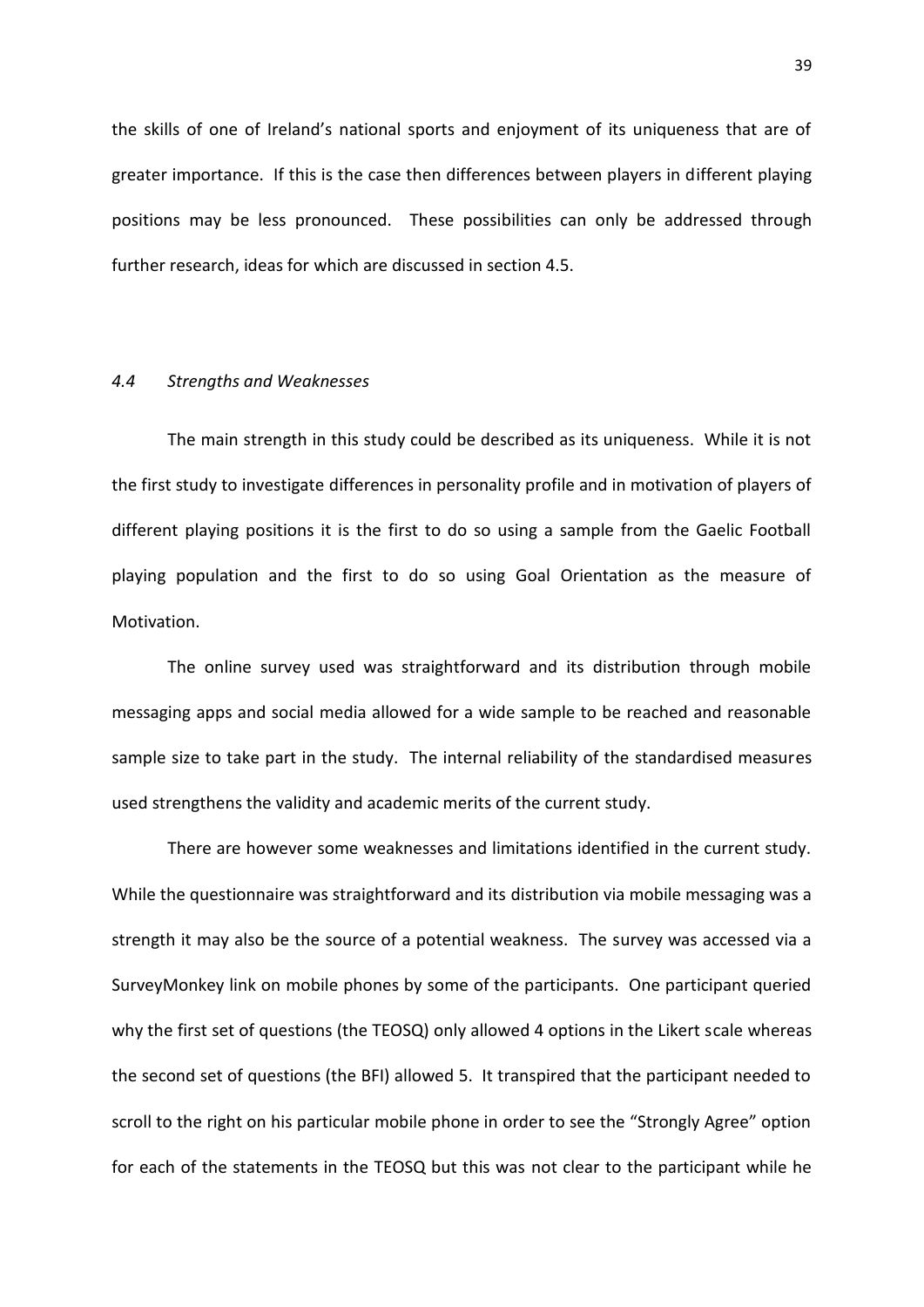the skills of one of Ireland's national sports and enjoyment of its uniqueness that are of greater importance. If this is the case then differences between players in different playing positions may be less pronounced. These possibilities can only be addressed through further research, ideas for which are discussed in section 4.5.

### *4.4 Strengths and Weaknesses*

The main strength in this study could be described as its uniqueness. While it is not the first study to investigate differences in personality profile and in motivation of players of different playing positions it is the first to do so using a sample from the Gaelic Football playing population and the first to do so using Goal Orientation as the measure of Motivation.

The online survey used was straightforward and its distribution through mobile messaging apps and social media allowed for a wide sample to be reached and reasonable sample size to take part in the study. The internal reliability of the standardised measures used strengthens the validity and academic merits of the current study.

There are however some weaknesses and limitations identified in the current study. While the questionnaire was straightforward and its distribution via mobile messaging was a strength it may also be the source of a potential weakness. The survey was accessed via a SurveyMonkey link on mobile phones by some of the participants. One participant queried why the first set of questions (the TEOSQ) only allowed 4 options in the Likert scale whereas the second set of questions (the BFI) allowed 5. It transpired that the participant needed to scroll to the right on his particular mobile phone in order to see the "Strongly Agree" option for each of the statements in the TEOSQ but this was not clear to the participant while he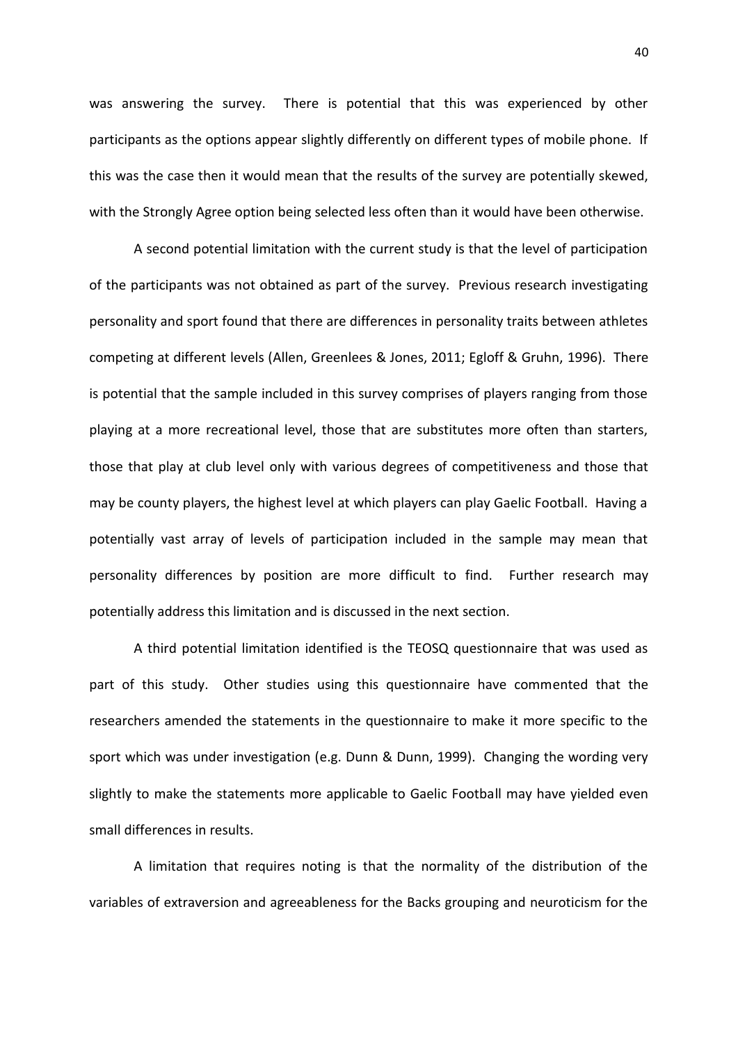was answering the survey. There is potential that this was experienced by other participants as the options appear slightly differently on different types of mobile phone. If this was the case then it would mean that the results of the survey are potentially skewed, with the Strongly Agree option being selected less often than it would have been otherwise.

A second potential limitation with the current study is that the level of participation of the participants was not obtained as part of the survey. Previous research investigating personality and sport found that there are differences in personality traits between athletes competing at different levels (Allen, Greenlees & Jones, 2011; Egloff & Gruhn, 1996). There is potential that the sample included in this survey comprises of players ranging from those playing at a more recreational level, those that are substitutes more often than starters, those that play at club level only with various degrees of competitiveness and those that may be county players, the highest level at which players can play Gaelic Football. Having a potentially vast array of levels of participation included in the sample may mean that personality differences by position are more difficult to find. Further research may potentially address this limitation and is discussed in the next section.

A third potential limitation identified is the TEOSQ questionnaire that was used as part of this study. Other studies using this questionnaire have commented that the researchers amended the statements in the questionnaire to make it more specific to the sport which was under investigation (e.g. Dunn & Dunn, 1999). Changing the wording very slightly to make the statements more applicable to Gaelic Football may have yielded even small differences in results.

A limitation that requires noting is that the normality of the distribution of the variables of extraversion and agreeableness for the Backs grouping and neuroticism for the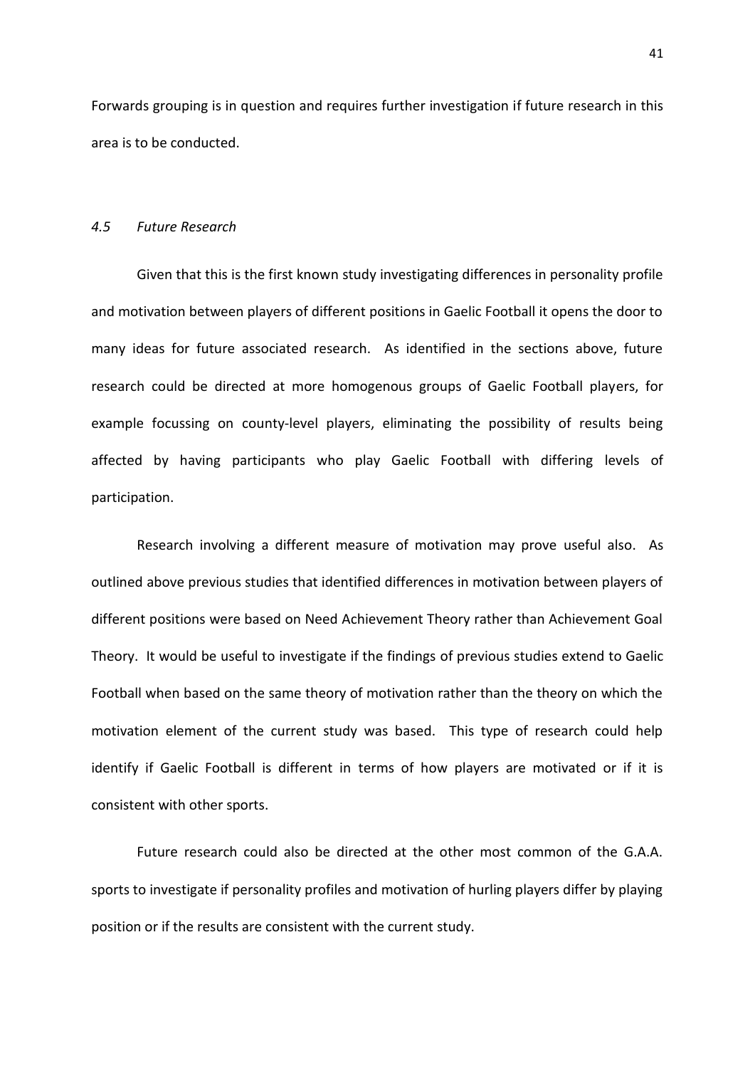Forwards grouping is in question and requires further investigation if future research in this area is to be conducted.

### *4.5 Future Research*

Given that this is the first known study investigating differences in personality profile and motivation between players of different positions in Gaelic Football it opens the door to many ideas for future associated research. As identified in the sections above, future research could be directed at more homogenous groups of Gaelic Football players, for example focussing on county-level players, eliminating the possibility of results being affected by having participants who play Gaelic Football with differing levels of participation.

Research involving a different measure of motivation may prove useful also. As outlined above previous studies that identified differences in motivation between players of different positions were based on Need Achievement Theory rather than Achievement Goal Theory. It would be useful to investigate if the findings of previous studies extend to Gaelic Football when based on the same theory of motivation rather than the theory on which the motivation element of the current study was based. This type of research could help identify if Gaelic Football is different in terms of how players are motivated or if it is consistent with other sports.

Future research could also be directed at the other most common of the G.A.A. sports to investigate if personality profiles and motivation of hurling players differ by playing position or if the results are consistent with the current study.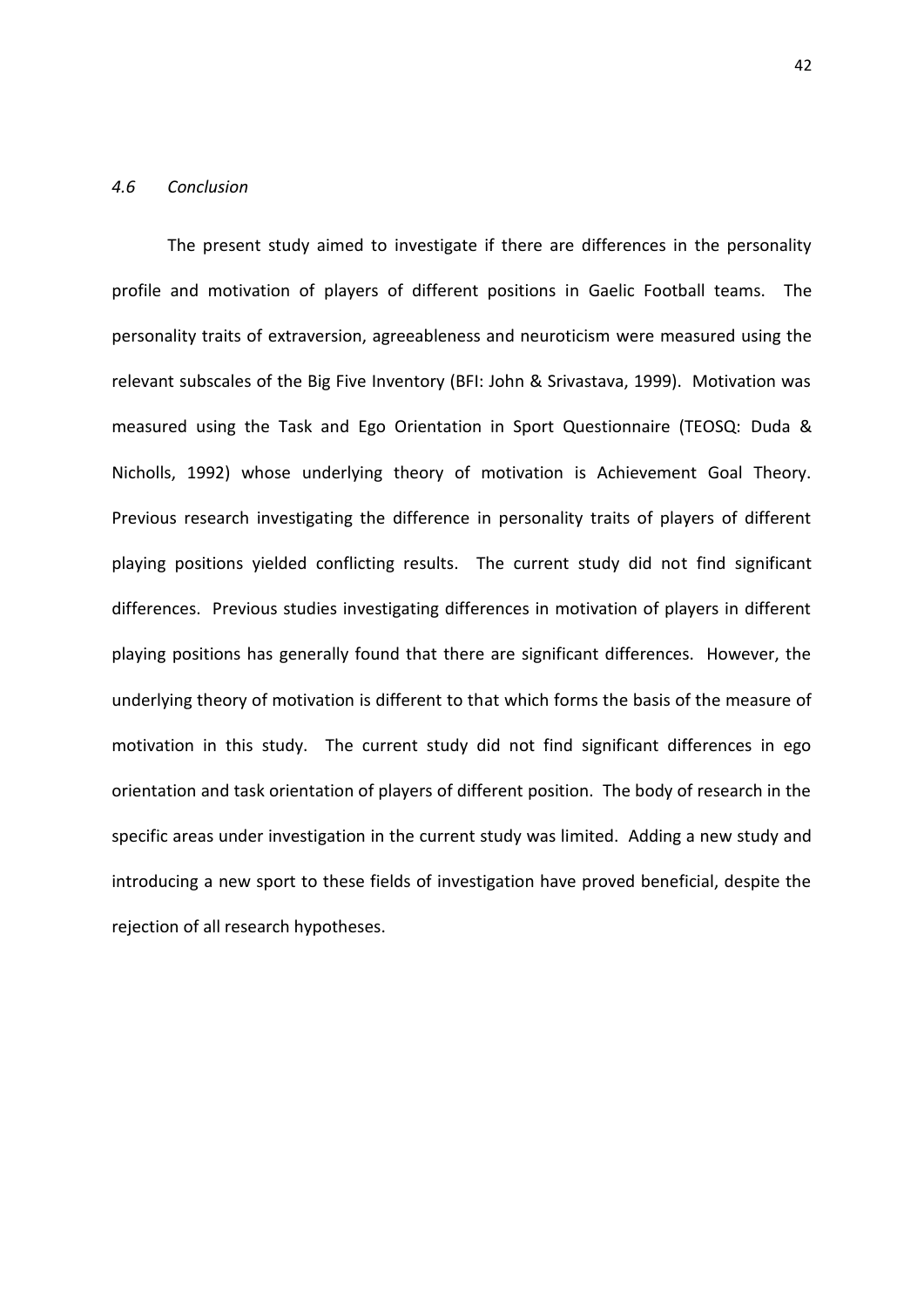### *4.6 Conclusion*

The present study aimed to investigate if there are differences in the personality profile and motivation of players of different positions in Gaelic Football teams. The personality traits of extraversion, agreeableness and neuroticism were measured using the relevant subscales of the Big Five Inventory (BFI: John & Srivastava, 1999). Motivation was measured using the Task and Ego Orientation in Sport Questionnaire (TEOSQ: Duda & Nicholls, 1992) whose underlying theory of motivation is Achievement Goal Theory. Previous research investigating the difference in personality traits of players of different playing positions yielded conflicting results. The current study did not find significant differences. Previous studies investigating differences in motivation of players in different playing positions has generally found that there are significant differences. However, the underlying theory of motivation is different to that which forms the basis of the measure of motivation in this study. The current study did not find significant differences in ego orientation and task orientation of players of different position. The body of research in the specific areas under investigation in the current study was limited. Adding a new study and introducing a new sport to these fields of investigation have proved beneficial, despite the rejection of all research hypotheses.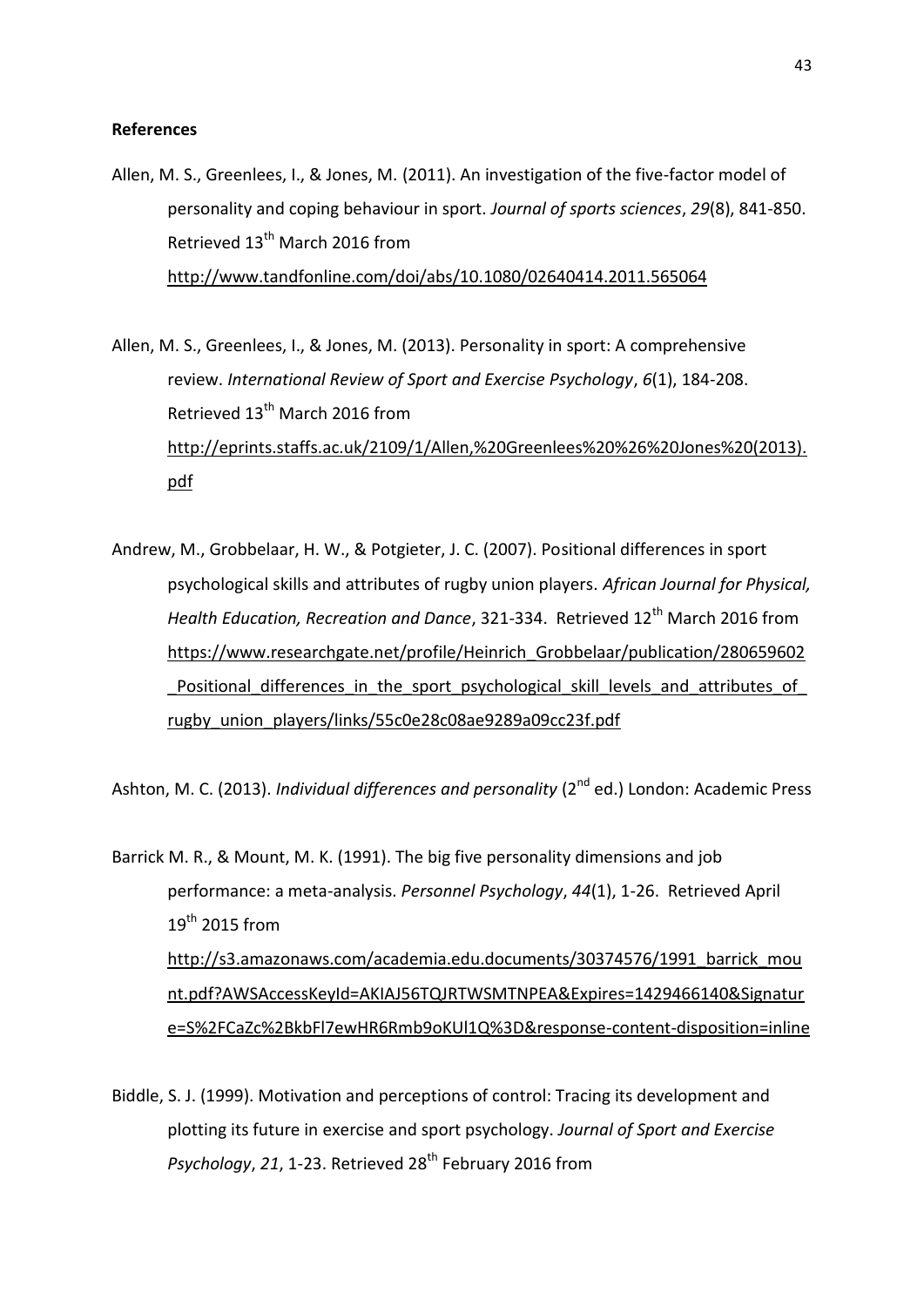**References**

Allen, M. S., Greenlees, I., & Jones, M. (2011). An investigation of the five-factor model of personality and coping behaviour in sport. *Journal of sports sciences*, *29*(8), 841-850. Retrieved 13th March 2016 from http://www.tandfonline.com/doi/abs/10.1080/02640414.2011.565064

Allen, M. S., Greenlees, I., & Jones, M. (2013). Personality in sport: A comprehensive review. *International Review of Sport and Exercise Psychology*, *6*(1), 184-208. Retrieved 13th March 2016 from http://eprints.staffs.ac.uk/2109/1/Allen,%20Greenlees%20%26%20Jones%20(2013).pdf

Andrew, M., Grobbelaar, H. W., & Potgieter, J. C. (2007). Positional differences in sport psychological skills and attributes of rugby union players. *African Journal for Physical, Health Education, Recreation and Dance*, 321-334. Retrieved 12th March 2016 from https://www.researchgate.net/profile/Heinrich_Grobbelaar/publication/280659602_Positional_differences_in_the_sport_psychological_skill_levels_and_attributes_of_rugby_union_players/links/55c0e28c08ae9289a09cc23f.pdf

Ashton, M. C. (2013). *Individual differences and personality* (2nd ed.) London: Academic Press

Barrick M. R., & Mount, M. K. (1991). The big five personality dimensions and job performance: a meta-analysis. *Personnel Psychology*, *44*(1), 1-26. Retrieved April 19th 2015 from http://s3.amazonaws.com/academia.edu.documents/30374576/1991_barrick_mount.pdf?AWSAccessKeyId=AKIAJ56TQJRTWSMTNPEA&Expires=1429466140&Signature=S%2FCaZc%2BkbFl7ewHR6Rmb9oKUl1Q%3D&response-content-disposition=inline

Biddle, S. J. (1999). Motivation and perceptions of control: Tracing its development and plotting its future in exercise and sport psychology. *Journal of Sport and Exercise Psychology*, *21*, 1-23. Retrieved 28th February 2016 from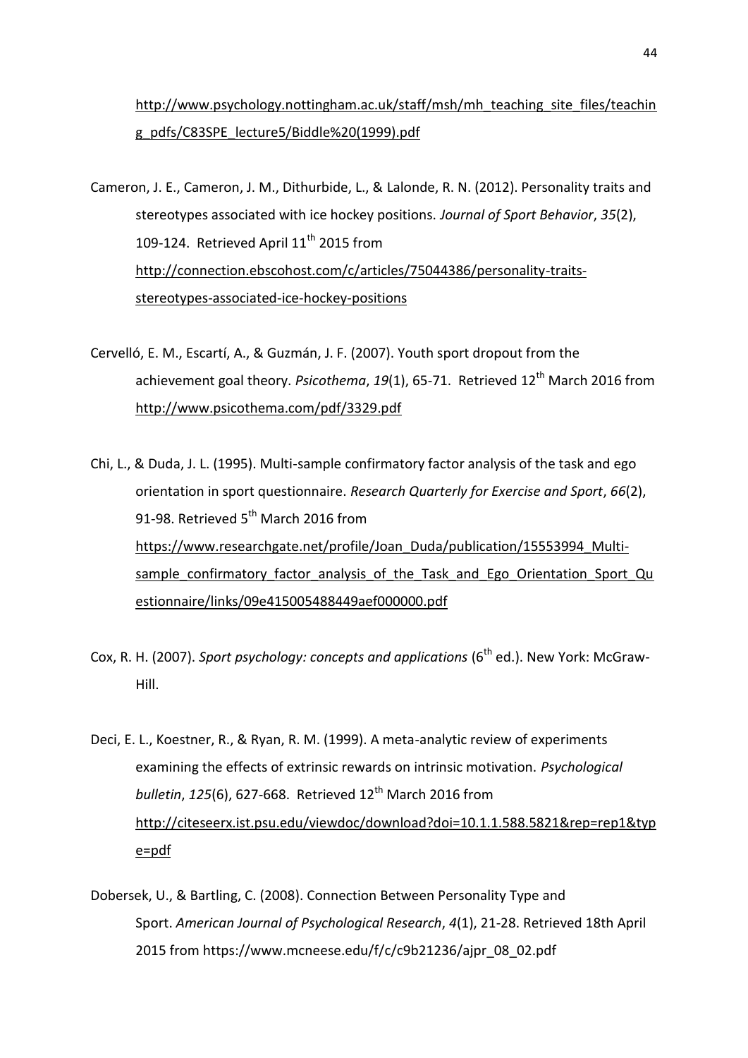http://www.psychology.nottingham.ac.uk/staff/msh/mh_teaching_site_files/teaching_pdfs/C83SPE_lecture5/Biddle%20(1999).pdf

Cameron, J. E., Cameron, J. M., Dithurbide, L., & Lalonde, R. N. (2012). Personality traits and stereotypes associated with ice hockey positions. *Journal of Sport Behavior*, *35*(2), 109-124. Retrieved April 11th 2015 from http://connection.ebscohost.com/c/articles/75044386/personality-traits-stereotypes-associated-ice-hockey-positions

Cervelló, E. M., Escartí, A., & Guzmán, J. F. (2007). Youth sport dropout from the achievement goal theory. *Psicothema*, *19*(1), 65-71. Retrieved 12th March 2016 from http://www.psicothema.com/pdf/3329.pdf

Chi, L., & Duda, J. L. (1995). Multi-sample confirmatory factor analysis of the task and ego orientation in sport questionnaire. *Research Quarterly for Exercise and Sport*, *66*(2), 91-98. Retrieved 5th March 2016 from https://www.researchgate.net/profile/Joan_Duda/publication/15553994_Multi-sample_confirmatory_factor_analysis_of_the_Task_and_Ego_Orientation_Sport_Questionnaire/links/09e415005488449aef000000.pdf

Cox, R. H. (2007). *Sport psychology: concepts and applications* (6th ed.). New York: McGraw-Hill.

Deci, E. L., Koestner, R., & Ryan, R. M. (1999). A meta-analytic review of experiments examining the effects of extrinsic rewards on intrinsic motivation. *Psychological bulletin*, *125*(6), 627-668. Retrieved 12th March 2016 from http://citeseerx.ist.psu.edu/viewdoc/download?doi=10.1.1.588.5821&rep=rep1&type=pdf

Dobersek, U., & Bartling, C. (2008). Connection Between Personality Type and Sport. *American Journal of Psychological Research*, *4*(1), 21-28. Retrieved 18th April 2015 from https://www.mcneese.edu/f/c/c9b21236/ajpr_08_02.pdf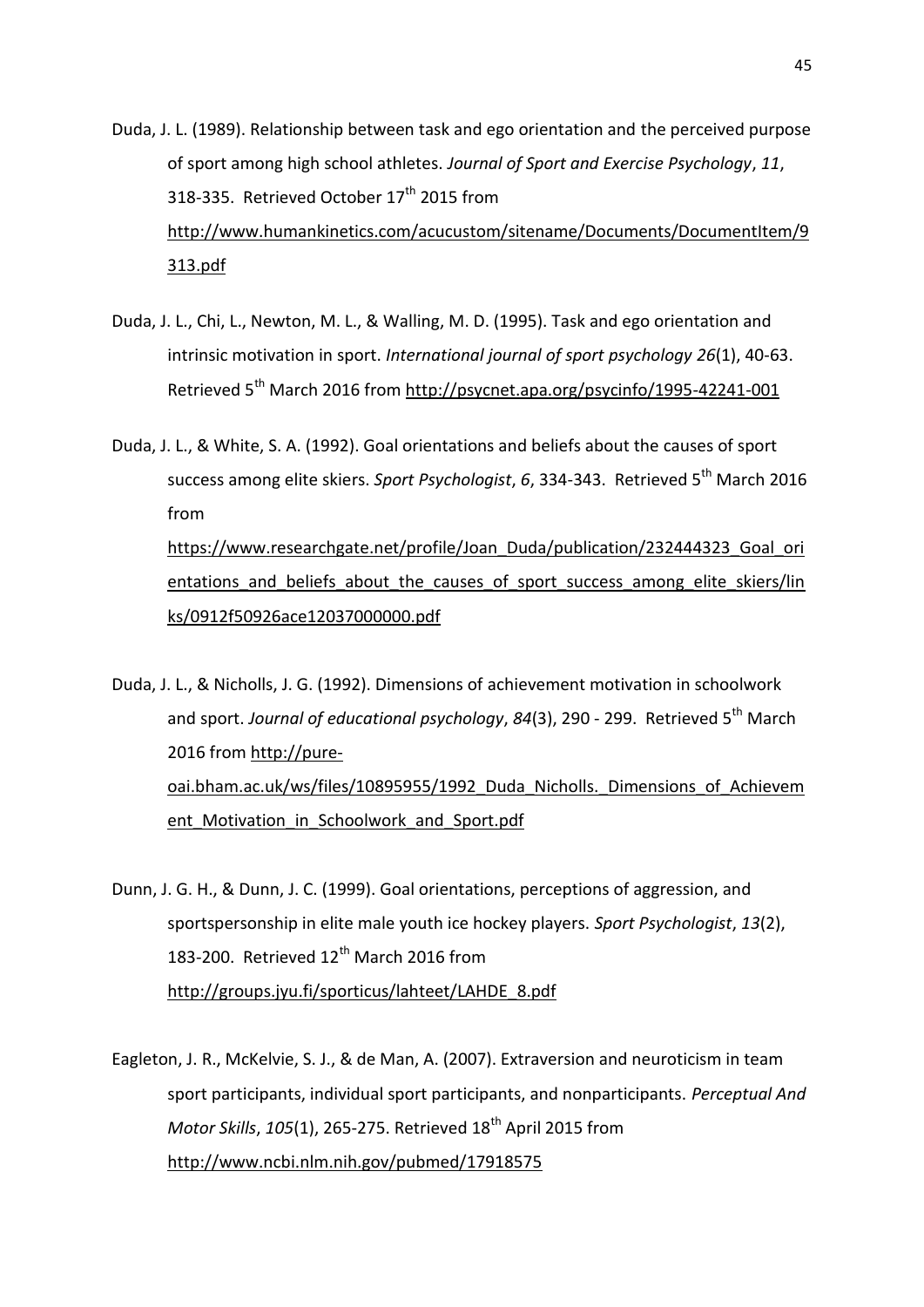Duda, J. L. (1989). Relationship between task and ego orientation and the perceived purpose of sport among high school athletes. *Journal of Sport and Exercise Psychology*, *11*, 318-335. Retrieved October 17th 2015 from http://www.humankinetics.com/acucustom/sitename/Documents/DocumentItem/9313.pdf

Duda, J. L., Chi, L., Newton, M. L., & Walling, M. D. (1995). Task and ego orientation and intrinsic motivation in sport. *International journal of sport psychology 26*(1), 40-63. Retrieved 5th March 2016 from http://psycnet.apa.org/psycinfo/1995-42241-001

Duda, J. L., & White, S. A. (1992). Goal orientations and beliefs about the causes of sport success among elite skiers. *Sport Psychologist*, *6*, 334-343. Retrieved 5th March 2016 from https://www.researchgate.net/profile/Joan_Duda/publication/232444323_Goal_orientations_and_beliefs_about_the_causes_of_sport_success_among_elite_skiers/links/0912f50926ace12037000000.pdf

Duda, J. L., & Nicholls, J. G. (1992). Dimensions of achievement motivation in schoolwork and sport. *Journal of educational psychology*, *84*(3), 290 - 299. Retrieved 5th March 2016 from http://pure-oai.bham.ac.uk/ws/files/10895955/1992_Duda_Nicholls._Dimensions_of_Achievement_Motivation_in_Schoolwork_and_Sport.pdf

Dunn, J. G. H., & Dunn, J. C. (1999). Goal orientations, perceptions of aggression, and sportspersonship in elite male youth ice hockey players. *Sport Psychologist*, *13*(2), 183-200. Retrieved 12th March 2016 from http://groups.jyu.fi/sporticus/lahteet/LAHDE_8.pdf

Eagleton, J. R., McKelvie, S. J., & de Man, A. (2007). Extraversion and neuroticism in team sport participants, individual sport participants, and nonparticipants. *Perceptual And Motor Skills*, *105*(1), 265-275. Retrieved 18th April 2015 from http://www.ncbi.nlm.nih.gov/pubmed/17918575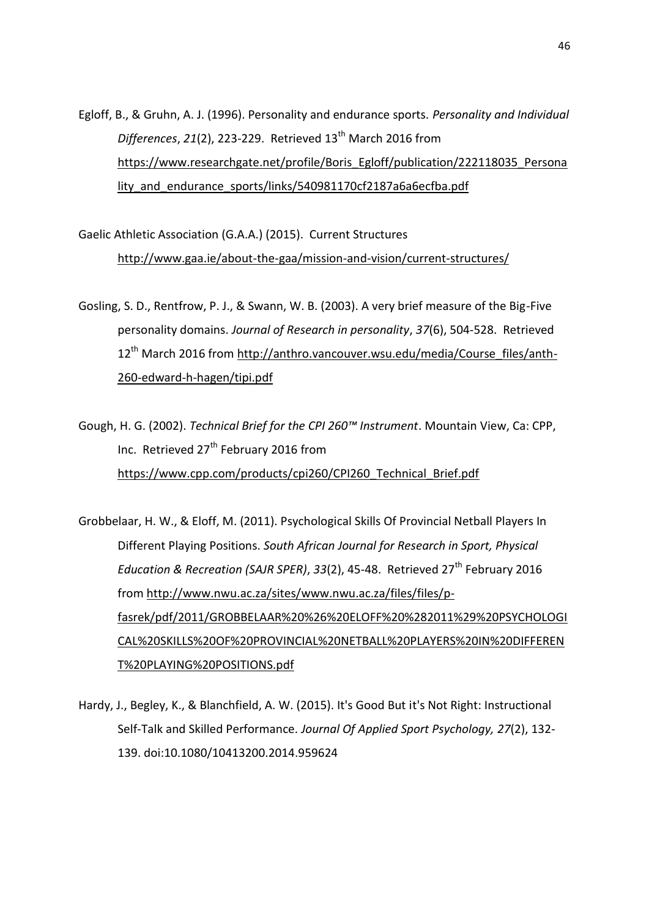Egloff, B., & Gruhn, A. J. (1996). Personality and endurance sports. *Personality and Individual Differences*, *21*(2), 223-229. Retrieved 13th March 2016 from https://www.researchgate.net/profile/Boris_Egloff/publication/222118035_Personality_and_endurance_sports/links/540981170cf2187a6a6ecfba.pdf

Gaelic Athletic Association (G.A.A.) (2015). Current Structures http://www.gaa.ie/about-the-gaa/mission-and-vision/current-structures/

Gosling, S. D., Rentfrow, P. J., & Swann, W. B. (2003). A very brief measure of the Big-Five personality domains. *Journal of Research in personality*, *37*(6), 504-528. Retrieved 12th March 2016 from http://anthro.vancouver.wsu.edu/media/Course_files/anth-260-edward-h-hagen/tipi.pdf

Gough, H. G. (2002). *Technical Brief for the CPI 260™ Instrument*. Mountain View, Ca: CPP, Inc. Retrieved 27th February 2016 from https://www.cpp.com/products/cpi260/CPI260_Technical_Brief.pdf

Grobbelaar, H. W., & Eloff, M. (2011). Psychological Skills Of Provincial Netball Players In Different Playing Positions. *South African Journal for Research in Sport, Physical Education & Recreation (SAJR SPER)*, *33*(2), 45-48. Retrieved 27th February 2016 from http://www.nwu.ac.za/sites/www.nwu.ac.za/files/files/p-fasrek/pdf/2011/GROBBELAAR%20%26%20ELOFF%20%282011%29%20PSYCHOLOGICAL%20SKILLS%20OF%20PROVINCIAL%20NETBALL%20PLAYERS%20IN%20DIFFERENT%20PLAYING%20POSITIONS.pdf

Hardy, J., Begley, K., & Blanchfield, A. W. (2015). It's Good But it's Not Right: Instructional Self-Talk and Skilled Performance. *Journal Of Applied Sport Psychology, 27*(2), 132-139. doi:10.1080/10413200.2014.959624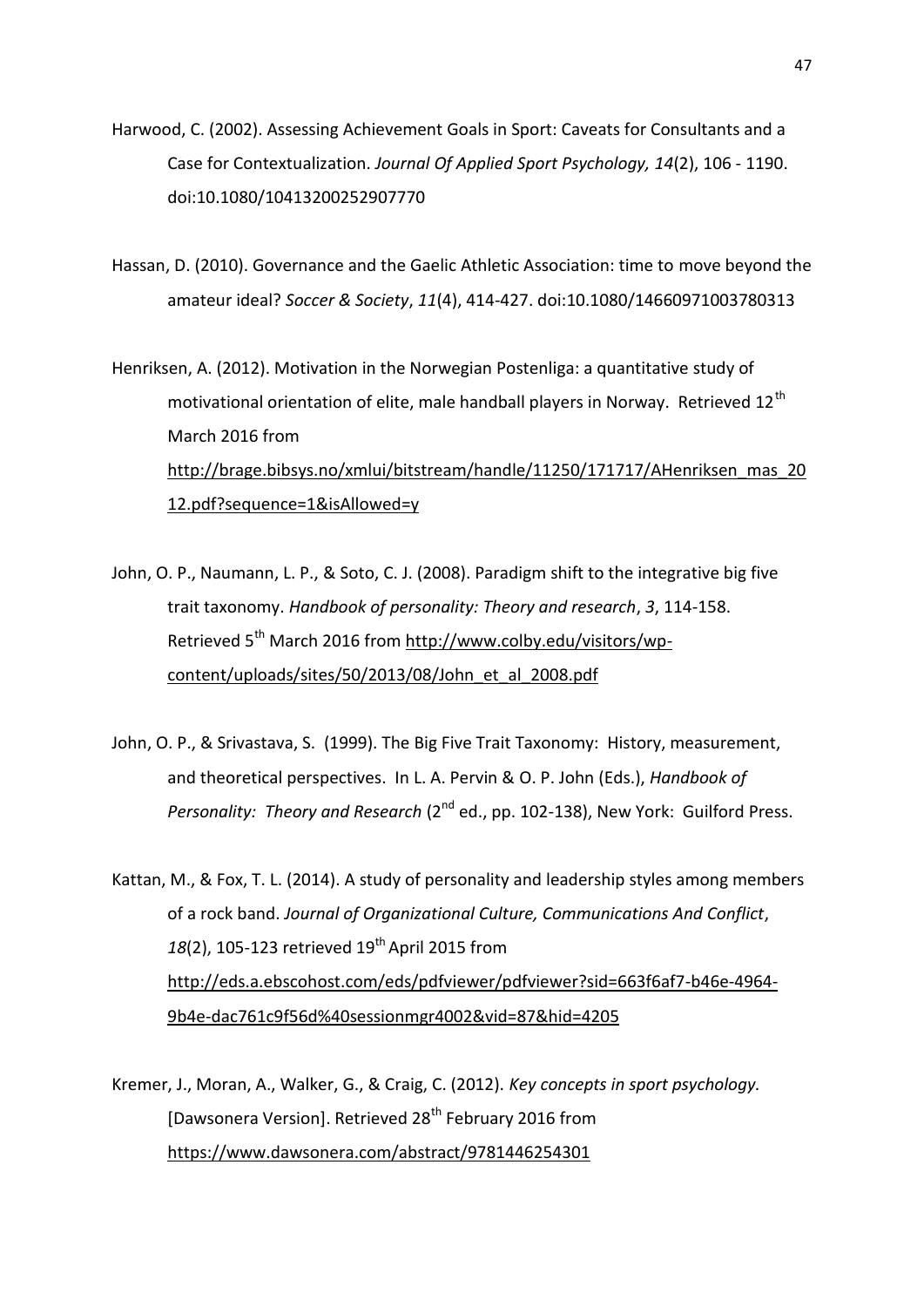Harwood, C. (2002). Assessing Achievement Goals in Sport: Caveats for Consultants and a Case for Contextualization. *Journal Of Applied Sport Psychology, 14*(2), 106 - 1190. doi:10.1080/10413200252907770

Hassan, D. (2010). Governance and the Gaelic Athletic Association: time to move beyond the amateur ideal? *Soccer & Society*, *11*(4), 414-427. doi:10.1080/14660971003780313

Henriksen, A. (2012). Motivation in the Norwegian Postenliga: a quantitative study of motivational orientation of elite, male handball players in Norway. Retrieved 12th March 2016 from http://brage.bibsys.no/xmlui/bitstream/handle/11250/171717/AHenriksen_mas_2012.pdf?sequence=1&isAllowed=y

John, O. P., Naumann, L. P., & Soto, C. J. (2008). Paradigm shift to the integrative big five trait taxonomy. *Handbook of personality: Theory and research*, *3*, 114-158. Retrieved 5th March 2016 from http://www.colby.edu/visitors/wp-content/uploads/sites/50/2013/08/John_et_al_2008.pdf

John, O. P., & Srivastava, S. (1999). The Big Five Trait Taxonomy: History, measurement, and theoretical perspectives. In L. A. Pervin & O. P. John (Eds.), *Handbook of Personality: Theory and Research* (2nd ed., pp. 102-138), New York: Guilford Press.

Kattan, M., & Fox, T. L. (2014). A study of personality and leadership styles among members of a rock band. *Journal of Organizational Culture, Communications And Conflict*, *18*(2), 105-123 retrieved 19th April 2015 from http://eds.a.ebscohost.com/eds/pdfviewer/pdfviewer?sid=663f6af7-b46e-4964-9b4e-dac761c9f56d%40sessionmgr4002&vid=87&hid=4205

Kremer, J., Moran, A., Walker, G., & Craig, C. (2012). *Key concepts in sport psychology.* [Dawsonera Version]. Retrieved 28th February 2016 from https://www.dawsonera.com/abstract/9781446254301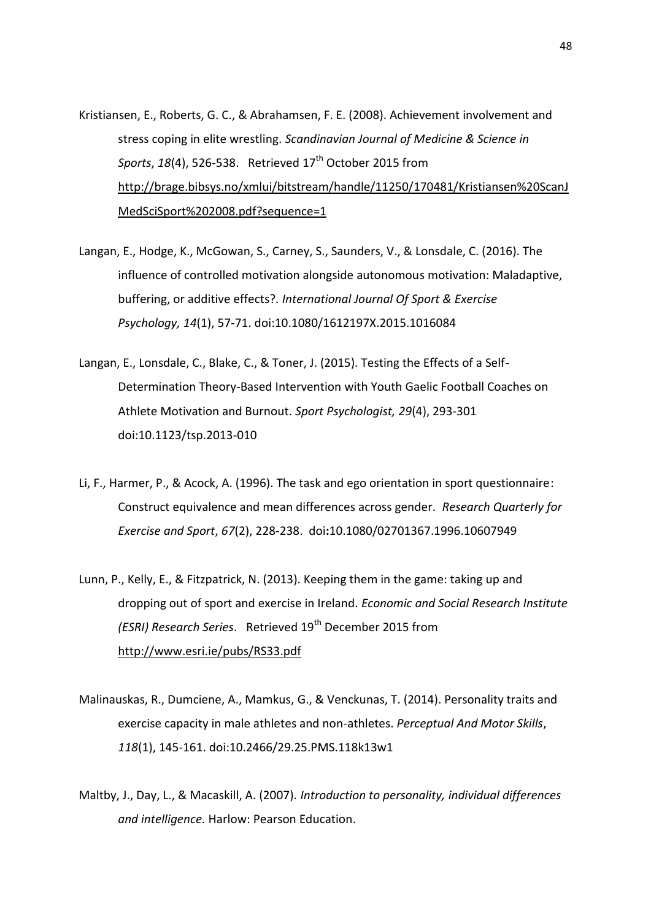Kristiansen, E., Roberts, G. C., & Abrahamsen, F. E. (2008). Achievement involvement and stress coping in elite wrestling. *Scandinavian Journal of Medicine & Science in Sports*, *18*(4), 526-538. Retrieved 17th October 2015 from http://brage.bibsys.no/xmlui/bitstream/handle/11250/170481/Kristiansen%20ScanJMedSciSport%202008.pdf?sequence=1

Langan, E., Hodge, K., McGowan, S., Carney, S., Saunders, V., & Lonsdale, C. (2016). The influence of controlled motivation alongside autonomous motivation: Maladaptive, buffering, or additive effects?. *International Journal Of Sport & Exercise Psychology, 14*(1), 57-71. doi:10.1080/1612197X.2015.1016084

Langan, E., Lonsdale, C., Blake, C., & Toner, J. (2015). Testing the Effects of a Self-Determination Theory-Based Intervention with Youth Gaelic Football Coaches on Athlete Motivation and Burnout. *Sport Psychologist, 29*(4), 293-301 doi:10.1123/tsp.2013-010

Li, F., Harmer, P., & Acock, A. (1996). The task and ego orientation in sport questionnaire: Construct equivalence and mean differences across gender. *Research Quarterly for Exercise and Sport*, *67*(2), 228-238. doi:10.1080/02701367.1996.10607949

Lunn, P., Kelly, E., & Fitzpatrick, N. (2013). Keeping them in the game: taking up and dropping out of sport and exercise in Ireland. *Economic and Social Research Institute (ESRI) Research Series*. Retrieved 19th December 2015 from http://www.esri.ie/pubs/RS33.pdf

Malinauskas, R., Dumciene, A., Mamkus, G., & Venckunas, T. (2014). Personality traits and exercise capacity in male athletes and non-athletes. *Perceptual And Motor Skills*, *118*(1), 145-161. doi:10.2466/29.25.PMS.118k13w1

Maltby, J., Day, L., & Macaskill, A. (2007). *Introduction to personality, individual differences and intelligence.* Harlow: Pearson Education.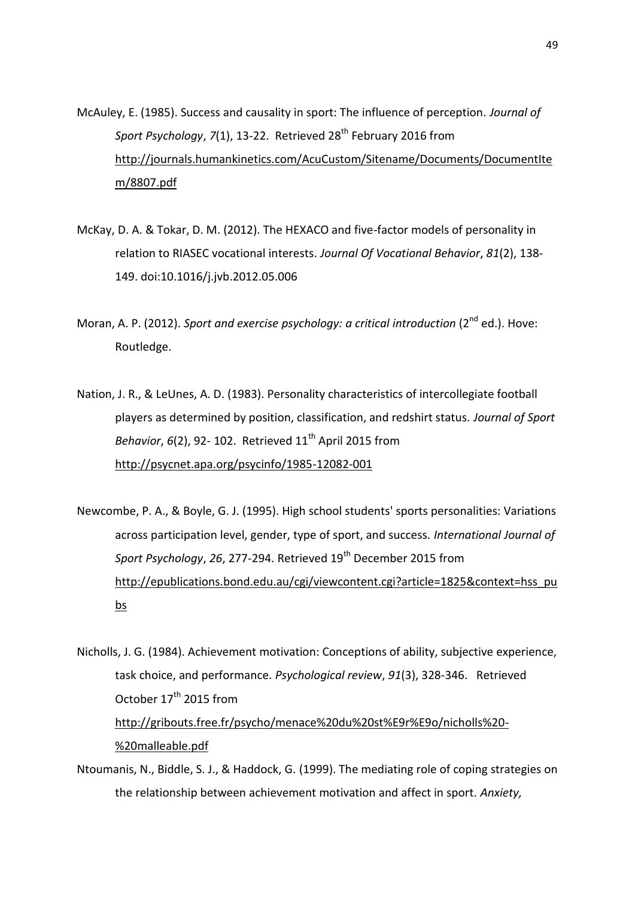McAuley, E. (1985). Success and causality in sport: The influence of perception. *Journal of Sport Psychology*, *7*(1), 13-22. Retrieved 28th February 2016 from http://journals.humankinetics.com/AcuCustom/Sitename/Documents/DocumentItem/8807.pdf

McKay, D. A. & Tokar, D. M. (2012). The HEXACO and five-factor models of personality in relation to RIASEC vocational interests. *Journal Of Vocational Behavior*, *81*(2), 138-149. doi:10.1016/j.jvb.2012.05.006

Moran, A. P. (2012). *Sport and exercise psychology: a critical introduction* (2nd ed.). Hove: Routledge.

Nation, J. R., & LeUnes, A. D. (1983). Personality characteristics of intercollegiate football players as determined by position, classification, and redshirt status. *Journal of Sport Behavior*, *6*(2), 92- 102. Retrieved 11th April 2015 from http://psycnet.apa.org/psycinfo/1985-12082-001

Newcombe, P. A., & Boyle, G. J. (1995). High school students' sports personalities: Variations across participation level, gender, type of sport, and success. *International Journal of Sport Psychology*, *26*, 277-294. Retrieved 19th December 2015 from http://epublications.bond.edu.au/cgi/viewcontent.cgi?article=1825&context=hss_pubs

Nicholls, J. G. (1984). Achievement motivation: Conceptions of ability, subjective experience, task choice, and performance. *Psychological review*, *91*(3), 328-346. Retrieved October 17th 2015 from http://gribouts.free.fr/psycho/menace%20du%20st%E9r%E9o/nicholls%20-%20malleable.pdf

Ntoumanis, N., Biddle, S. J., & Haddock, G. (1999). The mediating role of coping strategies on the relationship between achievement motivation and affect in sport. *Anxiety,*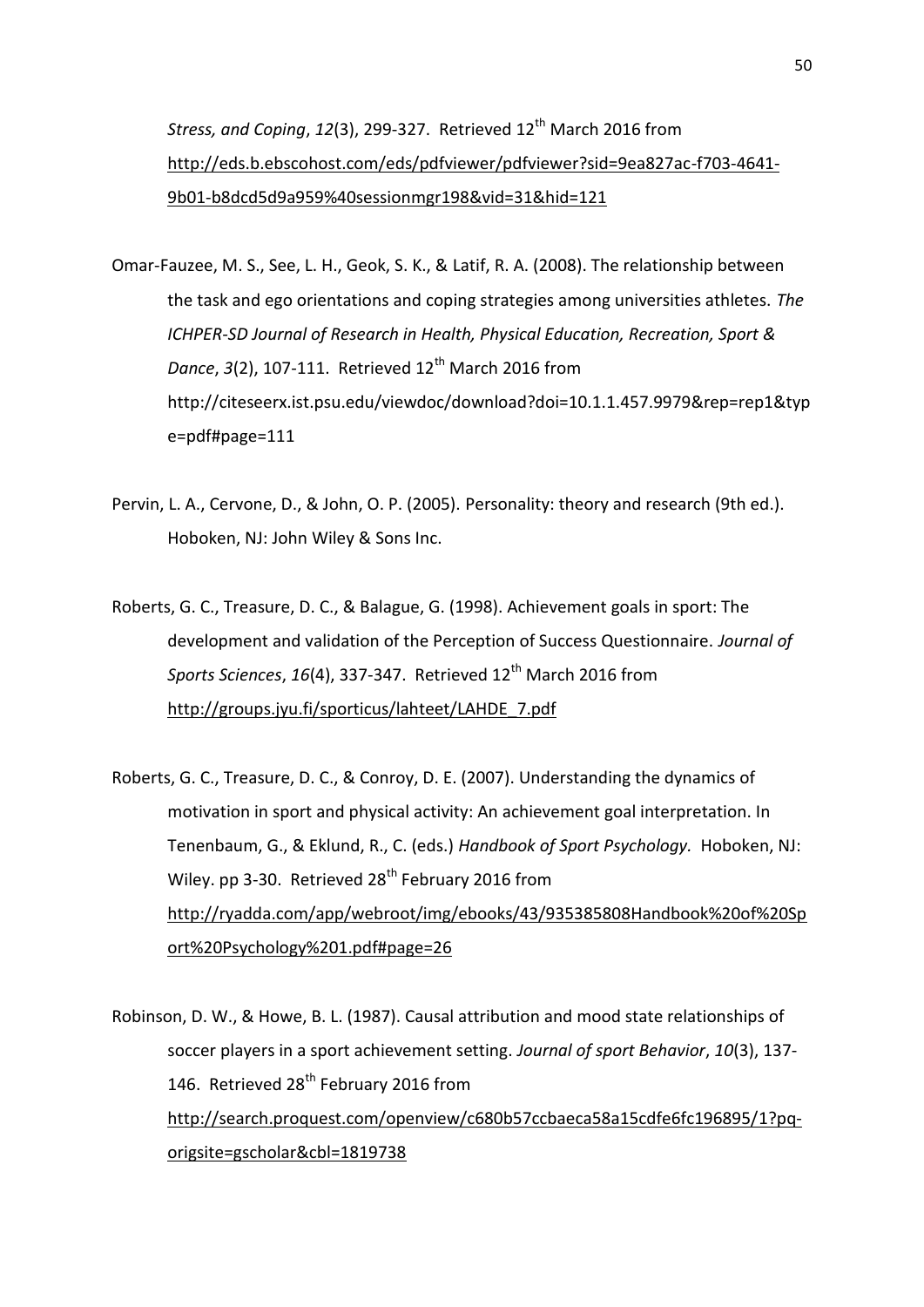*Stress, and Coping*, *12*(3), 299-327. Retrieved 12th March 2016 from http://eds.b.ebscohost.com/eds/pdfviewer/pdfviewer?sid=9ea827ac-f703-4641-9b01-b8dcd5d9a959%40sessionmgr198&vid=31&hid=121

Omar-Fauzee, M. S., See, L. H., Geok, S. K., & Latif, R. A. (2008). The relationship between the task and ego orientations and coping strategies among universities athletes. *The ICHPER-SD Journal of Research in Health, Physical Education, Recreation, Sport & Dance*, *3*(2), 107-111. Retrieved 12th March 2016 from http://citeseerx.ist.psu.edu/viewdoc/download?doi=10.1.1.457.9979&rep=rep1&type=pdf#page=111

Pervin, L. A., Cervone, D., & John, O. P. (2005). Personality: theory and research (9th ed.). Hoboken, NJ: John Wiley & Sons Inc.

Roberts, G. C., Treasure, D. C., & Balague, G. (1998). Achievement goals in sport: The development and validation of the Perception of Success Questionnaire. *Journal of Sports Sciences*, *16*(4), 337-347. Retrieved 12th March 2016 from http://groups.jyu.fi/sporticus/lahteet/LAHDE_7.pdf

Roberts, G. C., Treasure, D. C., & Conroy, D. E. (2007). Understanding the dynamics of motivation in sport and physical activity: An achievement goal interpretation. In Tenenbaum, G., & Eklund, R., C. (eds.) *Handbook of Sport Psychology.* Hoboken, NJ: Wiley. pp 3-30. Retrieved 28th February 2016 from http://ryadda.com/app/webroot/img/ebooks/43/935385808Handbook%20of%20Sport%20Psychology%201.pdf#page=26

Robinson, D. W., & Howe, B. L. (1987). Causal attribution and mood state relationships of soccer players in a sport achievement setting. *Journal of sport Behavior*, *10*(3), 137-146. Retrieved 28th February 2016 from http://search.proquest.com/openview/c680b57ccbaeca58a15cdfe6fc196895/1?pq-origsite=gscholar&cbl=1819738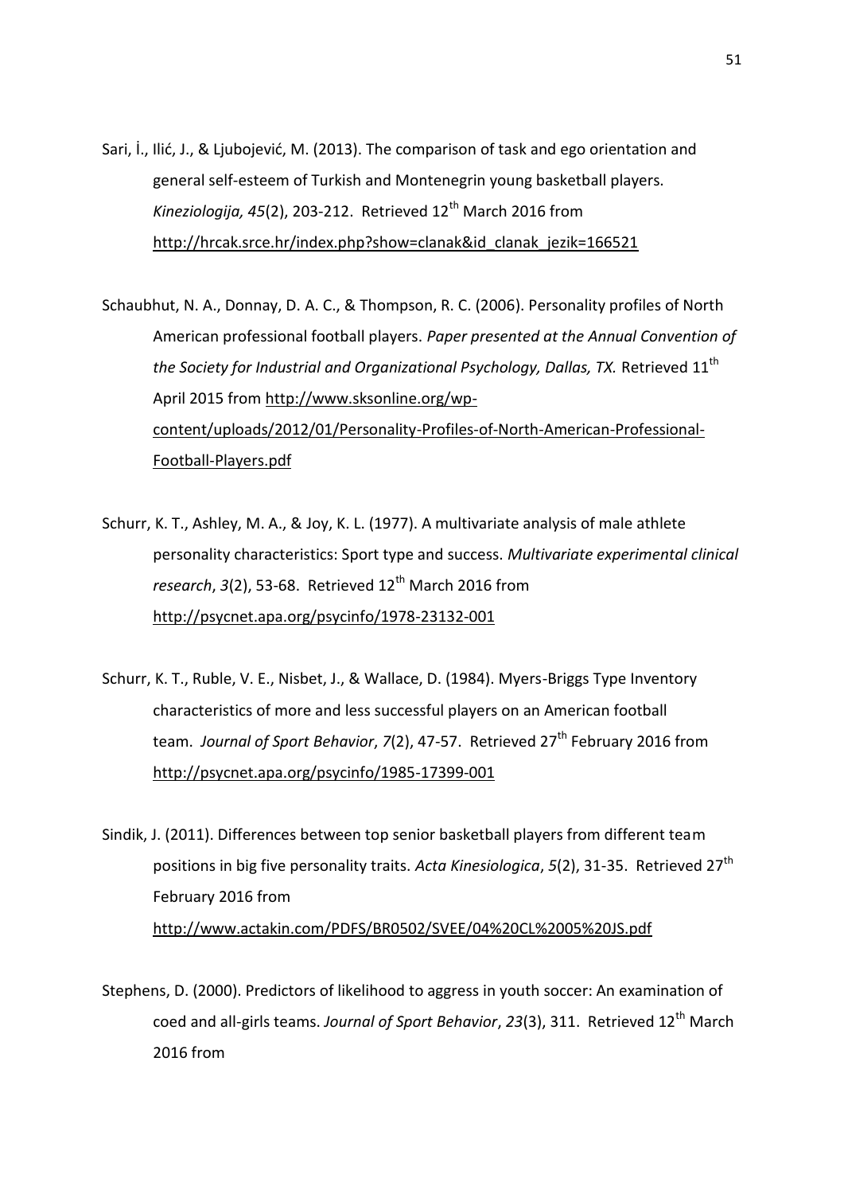Sari, İ., Ilić, J., & Ljubojević, M. (2013). The comparison of task and ego orientation and general self-esteem of Turkish and Montenegrin young basketball players. *Kineziologija, 45*(2), 203-212. Retrieved 12th March 2016 from http://hrcak.srce.hr/index.php?show=clanak&id_clanak_jezik=166521

Schaubhut, N. A., Donnay, D. A. C., & Thompson, R. C. (2006). Personality profiles of North American professional football players. *Paper presented at the Annual Convention of the Society for Industrial and Organizational Psychology, Dallas, TX.* Retrieved 11th April 2015 from http://www.sksonline.org/wp-content/uploads/2012/01/Personality-Profiles-of-North-American-Professional-Football-Players.pdf

Schurr, K. T., Ashley, M. A., & Joy, K. L. (1977). A multivariate analysis of male athlete personality characteristics: Sport type and success. *Multivariate experimental clinical research*, *3*(2), 53-68. Retrieved 12th March 2016 from http://psycnet.apa.org/psycinfo/1978-23132-001

Schurr, K. T., Ruble, V. E., Nisbet, J., & Wallace, D. (1984). Myers-Briggs Type Inventory characteristics of more and less successful players on an American football team. *Journal of Sport Behavior*, *7*(2), 47-57. Retrieved 27th February 2016 from http://psycnet.apa.org/psycinfo/1985-17399-001

Sindik, J. (2011). Differences between top senior basketball players from different team positions in big five personality traits. *Acta Kinesiologica*, *5*(2), 31-35. Retrieved 27th February 2016 from http://www.actakin.com/PDFS/BR0502/SVEE/04%20CL%2005%20JS.pdf

Stephens, D. (2000). Predictors of likelihood to aggress in youth soccer: An examination of coed and all-girls teams. *Journal of Sport Behavior*, *23*(3), 311. Retrieved 12th March 2016 from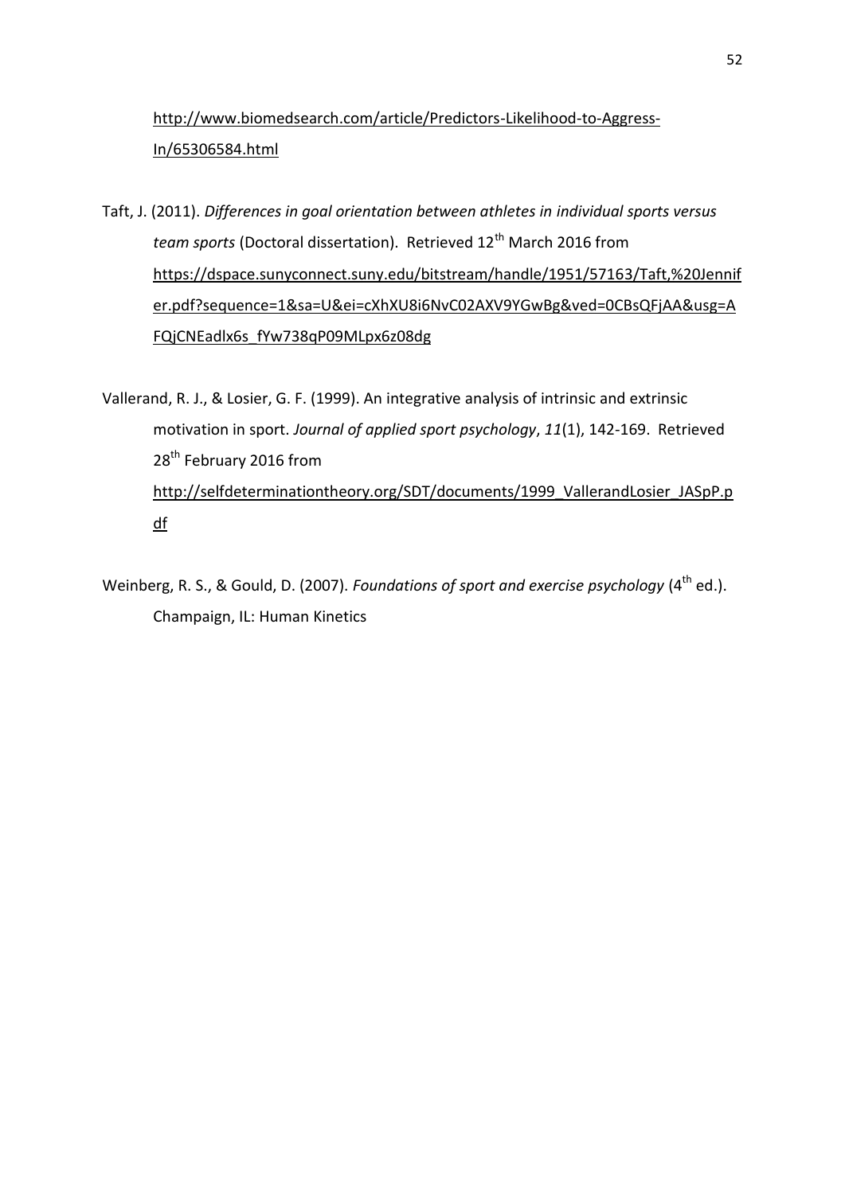http://www.biomedsearch.com/article/Predictors-Likelihood-to-Aggress-In/65306584.html

Taft, J. (2011). *Differences in goal orientation between athletes in individual sports versus team sports* (Doctoral dissertation). Retrieved 12th March 2016 from https://dspace.sunyconnect.suny.edu/bitstream/handle/1951/57163/Taft,%20Jennifer.pdf?sequence=1&sa=U&ei=cXhXU8i6NvC02AXV9YGwBg&ved=0CBsQFjAA&usg=AFQjCNEadlx6s_fYw738qP09MLpx6z08dg

Vallerand, R. J., & Losier, G. F. (1999). An integrative analysis of intrinsic and extrinsic motivation in sport. *Journal of applied sport psychology*, *11*(1), 142-169. Retrieved 28th February 2016 from http://selfdeterminationtheory.org/SDT/documents/1999_VallerandLosier_JASpP.pdf

Weinberg, R. S., & Gould, D. (2007). *Foundations of sport and exercise psychology* (4th ed.). Champaign, IL: Human Kinetics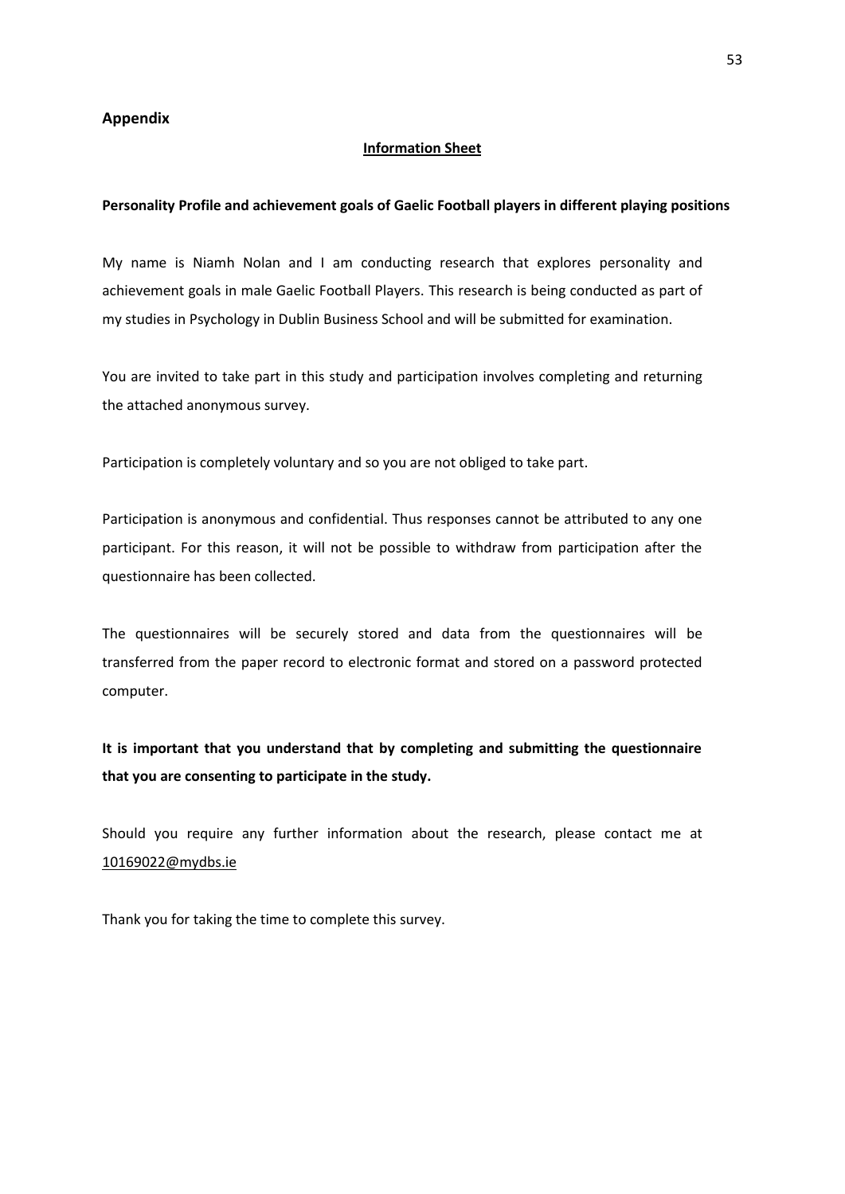## Appendix

**Information Sheet**

**Personality Profile and achievement goals of Gaelic Football players in different playing positions**

My name is Niamh Nolan and I am conducting research that explores personality and achievement goals in male Gaelic Football Players. This research is being conducted as part of my studies in Psychology in Dublin Business School and will be submitted for examination.

You are invited to take part in this study and participation involves completing and returning the attached anonymous survey.

Participation is completely voluntary and so you are not obliged to take part.

Participation is anonymous and confidential. Thus responses cannot be attributed to any one participant. For this reason, it will not be possible to withdraw from participation after the questionnaire has been collected.

The questionnaires will be securely stored and data from the questionnaires will be transferred from the paper record to electronic format and stored on a password protected computer.

**It is important that you understand that by completing and submitting the questionnaire that you are consenting to participate in the study.**

Should you require any further information about the research, please contact me at 10169022@mydbs.ie

Thank you for taking the time to complete this survey.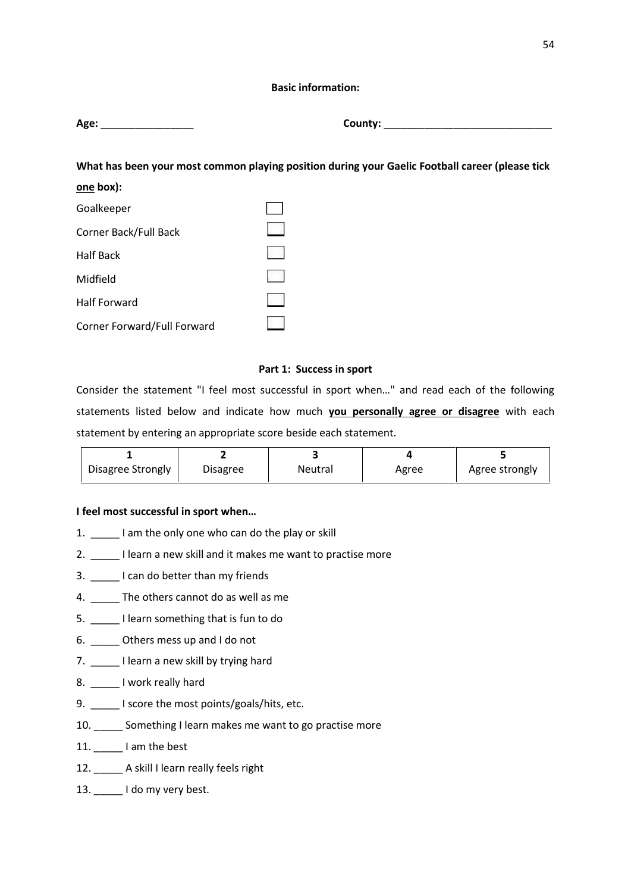**Basic information:**

**Age:** ________________ **County:** ______________________________

**What has been your most common playing position during your Gaelic Football career (please tick one box):**

- Goalkeeper ☐
- Corner Back/Full Back ☐
- Half Back ☐
- Midfield ☐
- Half Forward ☐
- Corner Forward/Full Forward ☐

**Part 1: Success in sport**

Consider the statement "I feel most successful in sport when…" and read each of the following statements listed below and indicate how much **you personally agree or disagree** with each statement by entering an appropriate score beside each statement.

| 1 | 2 | 3 | 4 | 5 |
|---|---|---|---|---|
| Disagree Strongly | Disagree | Neutral | Agree | Agree strongly |

**I feel most successful in sport when…**

1. _____ I am the only one who can do the play or skill
2. _____ I learn a new skill and it makes me want to practise more
3. _____ I can do better than my friends
4. _____ The others cannot do as well as me
5. _____ I learn something that is fun to do
6. _____ Others mess up and I do not
7. _____ I learn a new skill by trying hard
8. _____ I work really hard
9. _____ I score the most points/goals/hits, etc.
10. _____ Something I learn makes me want to go practise more
11. _____ I am the best
12. _____ A skill I learn really feels right
13. _____ I do my very best.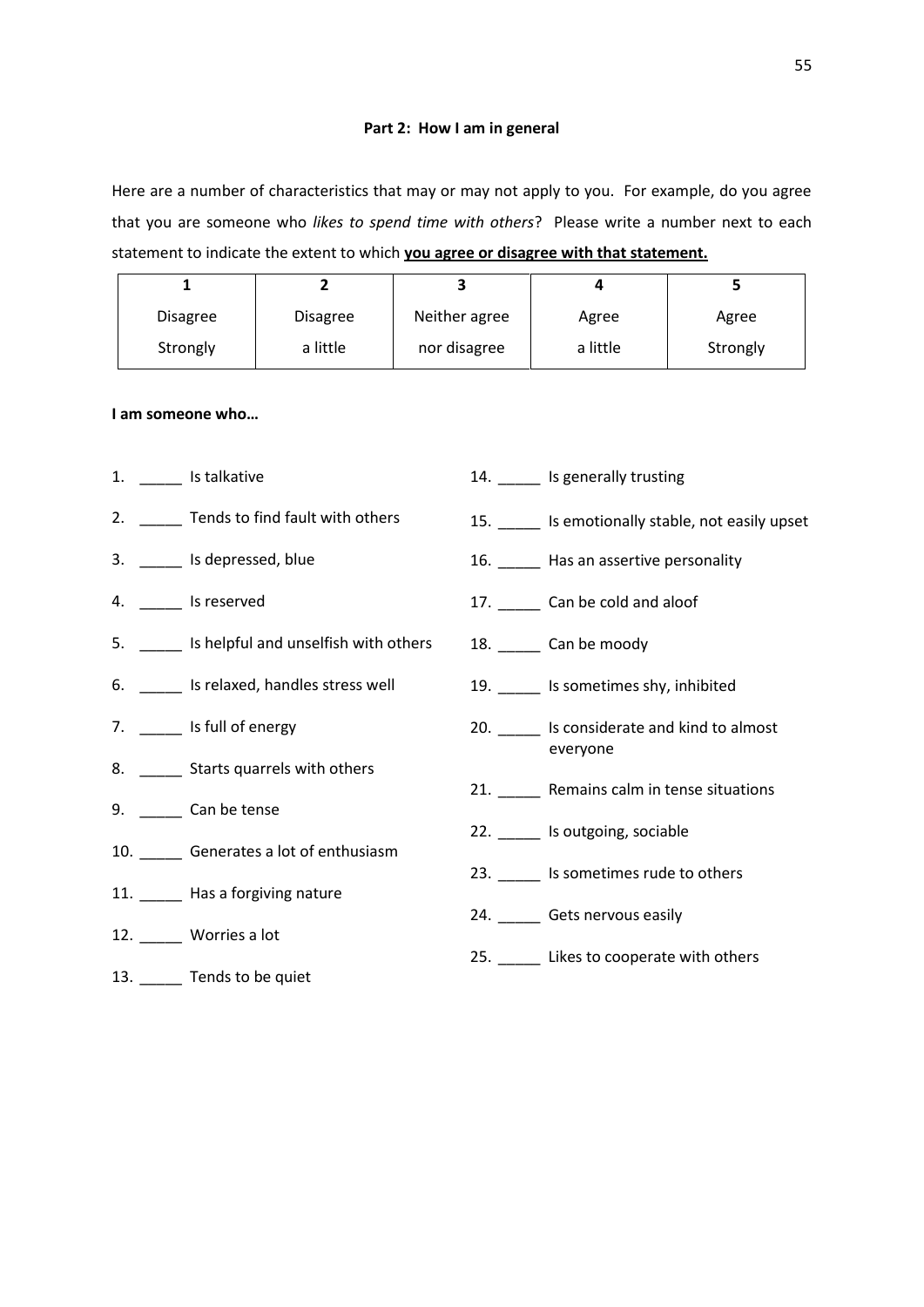### Part 2: How I am in general

Here are a number of characteristics that may or may not apply to you. For example, do you agree that you are someone who *likes to spend time with others*? Please write a number next to each statement to indicate the extent to which **<u>you agree or disagree with that statement.</u>**

| 1 | 2 | 3 | 4 | 5 |
|---|---|---|---|---|
| Disagree Strongly | Disagree a little | Neither agree nor disagree | Agree a little | Agree Strongly |

**I am someone who…**

1. _____ Is talkative
2. _____ Tends to find fault with others
3. _____ Is depressed, blue
4. _____ Is reserved
5. _____ Is helpful and unselfish with others
6. _____ Is relaxed, handles stress well
7. _____ Is full of energy
8. _____ Starts quarrels with others
9. _____ Can be tense
10. _____ Generates a lot of enthusiasm
11. _____ Has a forgiving nature
12. _____ Worries a lot
13. _____ Tends to be quiet
14. _____ Is generally trusting
15. _____ Is emotionally stable, not easily upset
16. _____ Has an assertive personality
17. _____ Can be cold and aloof
18. _____ Can be moody
19. _____ Is sometimes shy, inhibited
20. _____ Is considerate and kind to almost everyone
21. _____ Remains calm in tense situations
22. _____ Is outgoing, sociable
23. _____ Is sometimes rude to others
24. _____ Gets nervous easily
25. _____ Likes to cooperate with others